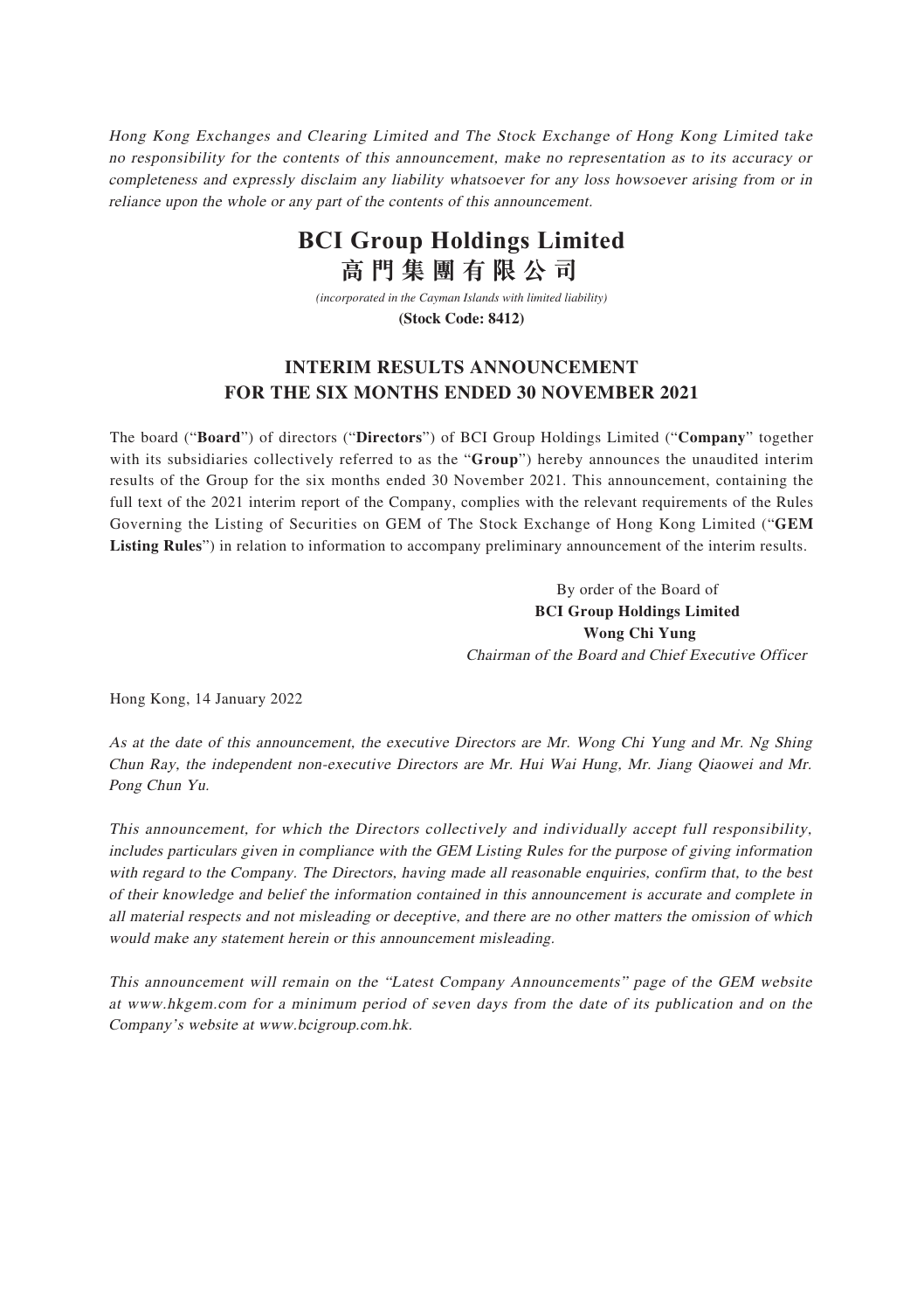*Hong Kong Exchanges and Clearing Limited and The Stock Exchange of Hong Kong Limited take no responsibility for the contents of this announcement, make no representation as to its accuracy or completeness and expressly disclaim any liability whatsoever for any loss howsoever arising from or in reliance upon the whole or any part of the contents of this announcement.*

# BCI Group Holdings Limited
# 高門集團有限公司

*(incorporated in the Cayman Islands with limited liability)*

**(Stock Code: 8412)**

## INTERIM RESULTS ANNOUNCEMENT FOR THE SIX MONTHS ENDED 30 NOVEMBER 2021

The board ("**Board**") of directors ("**Directors**") of BCI Group Holdings Limited ("**Company**" together with its subsidiaries collectively referred to as the "**Group**") hereby announces the unaudited interim results of the Group for the six months ended 30 November 2021. This announcement, containing the full text of the 2021 interim report of the Company, complies with the relevant requirements of the Rules Governing the Listing of Securities on GEM of The Stock Exchange of Hong Kong Limited ("**GEM Listing Rules**") in relation to information to accompany preliminary announcement of the interim results.

By order of the Board of
**BCI Group Holdings Limited**
**Wong Chi Yung**
*Chairman of the Board and Chief Executive Officer*

Hong Kong, 14 January 2022

*As at the date of this announcement, the executive Directors are Mr. Wong Chi Yung and Mr. Ng Shing Chun Ray, the independent non-executive Directors are Mr. Hui Wai Hung, Mr. Jiang Qiaowei and Mr. Pong Chun Yu.*

*This announcement, for which the Directors collectively and individually accept full responsibility, includes particulars given in compliance with the GEM Listing Rules for the purpose of giving information with regard to the Company. The Directors, having made all reasonable enquiries, confirm that, to the best of their knowledge and belief the information contained in this announcement is accurate and complete in all material respects and not misleading or deceptive, and there are no other matters the omission of which would make any statement herein or this announcement misleading.*

*This announcement will remain on the "Latest Company Announcements" page of the GEM website at www.hkgem.com for a minimum period of seven days from the date of its publication and on the Company's website at www.bcigroup.com.hk.*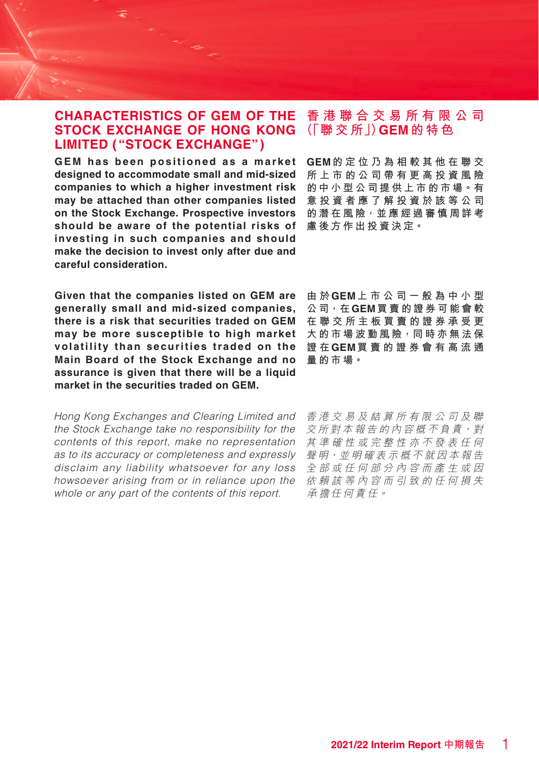## CHARACTERISTICS OF GEM OF THE STOCK EXCHANGE OF HONG KONG LIMITED ("STOCK EXCHANGE")

**GEM has been positioned as a market designed to accommodate small and mid-sized companies to which a higher investment risk may be attached than other companies listed on the Stock Exchange. Prospective investors should be aware of the potential risks of investing in such companies and should make the decision to invest only after due and careful consideration.**

**Given that the companies listed on GEM are generally small and mid-sized companies, there is a risk that securities traded on GEM may be more susceptible to high market volatility than securities traded on the Main Board of the Stock Exchange and no assurance is given that there will be a liquid market in the securities traded on GEM.**

*Hong Kong Exchanges and Clearing Limited and the Stock Exchange take no responsibility for the contents of this report, make no representation as to its accuracy or completeness and expressly disclaim any liability whatsoever for any loss howsoever arising from or in reliance upon the whole or any part of the contents of this report.*

## 香港聯合交易所有限公司(「聯交所」)GEM的特色

**GEM的定位乃為相較其他在聯交所上市的公司帶有更高投資風險的中小型公司提供上市的市場。有意投資者應了解投資於該等公司的潛在風險，並應經過審慎周詳考慮後方作出投資決定。**

**由於GEM上市公司一般為中小型公司，在GEM買賣的證券可能會較在聯交所主板買賣的證券承受更大的市場波動風險，同時亦無法保證在GEM買賣的證券會有高流通量的市場。**

*香港交易及結算所有限公司及聯交所對本報告的內容概不負責，對其準確性或完整性亦不發表任何聲明，並明確表示概不就因本報告全部或任何部分內容而產生或因依賴該等內容而引致的任何損失承擔任何責任。*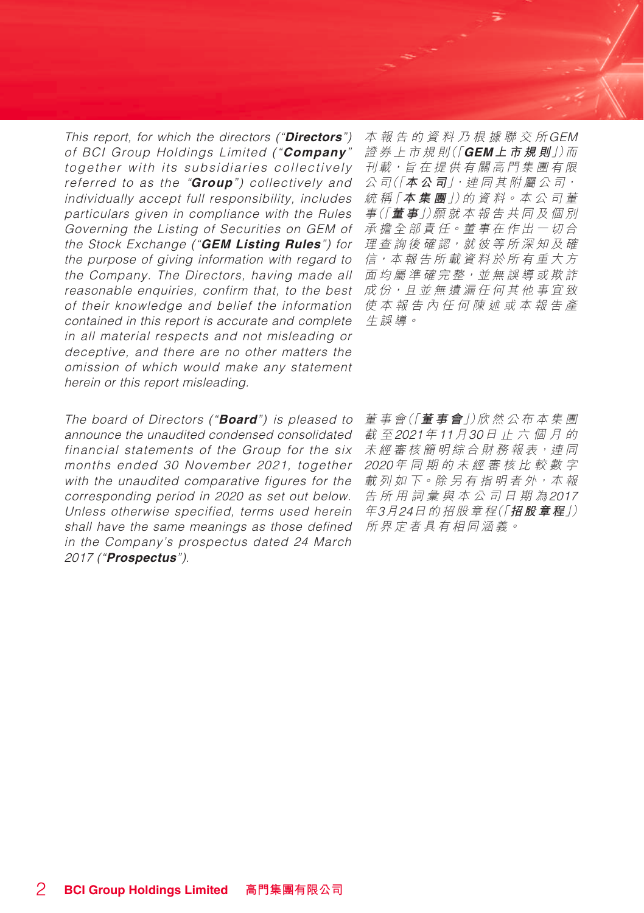*This report, for which the directors ("**Directors**") of BCI Group Holdings Limited ("**Company**" together with its subsidiaries collectively referred to as the "**Group**") collectively and individually accept full responsibility, includes particulars given in compliance with the Rules Governing the Listing of Securities on GEM of the Stock Exchange ("**GEM Listing Rules**") for the purpose of giving information with regard to the Company. The Directors, having made all reasonable enquiries, confirm that, to the best of their knowledge and belief the information contained in this report is accurate and complete in all material respects and not misleading or deceptive, and there are no other matters the omission of which would make any statement herein or this report misleading.*

*本報告的資料乃根據聯交所GEM證券上市規則(「**GEM上市規則**」)而刊載，旨在提供有關高門集團有限公司(「**本公司**」，連同其附屬公司，統稱「**本集團**」)的資料。本公司董事(「**董事**」)願就本報告共同及個別承擔全部責任。董事在作出一切合理查詢後確認，就彼等所深知及確信，本報告所載資料於所有重大方面均屬準確完整，並無誤導或欺詐成份，且並無遺漏任何其他事宜致使本報告內任何陳述或本報告產生誤導。*

*The board of Directors ("**Board**") is pleased to announce the unaudited condensed consolidated financial statements of the Group for the six months ended 30 November 2021, together with the unaudited comparative figures for the corresponding period in 2020 as set out below. Unless otherwise specified, terms used herein shall have the same meanings as those defined in the Company's prospectus dated 24 March 2017 ("**Prospectus**").*

*董事會(「**董事會**」)欣然公布本集團截至2021年11月30日止六個月的未經審核簡明綜合財務報表，連同2020年同期的未經審核比較數字載列如下。除另有指明者外，本報告所用詞彙與本公司日期為2017年3月24日的招股章程(「**招股章程**」)所界定者具有相同涵義。*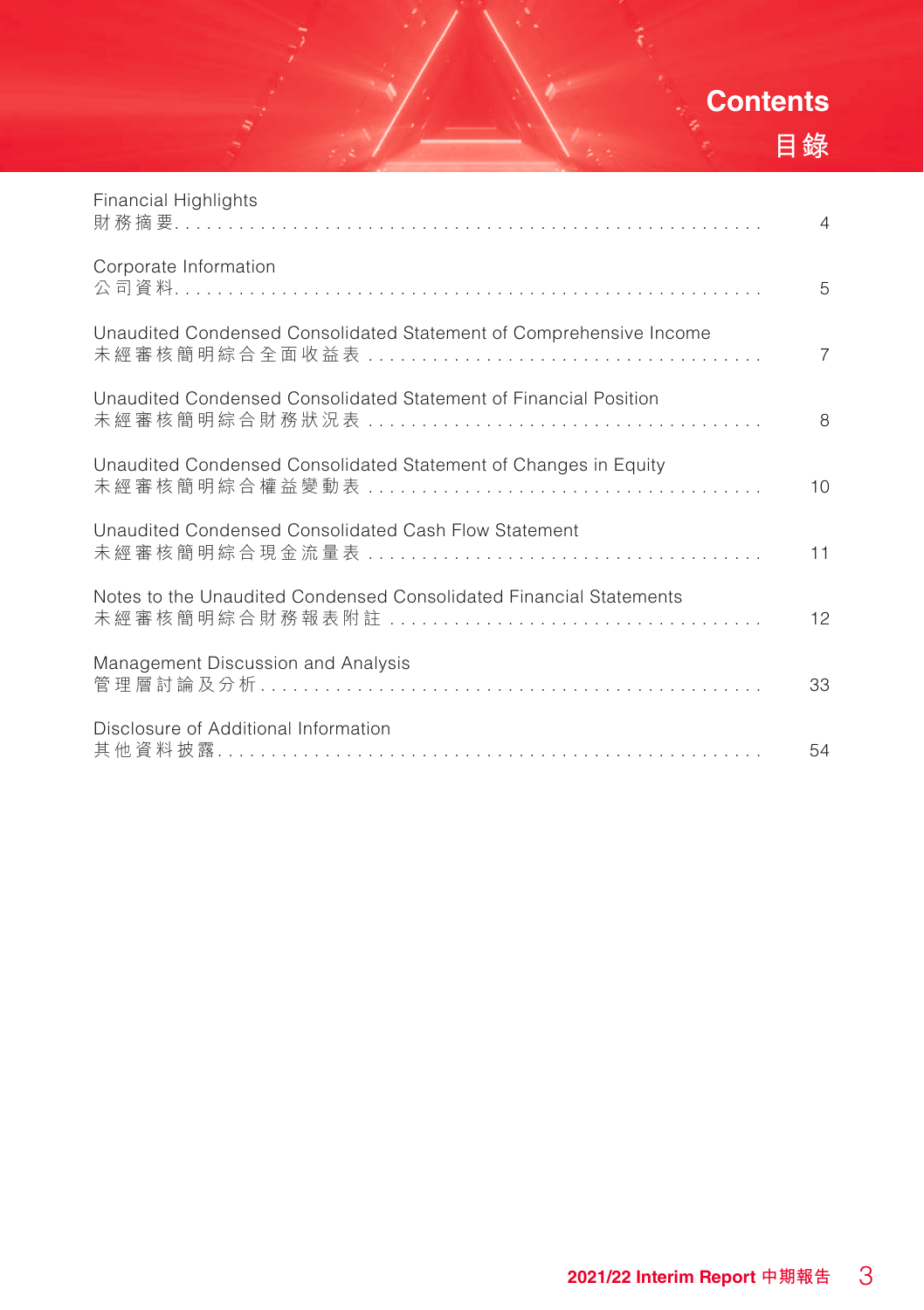# Contents
# 目錄

| | |
|---|---|
| Financial Highlights<br>財務摘要 | 4 |
| Corporate Information<br>公司資料 | 5 |
| Unaudited Condensed Consolidated Statement of Comprehensive Income<br>未經審核簡明綜合全面收益表 | 7 |
| Unaudited Condensed Consolidated Statement of Financial Position<br>未經審核簡明綜合財務狀況表 | 8 |
| Unaudited Condensed Consolidated Statement of Changes in Equity<br>未經審核簡明綜合權益變動表 | 10 |
| Unaudited Condensed Consolidated Cash Flow Statement<br>未經審核簡明綜合現金流量表 | 11 |
| Notes to the Unaudited Condensed Consolidated Financial Statements<br>未經審核簡明綜合財務報表附註 | 12 |
| Management Discussion and Analysis<br>管理層討論及分析 | 33 |
| Disclosure of Additional Information<br>其他資料披露 | 54 |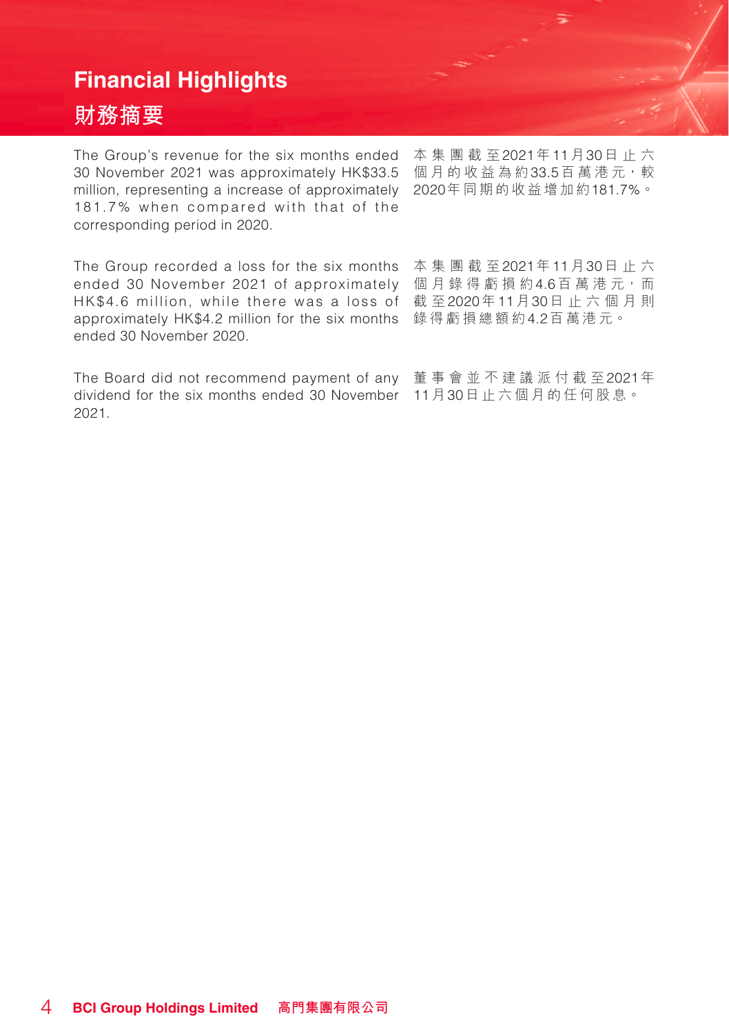# Financial Highlights

# 財務摘要

The Group's revenue for the six months ended 30 November 2021 was approximately HK$33.5 million, representing a increase of approximately 181.7% when compared with that of the corresponding period in 2020.

本集團截至2021年11月30日止六個月的收益為約33.5百萬港元，較2020年同期的收益增加約181.7%。

The Group recorded a loss for the six months ended 30 November 2021 of approximately HK$4.6 million, while there was a loss of approximately HK$4.2 million for the six months ended 30 November 2020.

本集團截至2021年11月30日止六個月錄得虧損約4.6百萬港元，而截至2020年11月30日止六個月則錄得虧損總額約4.2百萬港元。

The Board did not recommend payment of any dividend for the six months ended 30 November 2021.

董事會並不建議派付截至2021年11月30日止六個月的任何股息。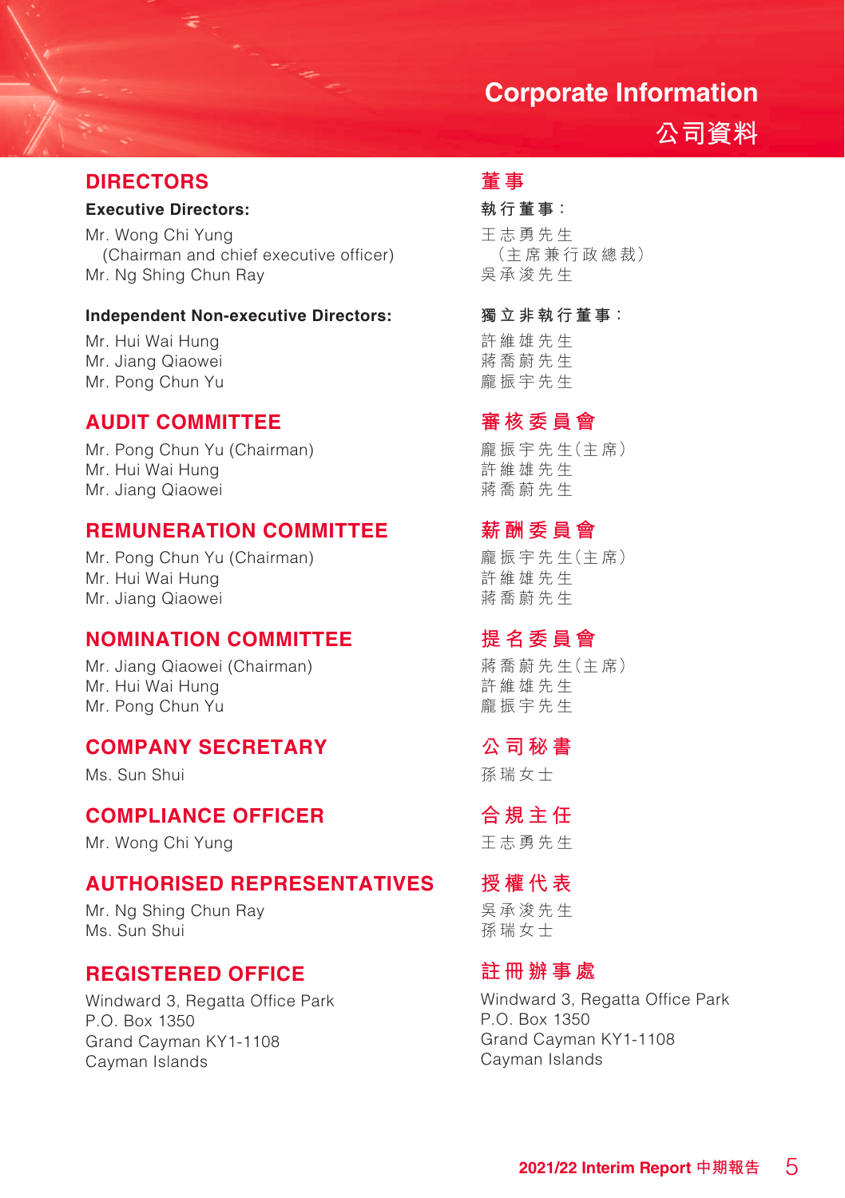# Corporate Information

# 公司資料

## DIRECTORS

**Executive Directors:**

Mr. Wong Chi Yung
(Chairman and chief executive officer)
Mr. Ng Shing Chun Ray

**Independent Non-executive Directors:**

Mr. Hui Wai Hung
Mr. Jiang Qiaowei
Mr. Pong Chun Yu

## AUDIT COMMITTEE

Mr. Pong Chun Yu (Chairman)
Mr. Hui Wai Hung
Mr. Jiang Qiaowei

## REMUNERATION COMMITTEE

Mr. Pong Chun Yu (Chairman)
Mr. Hui Wai Hung
Mr. Jiang Qiaowei

## NOMINATION COMMITTEE

Mr. Jiang Qiaowei (Chairman)
Mr. Hui Wai Hung
Mr. Pong Chun Yu

## COMPANY SECRETARY

Ms. Sun Shui

## COMPLIANCE OFFICER

Mr. Wong Chi Yung

## AUTHORISED REPRESENTATIVES

Mr. Ng Shing Chun Ray
Ms. Sun Shui

## REGISTERED OFFICE

Windward 3, Regatta Office Park
P.O. Box 1350
Grand Cayman KY1-1108
Cayman Islands

## 董事

**執行董事：**

王志勇先生
（主席兼行政總裁）
吳承浚先生

**獨立非執行董事：**

許維雄先生
蔣喬蔚先生
龐振宇先生

## 審核委員會

龐振宇先生（主席）
許維雄先生
蔣喬蔚先生

## 薪酬委員會

龐振宇先生（主席）
許維雄先生
蔣喬蔚先生

## 提名委員會

蔣喬蔚先生（主席）
許維雄先生
龐振宇先生

## 公司秘書

孫瑞女士

## 合規主任

王志勇先生

## 授權代表

吳承浚先生
孫瑞女士

## 註冊辦事處

Windward 3, Regatta Office Park
P.O. Box 1350
Grand Cayman KY1-1108
Cayman Islands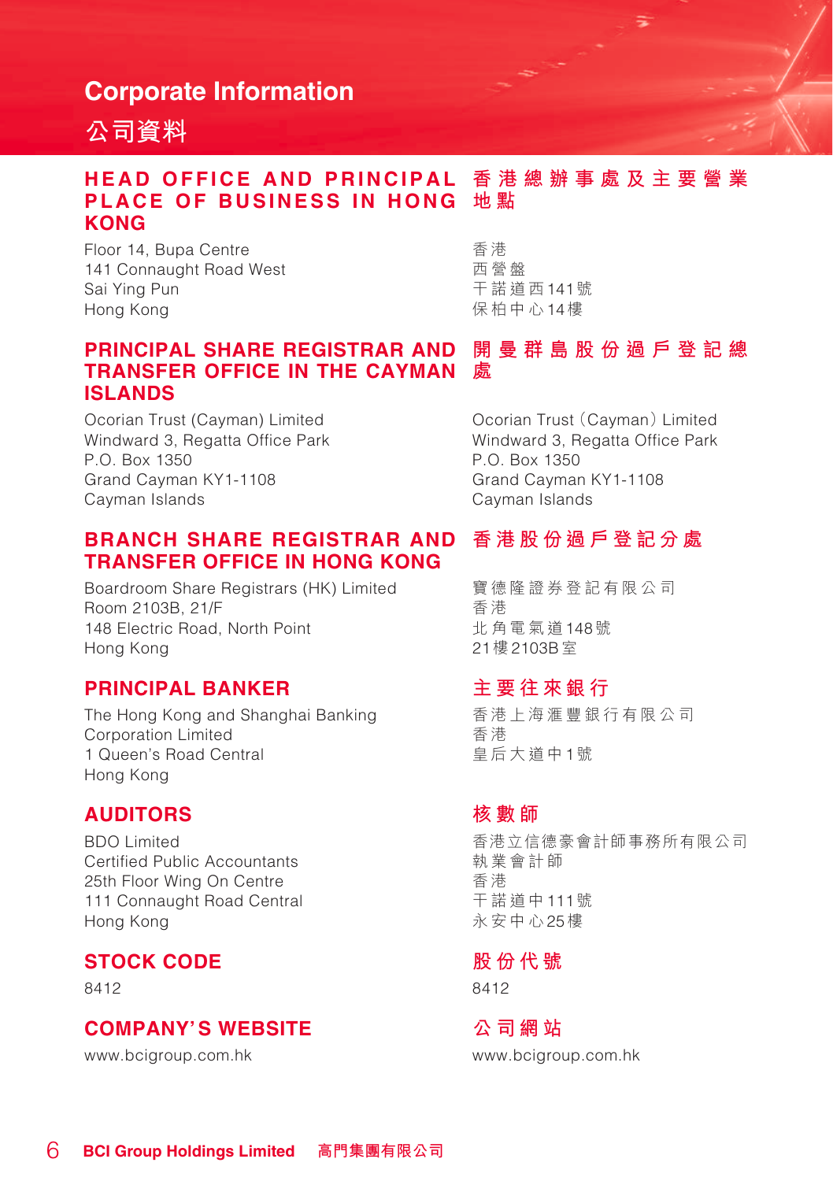# Corporate Information

# 公司資料

## HEAD OFFICE AND PRINCIPAL PLACE OF BUSINESS IN HONG KONG

Floor 14, Bupa Centre
141 Connaught Road West
Sai Ying Pun
Hong Kong

## 香港總辦事處及主要營業地點

香港
西營盤
干諾道西141號
保柏中心14樓

## PRINCIPAL SHARE REGISTRAR AND TRANSFER OFFICE IN THE CAYMAN ISLANDS

Ocorian Trust (Cayman) Limited
Windward 3, Regatta Office Park
P.O. Box 1350
Grand Cayman KY1-1108
Cayman Islands

## 開曼群島股份過戶登記總處

Ocorian Trust (Cayman) Limited
Windward 3, Regatta Office Park
P.O. Box 1350
Grand Cayman KY1-1108
Cayman Islands

## BRANCH SHARE REGISTRAR AND TRANSFER OFFICE IN HONG KONG

Boardroom Share Registrars (HK) Limited
Room 2103B, 21/F
148 Electric Road, North Point
Hong Kong

## 香港股份過戶登記分處

寶德隆證券登記有限公司
香港
北角電氣道148號
21樓2103B室

## PRINCIPAL BANKER

The Hong Kong and Shanghai Banking Corporation Limited
1 Queen's Road Central
Hong Kong

## 主要往來銀行

香港上海滙豐銀行有限公司
香港
皇后大道中1號

## AUDITORS

BDO Limited
Certified Public Accountants
25th Floor Wing On Centre
111 Connaught Road Central
Hong Kong

## 核數師

香港立信德豪會計師事務所有限公司
執業會計師
香港
干諾道中111號
永安中心25樓

## STOCK CODE

8412

## 股份代號

8412

## COMPANY'S WEBSITE

www.bcigroup.com.hk

## 公司網站

www.bcigroup.com.hk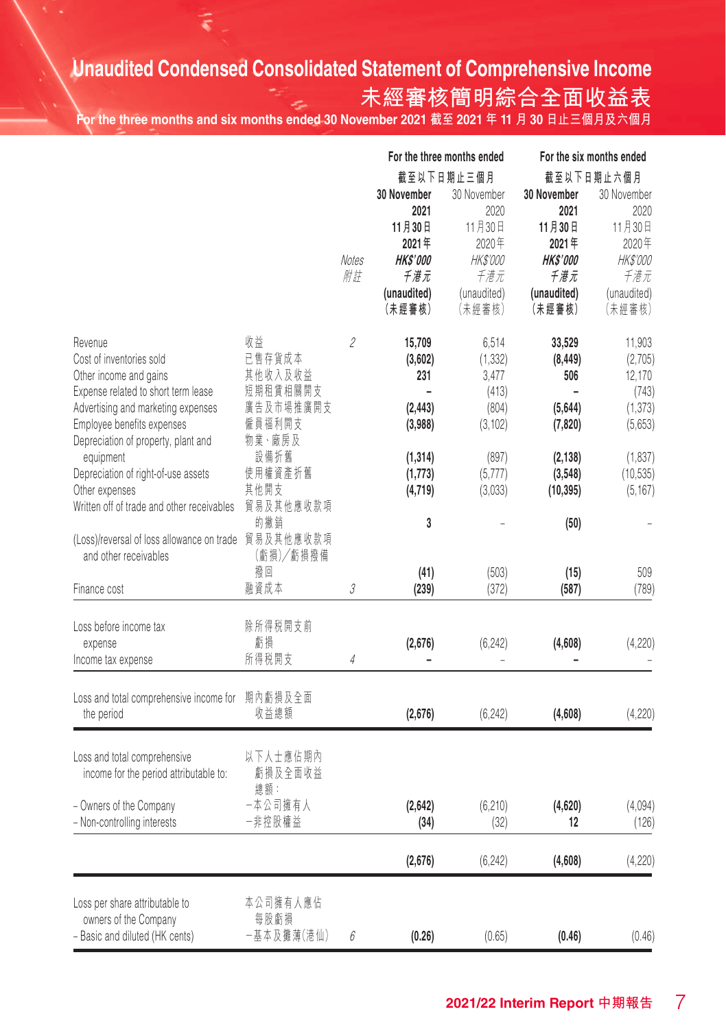# Unaudited Condensed Consolidated Statement of Comprehensive Income

# 未經審核簡明綜合全面收益表

**For the three months and six months ended 30 November 2021 截至2021年11月30日止三個月及六個月**

| | | Notes 附註 | For the three months ended 截至以下日期止三個月 | | For the six months ended 截至以下日期止六個月 | |
|---|---|---|---|---|---|---|
| | | | **30 November 2021 11月30日 2021年 HK$'000 千港元 (unaudited) (未經審核)** | 30 November 2020 11月30日 2020年 HK$'000 千港元 (unaudited) (未經審核) | **30 November 2021 11月30日 2021年 HK$'000 千港元 (unaudited) (未經審核)** | 30 November 2020 11月30日 2020年 HK$'000 千港元 (unaudited) (未經審核) |
| Revenue | 收益 | 2 | **15,709** | 6,514 | **33,529** | 11,903 |
| Cost of inventories sold | 已售存貨成本 | | **(3,602)** | (1,332) | **(8,449)** | (2,705) |
| Other income and gains | 其他收入及收益 | | **231** | 3,477 | **506** | 12,170 |
| Expense related to short term lease | 短期租賃相關開支 | | **–** | (413) | **–** | (743) |
| Advertising and marketing expenses | 廣告及市場推廣開支 | | **(2,443)** | (804) | **(5,644)** | (1,373) |
| Employee benefits expenses | 僱員福利開支 | | **(3,988)** | (3,102) | **(7,820)** | (5,653) |
| Depreciation of property, plant and equipment | 物業、廠房及設備折舊 | | **(1,314)** | (897) | **(2,138)** | (1,837) |
| Depreciation of right-of-use assets | 使用權資產折舊 | | **(1,773)** | (5,777) | **(3,548)** | (10,535) |
| Other expenses | 其他開支 | | **(4,719)** | (3,033) | **(10,395)** | (5,167) |
| Written off of trade and other receivables | 貿易及其他應收款項的撇銷 | | **3** | – | **(50)** | – |
| (Loss)/reversal of loss allowance on trade and other receivables | 貿易及其他應收款項(虧損)/虧損撥備撥回 | | **(41)** | (503) | **(15)** | 509 |
| Finance cost | 融資成本 | 3 | **(239)** | (372) | **(587)** | (789) |
| Loss before income tax expense | 除所得税開支前虧損 | | **(2,676)** | (6,242) | **(4,608)** | (4,220) |
| Income tax expense | 所得税開支 | 4 | **–** | – | **–** | – |
| Loss and total comprehensive income for the period | 期內虧損及全面收益總額 | | **(2,676)** | (6,242) | **(4,608)** | (4,220) |
| Loss and total comprehensive income for the period attributable to: | 以下人士應佔期內虧損及全面收益總額: | | | | | |
| – Owners of the Company | –本公司擁有人 | | **(2,642)** | (6,210) | **(4,620)** | (4,094) |
| – Non-controlling interests | –非控股權益 | | **(34)** | (32) | **12** | (126) |
| | | | **(2,676)** | (6,242) | **(4,608)** | (4,220) |
| Loss per share attributable to owners of the Company | 本公司擁有人應佔每股虧損 | | | | | |
| – Basic and diluted (HK cents) | –基本及攤薄(港仙) | 6 | **(0.26)** | (0.65) | **(0.46)** | (0.46) |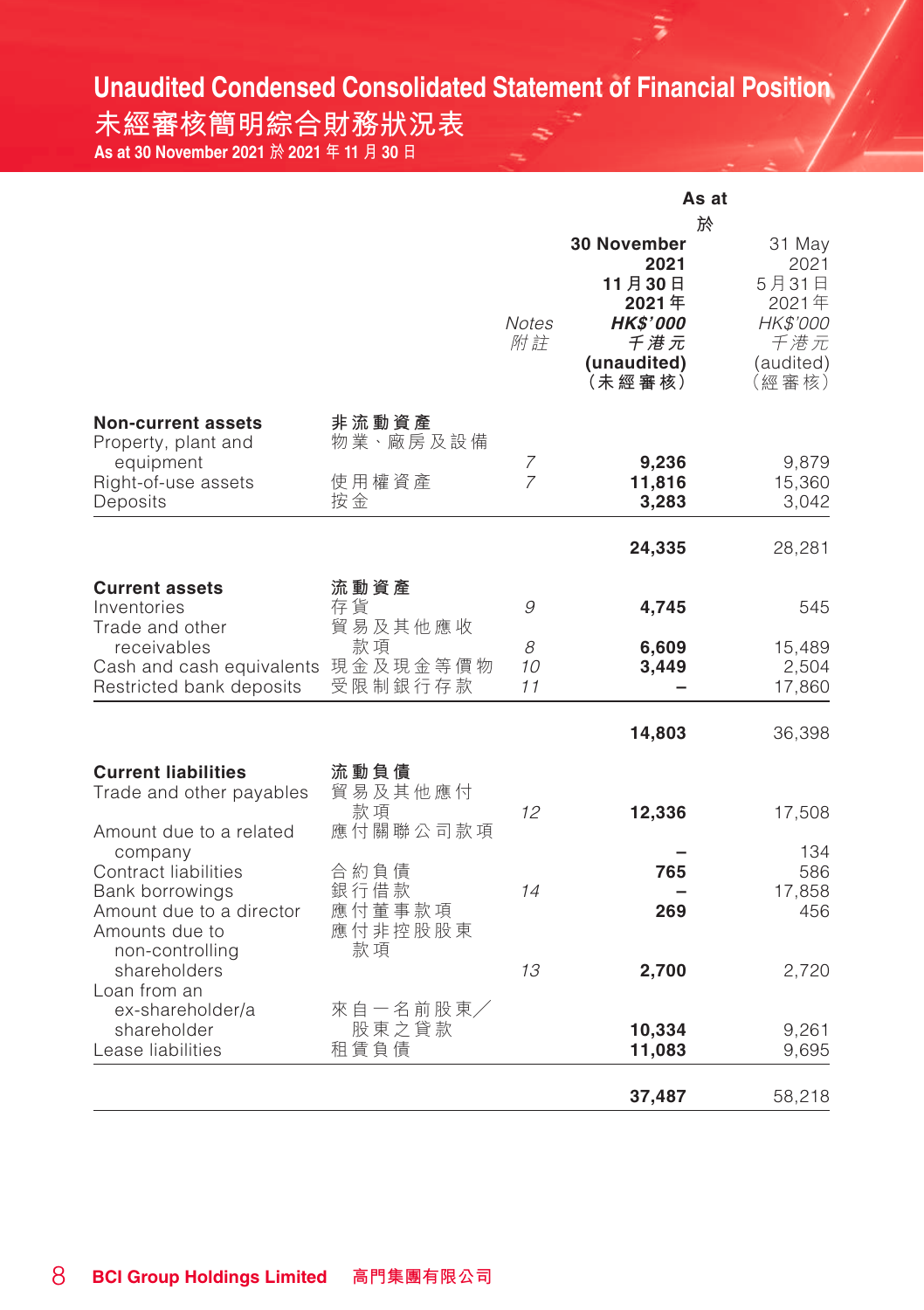# Unaudited Condensed Consolidated Statement of Financial Position
# 未經審核簡明綜合財務狀況表

**As at 30 November 2021 於2021年11月30日**

| | | | As at 於 | |
|---|---|---|---|---|
| | | *Notes* *附註* | **30 November 2021** **11月30日** **2021年** ***HK$'000*** ***千港元*** **(unaudited)** **（未經審核）** | 31 May 2021 5月31日 2021年 *HK$'000* *千港元* (audited) （經審核） |
| **Non-current assets** | **非流動資產** | | | |
| Property, plant and equipment | 物業、廠房及設備 | *7* | **9,236** | 9,879 |
| Right-of-use assets | 使用權資產 | *7* | **11,816** | 15,360 |
| Deposits | 按金 | | **3,283** | 3,042 |
| | | | **24,335** | 28,281 |
| **Current assets** | **流動資產** | | | |
| Inventories | 存貨 | *9* | **4,745** | 545 |
| Trade and other receivables | 貿易及其他應收款項 | *8* | **6,609** | 15,489 |
| Cash and cash equivalents | 現金及現金等價物 | *10* | **3,449** | 2,504 |
| Restricted bank deposits | 受限制銀行存款 | *11* | **–** | 17,860 |
| | | | **14,803** | 36,398 |
| **Current liabilities** | **流動負債** | | | |
| Trade and other payables | 貿易及其他應付款項 | *12* | **12,336** | 17,508 |
| Amount due to a related company | 應付關聯公司款項 | | **–** | 134 |
| Contract liabilities | 合約負債 | | **765** | 586 |
| Bank borrowings | 銀行借款 | *14* | **–** | 17,858 |
| Amount due to a director | 應付董事款項 | | **269** | 456 |
| Amounts due to non-controlling shareholders | 應付非控股股東款項 | *13* | **2,700** | 2,720 |
| Loan from an ex-shareholder/a shareholder | 來自一名前股東／股東之貸款 | | **10,334** | 9,261 |
| Lease liabilities | 租賃負債 | | **11,083** | 9,695 |
| | | | **37,487** | 58,218 |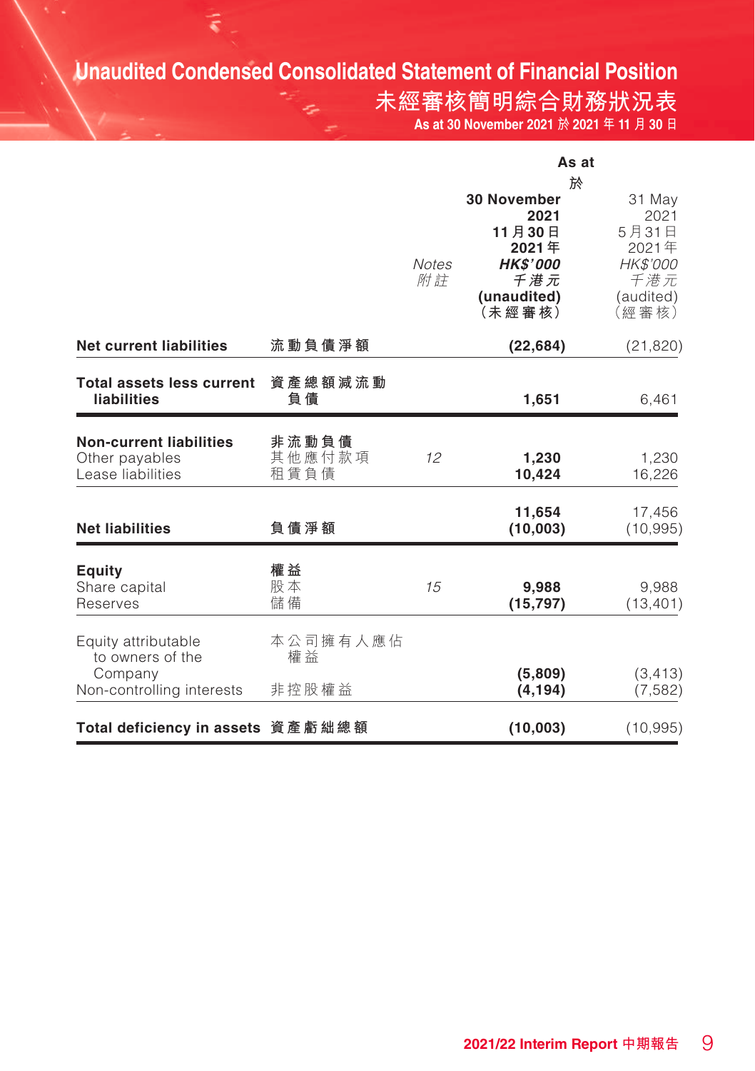# Unaudited Condensed Consolidated Statement of Financial Position
## 未經審核簡明綜合財務狀況表

As at 30 November 2021 於 2021 年 11 月 30 日

| | | Notes<br>附註 | As at 於<br>30 November<br>2021<br>11月30日<br>2021年<br>HK$'000<br>千港元<br>(unaudited)<br>(未經審核) | <br>31 May<br>2021<br>5月31日<br>2021年<br>HK$'000<br>千港元<br>(audited)<br>(經審核) |
|---|---|---|---|---|
| **Net current liabilities** | **流動負債淨額** | | **(22,684)** | (21,820) |
| **Total assets less current liabilities** | **資產總額減流動負債** | | **1,651** | 6,461 |
| **Non-current liabilities** | **非流動負債** | | | |
| Other payables | 其他應付款項 | 12 | **1,230** | 1,230 |
| Lease liabilities | 租賃負債 | | **10,424** | 16,226 |
| | | | **11,654** | 17,456 |
| **Net liabilities** | **負債淨額** | | **(10,003)** | (10,995) |
| **Equity** | **權益** | | | |
| Share capital | 股本 | 15 | **9,988** | 9,988 |
| Reserves | 儲備 | | **(15,797)** | (13,401) |
| Equity attributable to owners of the Company | 本公司擁有人應佔權益 | | **(5,809)** | (3,413) |
| Non-controlling interests | 非控股權益 | | **(4,194)** | (7,582) |
| **Total deficiency in assets** | **資產虧絀總額** | | **(10,003)** | (10,995) |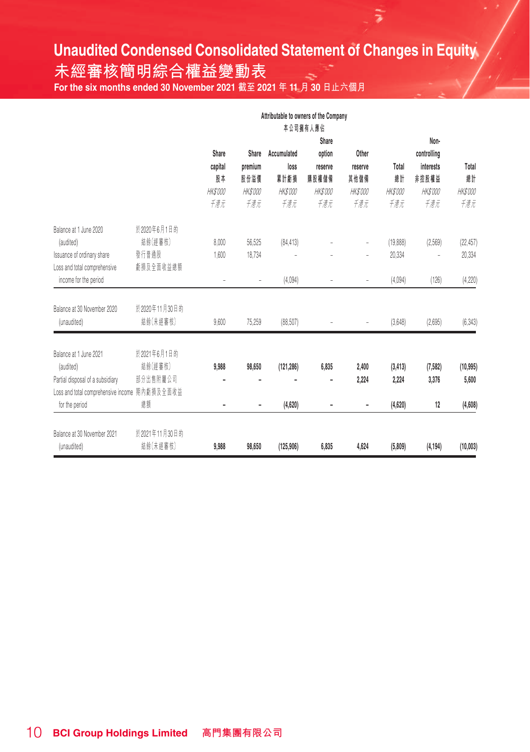# Unaudited Condensed Consolidated Statement of Changes in Equity
# 未經審核簡明綜合權益變動表

**For the six months ended 30 November 2021 截至 2021 年 11 月 30 日止六個月**

| | | Attributable to owners of the Company 本公司擁有人應佔 | | | | | | | |
|---|---|---|---|---|---|---|---|---|---|
| | | Share capital 股本 | Share premium 股份溢價 | Accumulated loss 累計虧損 | Share option reserve 購股權儲備 | Other reserve 其他儲備 | Total 總計 | Non-controlling interests 非控股權益 | Total 總計 |
| | | *HK$'000 千港元* | *HK$'000 千港元* | *HK$'000 千港元* | *HK$'000 千港元* | *HK$'000 千港元* | *HK$'000 千港元* | *HK$'000 千港元* | *HK$'000 千港元* |
| Balance at 1 June 2020 (audited) | 於2020年6月1日的結餘(經審核) | 8,000 | 56,525 | (84,413) | – | – | (19,888) | (2,569) | (22,457) |
| Issuance of ordinary share | 發行普通股 | 1,600 | 18,734 | – | – | – | 20,334 | – | 20,334 |
| Loss and total comprehensive income for the period | 虧損及全面收益總額 | – | – | (4,094) | – | – | (4,094) | (126) | (4,220) |
| Balance at 30 November 2020 (unaudited) | 於2020年11月30日的結餘(未經審核) | 9,600 | 75,259 | (88,507) | – | – | (3,648) | (2,695) | (6,343) |
| **Balance at 1 June 2021 (audited)** | **於2021年6月1日的結餘(經審核)** | **9,988** | **98,650** | **(121,286)** | **6,835** | **2,400** | **(3,413)** | **(7,582)** | **(10,995)** |
| Partial disposal of a subsidiary | 部分出售附屬公司 | **–** | **–** | **–** | **–** | **2,224** | **2,224** | **3,376** | **5,600** |
| Loss and total comprehensive income for the period | 期內虧損及全面收益總額 | **–** | **–** | **(4,620)** | **–** | **–** | **(4,620)** | **12** | **(4,608)** |
| **Balance at 30 November 2021 (unaudited)** | **於2021年11月30日的結餘(未經審核)** | **9,988** | **98,650** | **(125,906)** | **6,835** | **4,624** | **(5,809)** | **(4,194)** | **(10,003)** |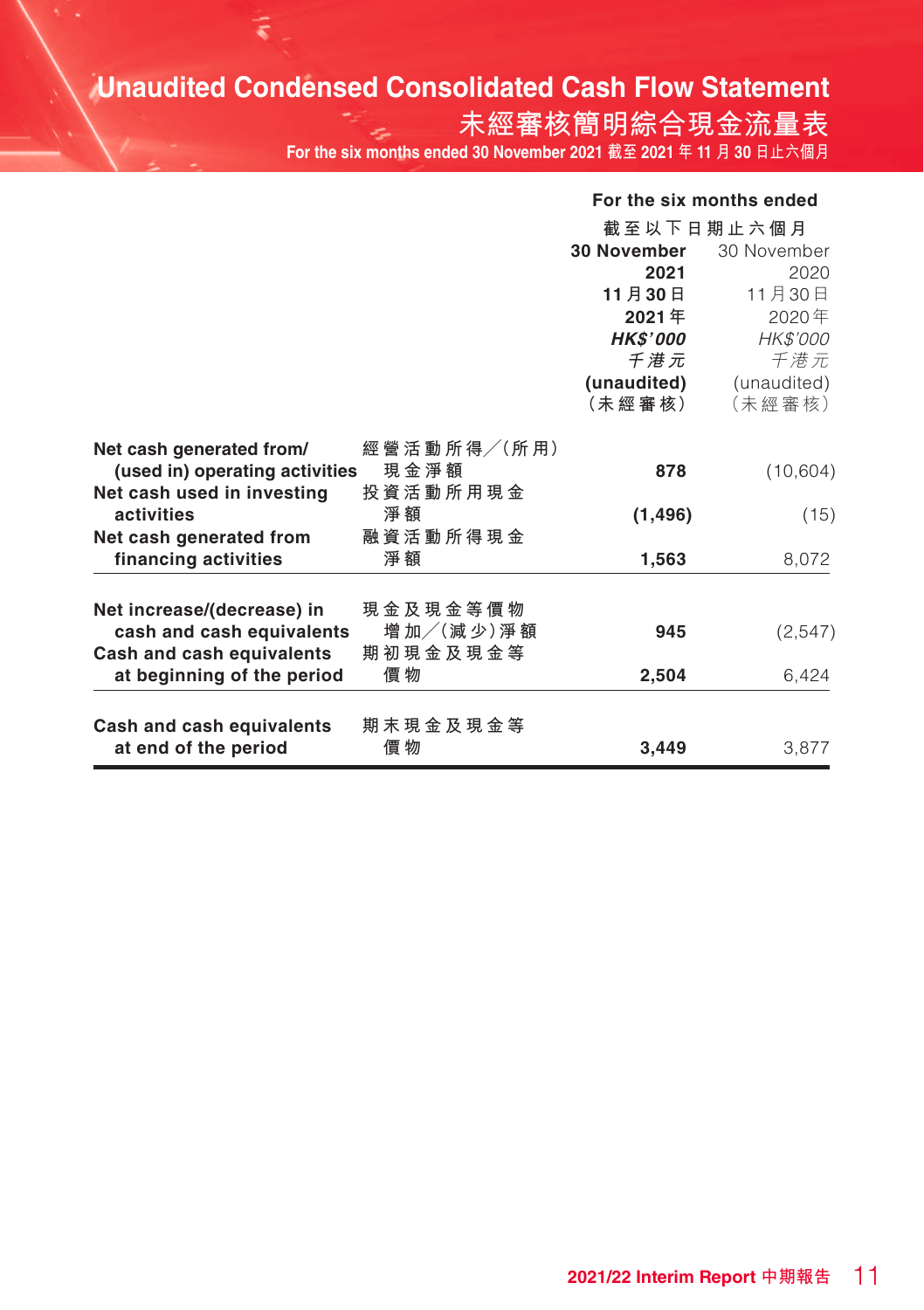# Unaudited Condensed Consolidated Cash Flow Statement

# 未經審核簡明綜合現金流量表

For the six months ended 30 November 2021 截至2021年11月30日止六個月

| | | For the six months ended 截至以下日期止六個月 | |
|---|---|---|---|
| | | **30 November 2021 11月30日 2021年** | 30 November 2020 11月30日 2020年 |
| | | ***HK$'000 千港元*** | *HK$'000 千港元* |
| | | **(unaudited) (未經審核)** | (unaudited) (未經審核) |
| **Net cash generated from/(used in) operating activities** | 經營活動所得╱(所用)現金淨額 | **878** | (10,604) |
| **Net cash used in investing activities** | 投資活動所用現金淨額 | **(1,496)** | (15) |
| **Net cash generated from financing activities** | 融資活動所得現金淨額 | **1,563** | 8,072 |
| **Net increase/(decrease) in cash and cash equivalents** | 現金及現金等價物增加╱(減少)淨額 | **945** | (2,547) |
| **Cash and cash equivalents at beginning of the period** | 期初現金及現金等價物 | **2,504** | 6,424 |
| **Cash and cash equivalents at end of the period** | 期末現金及現金等價物 | **3,449** | 3,877 |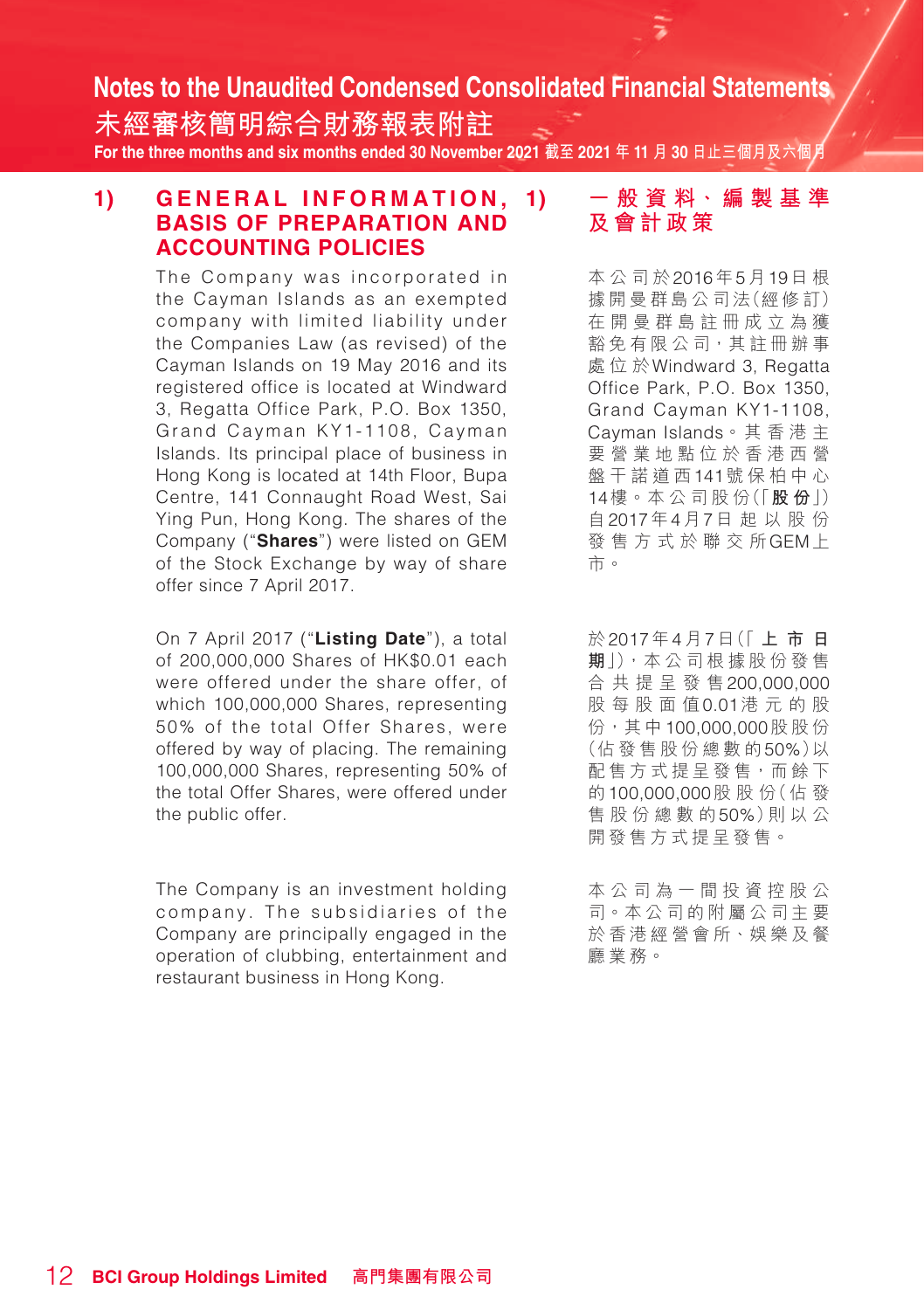## 1) GENERAL INFORMATION, BASIS OF PREPARATION AND ACCOUNTING POLICIES

The Company was incorporated in the Cayman Islands as an exempted company with limited liability under the Companies Law (as revised) of the Cayman Islands on 19 May 2016 and its registered office is located at Windward 3, Regatta Office Park, P.O. Box 1350, Grand Cayman KY1-1108, Cayman Islands. Its principal place of business in Hong Kong is located at 14th Floor, Bupa Centre, 141 Connaught Road West, Sai Ying Pun, Hong Kong. The shares of the Company ("**Shares**") were listed on GEM of the Stock Exchange by way of share offer since 7 April 2017.

On 7 April 2017 ("**Listing Date**"), a total of 200,000,000 Shares of HK$0.01 each were offered under the share offer, of which 100,000,000 Shares, representing 50% of the total Offer Shares, were offered by way of placing. The remaining 100,000,000 Shares, representing 50% of the total Offer Shares, were offered under the public offer.

The Company is an investment holding company. The subsidiaries of the Company are principally engaged in the operation of clubbing, entertainment and restaurant business in Hong Kong.

## 1) 一般資料、編製基準及會計政策

本公司於2016年5月19日根據開曼群島公司法(經修訂)在開曼群島註冊成立為獲豁免有限公司,其註冊辦事處位於Windward 3, Regatta Office Park, P.O. Box 1350, Grand Cayman KY1-1108, Cayman Islands。其香港主要營業地點位於香港西營盤干諾道西141號保柏中心14樓。本公司股份(「**股份**」)自2017年4月7日起以股份發售方式於聯交所GEM上市。

於2017年4月7日(「**上市日期**」),本公司根據股份發售合共提呈發售200,000,000股每股面值0.01港元的股份,其中100,000,000股股份(佔發售股份總數的50%)以配售方式提呈發售,而餘下的100,000,000股股份(佔發售股份總數的50%)則以公開發售方式提呈發售。

本公司為一間投資控股公司。本公司的附屬公司主要於香港經營會所、娛樂及餐廳業務。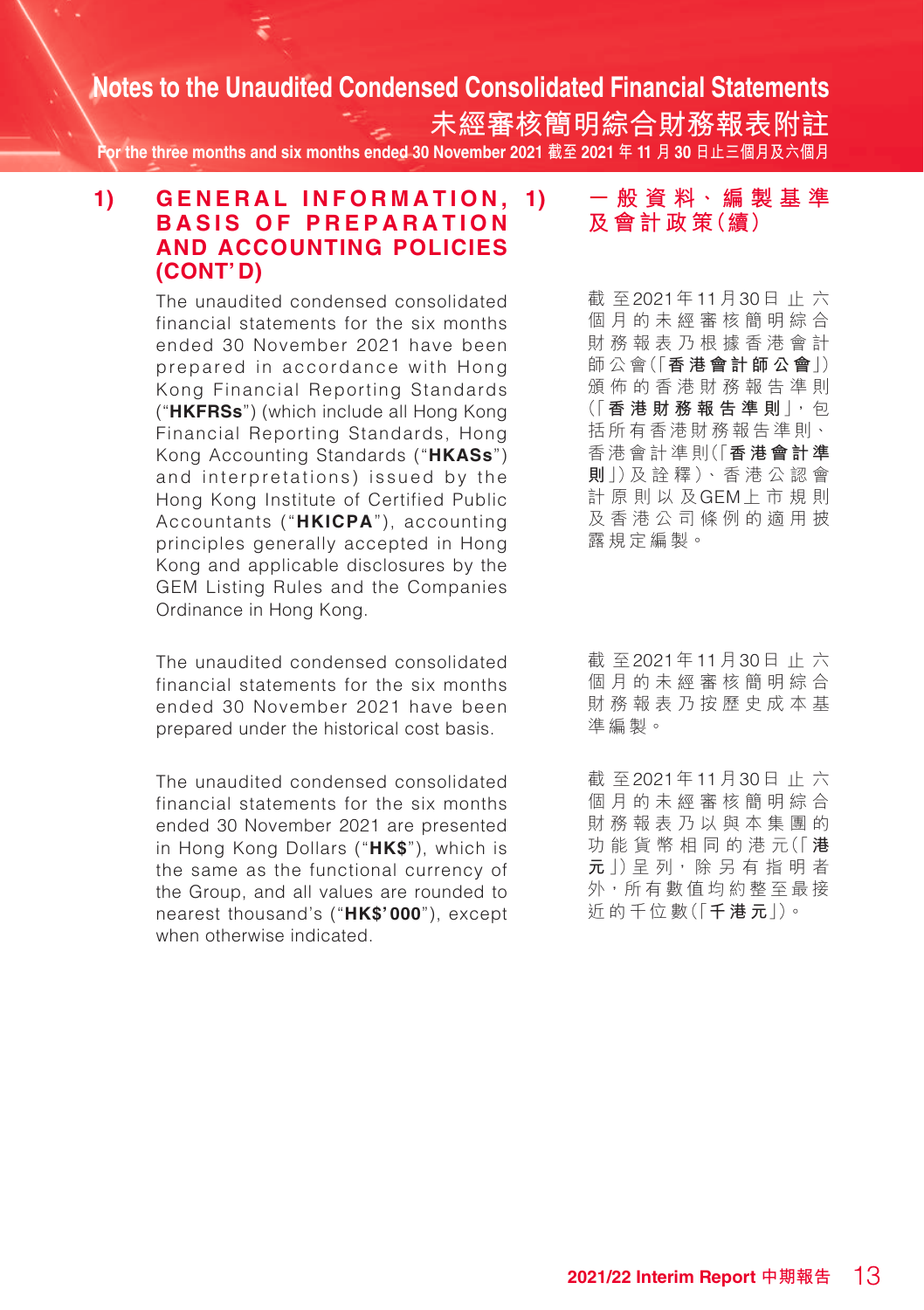## 1) GENERAL INFORMATION, BASIS OF PREPARATION AND ACCOUNTING POLICIES (CONT'D)

The unaudited condensed consolidated financial statements for the six months ended 30 November 2021 have been prepared in accordance with Hong Kong Financial Reporting Standards ("**HKFRSs**") (which include all Hong Kong Financial Reporting Standards, Hong Kong Accounting Standards ("**HKASs**") and interpretations) issued by the Hong Kong Institute of Certified Public Accountants ("**HKICPA**"), accounting principles generally accepted in Hong Kong and applicable disclosures by the GEM Listing Rules and the Companies Ordinance in Hong Kong.

The unaudited condensed consolidated financial statements for the six months ended 30 November 2021 have been prepared under the historical cost basis.

The unaudited condensed consolidated financial statements for the six months ended 30 November 2021 are presented in Hong Kong Dollars ("**HK$**"), which is the same as the functional currency of the Group, and all values are rounded to nearest thousand's ("**HK$'000**"), except when otherwise indicated.

## 1) 一般資料、編製基準及會計政策(續)

截至2021年11月30日止六個月的未經審核簡明綜合財務報表乃根據香港會計師公會(「**香港會計師公會**」)頒佈的香港財務報告準則(「**香港財務報告準則**」,包括所有香港財務報告準則、香港會計準則(「**香港會計準則**」)及詮釋)、香港公認會計原則以及GEM上市規則及香港公司條例的適用披露規定編製。

截至2021年11月30日止六個月的未經審核簡明綜合財務報表乃按歷史成本基準編製。

截至2021年11月30日止六個月的未經審核簡明綜合財務報表乃以與本集團的功能貨幣相同的港元(「**港元**」)呈列,除另有指明者外,所有數值均約整至最接近的千位數(「**千港元**」)。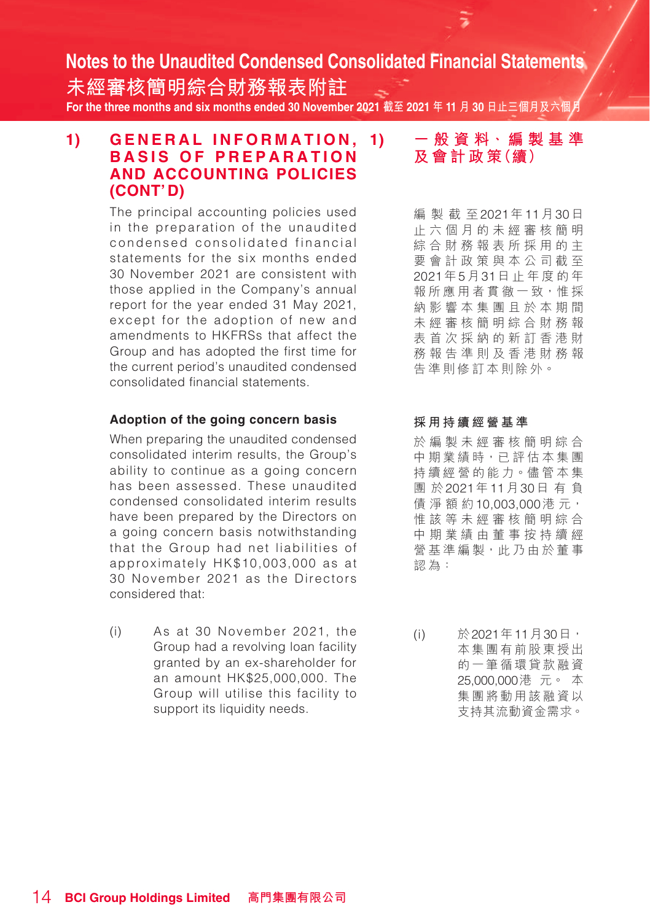## 1) GENERAL INFORMATION, BASIS OF PREPARATION AND ACCOUNTING POLICIES (CONT'D)

The principal accounting policies used in the preparation of the unaudited condensed consolidated financial statements for the six months ended 30 November 2021 are consistent with those applied in the Company's annual report for the year ended 31 May 2021, except for the adoption of new and amendments to HKFRSs that affect the Group and has adopted the first time for the current period's unaudited condensed consolidated financial statements.

### Adoption of the going concern basis

When preparing the unaudited condensed consolidated interim results, the Group's ability to continue as a going concern has been assessed. These unaudited condensed consolidated interim results have been prepared by the Directors on a going concern basis notwithstanding that the Group had net liabilities of approximately HK$10,003,000 as at 30 November 2021 as the Directors considered that:

(i) As at 30 November 2021, the Group had a revolving loan facility granted by an ex-shareholder for an amount HK$25,000,000. The Group will utilise this facility to support its liquidity needs.

## 1) 一般資料、編製基準及會計政策（續）

編製截至2021年11月30日止六個月的未經審核簡明綜合財務報表所採用的主要會計政策與本公司截至2021年5月31日止年度的年報所應用者貫徹一致，惟採納影響本集團且於本期間未經審核簡明綜合財務報表首次採納的新訂香港財務報告準則及香港財務報告準則修訂本則除外。

### 採用持續經營基準

於編製未經審核簡明綜合中期業績時，已評估本集團持續經營的能力。儘管本集團於2021年11月30日有負債淨額約10,003,000港元，惟該等未經審核簡明綜合中期業績由董事按持續經營基準編製，此乃由於董事認為：

(i) 於2021年11月30日，本集團有前股東授出的一筆循環貸款融資25,000,000港元。本集團將動用該融資以支持其流動資金需求。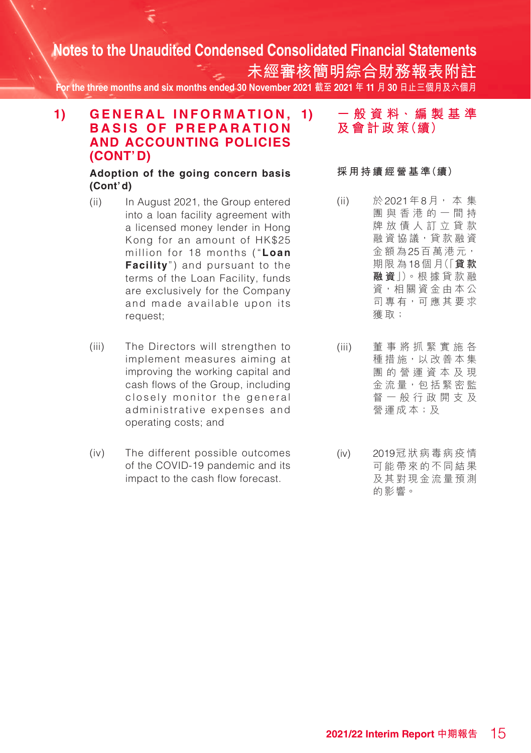## 1) GENERAL INFORMATION, BASIS OF PREPARATION AND ACCOUNTING POLICIES (CONT'D)

**Adoption of the going concern basis (Cont'd)**

(ii) In August 2021, the Group entered into a loan facility agreement with a licensed money lender in Hong Kong for an amount of HK$25 million for 18 months ("**Loan Facility**") and pursuant to the terms of the Loan Facility, funds are exclusively for the Company and made available upon its request;

(iii) The Directors will strengthen to implement measures aiming at improving the working capital and cash flows of the Group, including closely monitor the general administrative expenses and operating costs; and

(iv) The different possible outcomes of the COVID-19 pandemic and its impact to the cash flow forecast.

## 1) 一般資料、編製基準及會計政策(續)

**採用持續經營基準(續)**

(ii) 於2021年8月，本集團與香港的一間持牌放債人訂立貸款融資協議，貸款融資金額為25百萬港元，期限為18個月(「**貸款融資**」)。根據貸款融資，相關資金由本公司專有，可應其要求獲取；

(iii) 董事將抓緊實施各種措施，以改善本集團的營運資本及現金流量，包括緊密監督一般行政開支及營運成本；及

(iv) 2019冠狀病毒病疫情可能帶來的不同結果及其對現金流量預測的影響。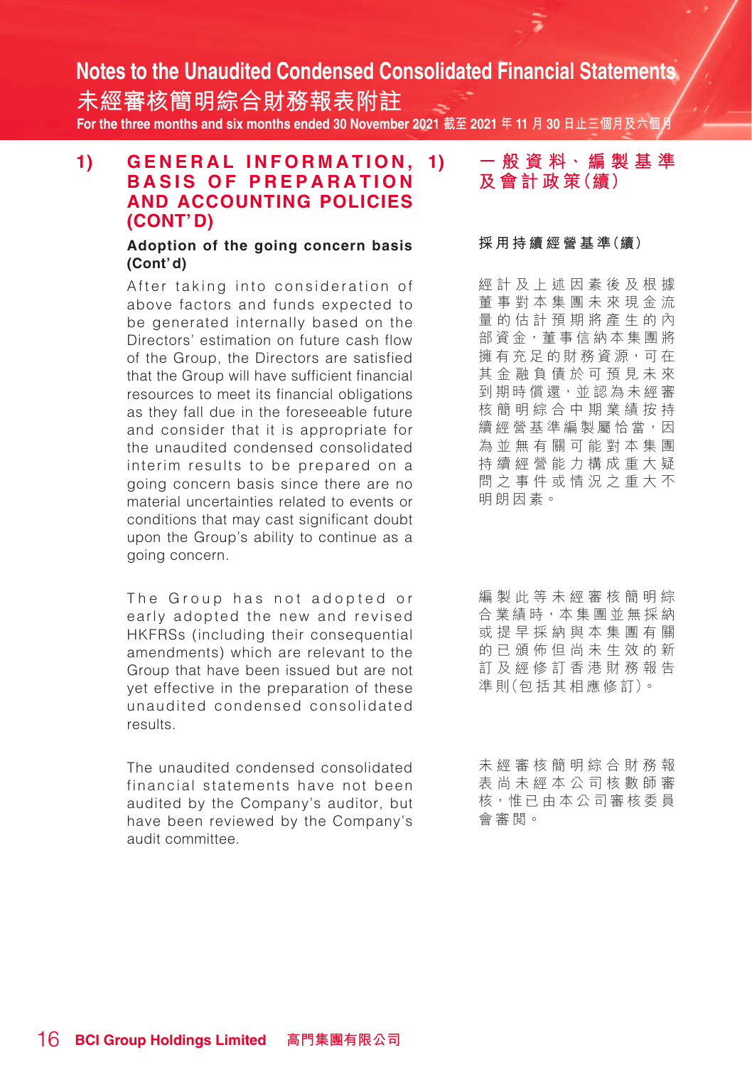## 1) GENERAL INFORMATION, BASIS OF PREPARATION AND ACCOUNTING POLICIES (CONT'D)

### Adoption of the going concern basis (Cont'd)

After taking into consideration of above factors and funds expected to be generated internally based on the Directors' estimation on future cash flow of the Group, the Directors are satisfied that the Group will have sufficient financial resources to meet its financial obligations as they fall due in the foreseeable future and consider that it is appropriate for the unaudited condensed consolidated interim results to be prepared on a going concern basis since there are no material uncertainties related to events or conditions that may cast significant doubt upon the Group's ability to continue as a going concern.

The Group has not adopted or early adopted the new and revised HKFRSs (including their consequential amendments) which are relevant to the Group that have been issued but are not yet effective in the preparation of these unaudited condensed consolidated results.

The unaudited condensed consolidated financial statements have not been audited by the Company's auditor, but have been reviewed by the Company's audit committee.

## 1) 一般資料、編製基準及會計政策(續)

### 採用持續經營基準(續)

經計及上述因素後及根據董事對本集團未來現金流量的估計預期將產生的內部資金，董事信納本集團將擁有充足的財務資源，可在其金融負債於可預見未來到期時償還，並認為未經審核簡明綜合中期業績按持續經營基準編製屬恰當，因為並無有關可能對本集團持續經營能力構成重大疑問之事件或情況之重大不明朗因素。

編製此等未經審核簡明綜合業績時，本集團並無採納或提早採納與本集團有關的已頒佈但尚未生效的新訂及經修訂香港財務報告準則(包括其相應修訂)。

未經審核簡明綜合財務報表尚未經本公司核數師審核，惟已由本公司審核委員會審閱。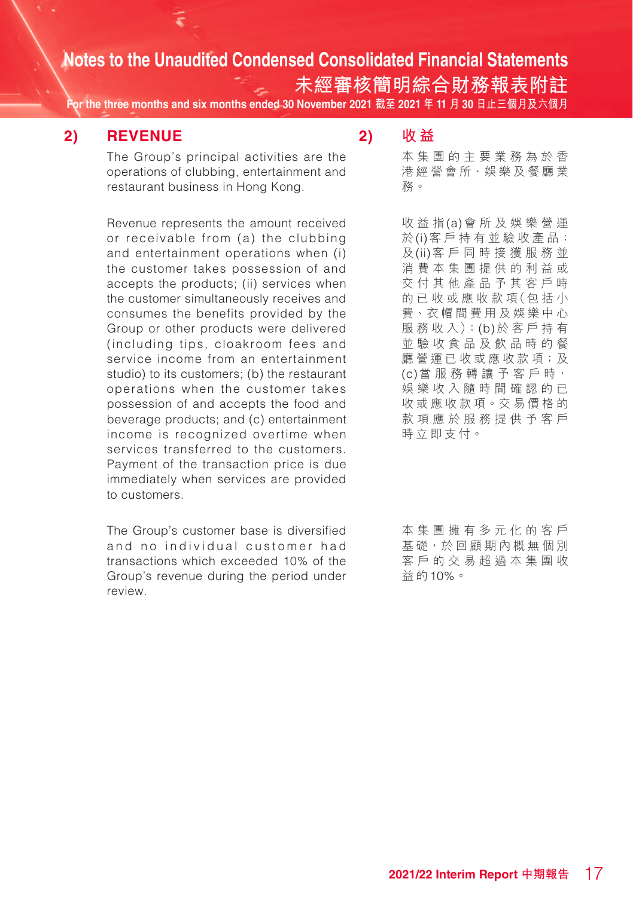## 2) REVENUE

The Group's principal activities are the operations of clubbing, entertainment and restaurant business in Hong Kong.

Revenue represents the amount received or receivable from (a) the clubbing and entertainment operations when (i) the customer takes possession of and accepts the products; (ii) services when the customer simultaneously receives and consumes the benefits provided by the Group or other products were delivered (including tips, cloakroom fees and service income from an entertainment studio) to its customers; (b) the restaurant operations when the customer takes possession of and accepts the food and beverage products; and (c) entertainment income is recognized overtime when services transferred to the customers. Payment of the transaction price is due immediately when services are provided to customers.

The Group's customer base is diversified and no individual customer had transactions which exceeded 10% of the Group's revenue during the period under review.

## 2) 收益

本集團的主要業務為於香港經營會所、娛樂及餐廳業務。

收益指(a)會所及娛樂營運於(i)客戶持有並驗收產品；及(ii)客戶同時接獲服務並消費本集團提供的利益或交付其他產品予其客戶時的已收或應收款項(包括小費、衣帽間費用及娛樂中心服務收入)；(b)於客戶持有並驗收食品及飲品時的餐廳營運已收或應收款項；及(c)當服務轉讓予客戶時，娛樂收入隨時間確認的已收或應收款項。交易價格的款項應於服務提供予客戶時立即支付。

本集團擁有多元化的客戶基礎，於回顧期內概無個別客戶的交易超過本集團收益的10%。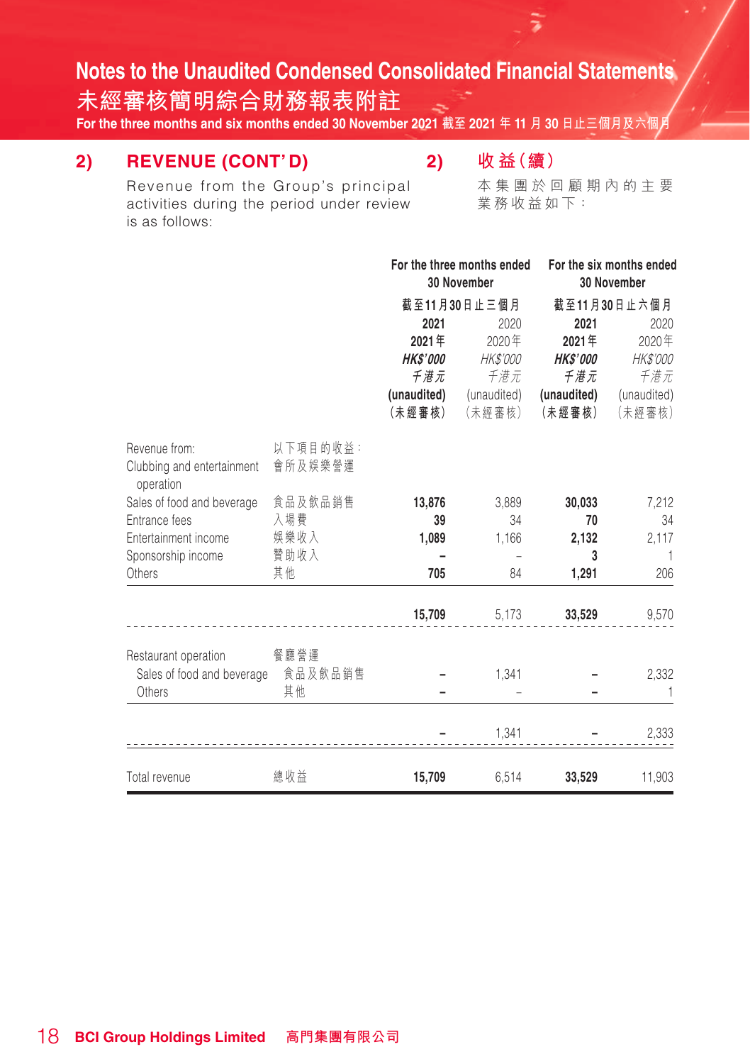## 2) REVENUE (CONT'D)

Revenue from the Group's principal activities during the period under review is as follows:

## 2) 收益（續）

本集團於回顧期內的主要業務收益如下：

| | | For the three months ended 30 November 截至11月30日止三個月 | | For the six months ended 30 November 截至11月30日止六個月 | |
|---|---|---|---|---|---|
| | | **2021** **2021年** ***HK$'000*** ***千港元*** **(unaudited)** **(未經審核)** | 2020 2020年 *HK$'000* *千港元* (unaudited) (未經審核) | **2021** **2021年** ***HK$'000*** ***千港元*** **(unaudited)** **(未經審核)** | 2020 2020年 *HK$'000* *千港元* (unaudited) (未經審核) |
| Revenue from: | 以下項目的收益： | | | | |
| Clubbing and entertainment operation | 會所及娛樂營運 | | | | |
| Sales of food and beverage | 食品及飲品銷售 | **13,876** | 3,889 | **30,033** | 7,212 |
| Entrance fees | 入場費 | **39** | 34 | **70** | 34 |
| Entertainment income | 娛樂收入 | **1,089** | 1,166 | **2,132** | 2,117 |
| Sponsorship income | 贊助收入 | **–** | – | **3** | 1 |
| Others | 其他 | **705** | 84 | **1,291** | 206 |
| | | **15,709** | 5,173 | **33,529** | 9,570 |
| Restaurant operation | 餐廳營運 | | | | |
| Sales of food and beverage | 食品及飲品銷售 | **–** | 1,341 | **–** | 2,332 |
| Others | 其他 | **–** | – | **–** | 1 |
| | | **–** | 1,341 | **–** | 2,333 |
| Total revenue | 總收益 | **15,709** | 6,514 | **33,529** | 11,903 |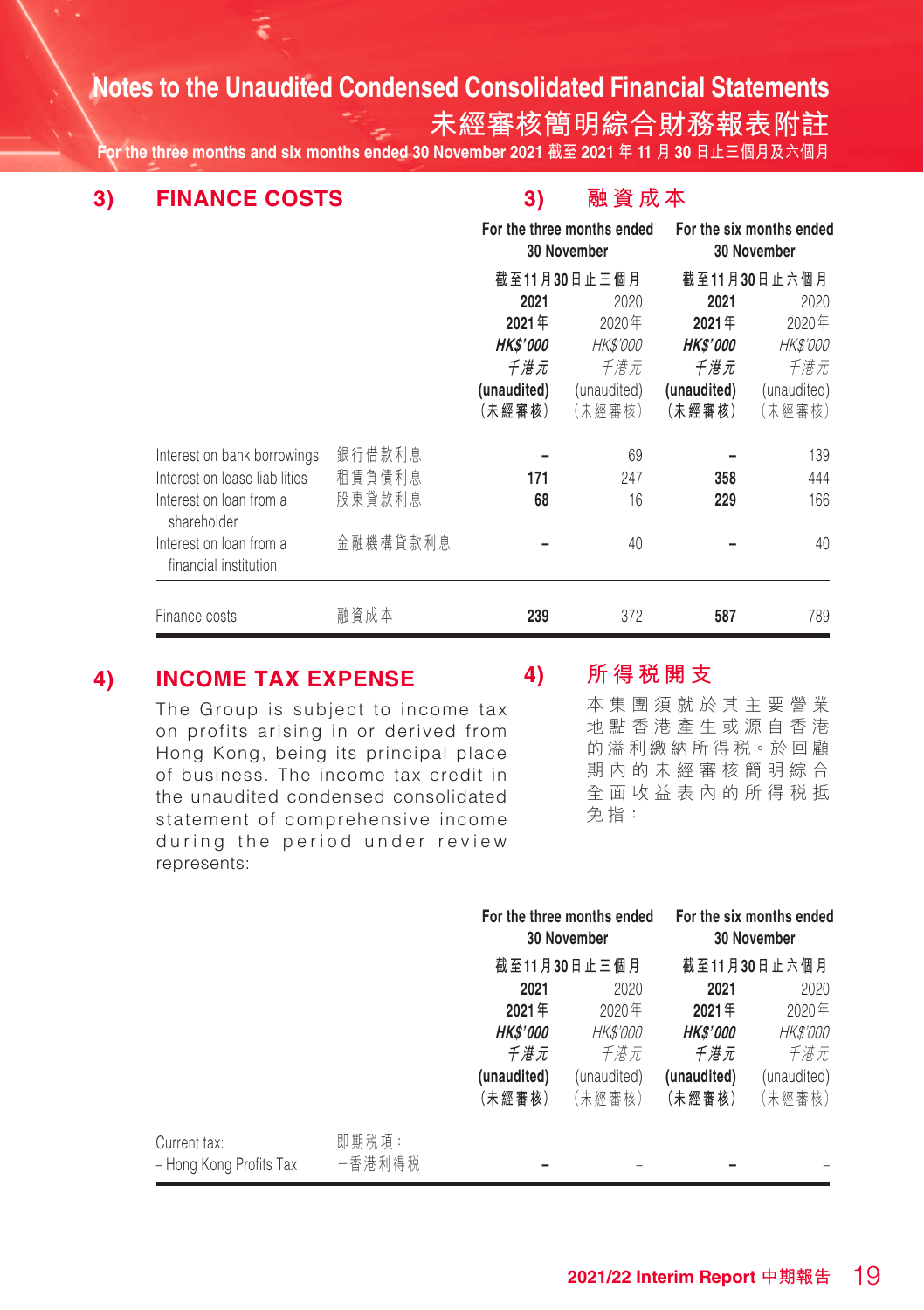## 3) FINANCE COSTS

## 3) 融資成本

| | | For the three months ended 30 November 截至11月30日止三個月 | | For the six months ended 30 November 截至11月30日止六個月 | |
|---|---|---|---|---|---|
| | | **2021** **2021年** ***HK$'000*** ***千港元*** **(unaudited)** **(未經審核)** | 2020 2020年 *HK$'000* *千港元* (unaudited) (未經審核) | **2021** **2021年** ***HK$'000*** ***千港元*** **(unaudited)** **(未經審核)** | 2020 2020年 *HK$'000* *千港元* (unaudited) (未經審核) |
| Interest on bank borrowings | 銀行借款利息 | **–** | 69 | **–** | 139 |
| Interest on lease liabilities | 租賃負債利息 | **171** | 247 | **358** | 444 |
| Interest on loan from a shareholder | 股東貸款利息 | **68** | 16 | **229** | 166 |
| Interest on loan from a financial institution | 金融機構貸款利息 | **–** | 40 | **–** | 40 |
| Finance costs | 融資成本 | **239** | 372 | **587** | 789 |

## 4) INCOME TAX EXPENSE

The Group is subject to income tax on profits arising in or derived from Hong Kong, being its principal place of business. The income tax credit in the unaudited condensed consolidated statement of comprehensive income during the period under review represents:

## 4) 所得税開支

本集團須就於其主要營業地點香港產生或源自香港的溢利繳納所得税。於回顧期內的未經審核簡明綜合全面收益表內的所得税抵免指：

| | | For the three months ended 30 November 截至11月30日止三個月 | | For the six months ended 30 November 截至11月30日止六個月 | |
|---|---|---|---|---|---|
| | | **2021** **2021年** ***HK$'000*** ***千港元*** **(unaudited)** **(未經審核)** | 2020 2020年 *HK$'000* *千港元* (unaudited) (未經審核) | **2021** **2021年** ***HK$'000*** ***千港元*** **(unaudited)** **(未經審核)** | 2020 2020年 *HK$'000* *千港元* (unaudited) (未經審核) |
| Current tax: – Hong Kong Profits Tax | 即期税項： –香港利得税 | **–** | – | **–** | – |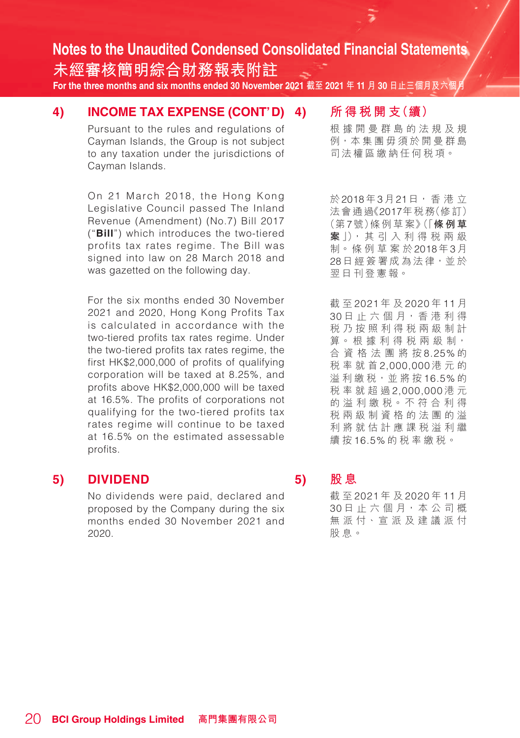## 4) INCOME TAX EXPENSE (CONT'D)

Pursuant to the rules and regulations of Cayman Islands, the Group is not subject to any taxation under the jurisdictions of Cayman Islands.

On 21 March 2018, the Hong Kong Legislative Council passed The Inland Revenue (Amendment) (No.7) Bill 2017 ("**Bill**") which introduces the two-tiered profits tax rates regime. The Bill was signed into law on 28 March 2018 and was gazetted on the following day.

For the six months ended 30 November 2021 and 2020, Hong Kong Profits Tax is calculated in accordance with the two-tiered profits tax rates regime. Under the two-tiered profits tax rates regime, the first HK$2,000,000 of profits of qualifying corporation will be taxed at 8.25%, and profits above HK$2,000,000 will be taxed at 16.5%. The profits of corporations not qualifying for the two-tiered profits tax rates regime will continue to be taxed at 16.5% on the estimated assessable profits.

## 4) 所得税開支（續）

根據開曼群島的法規及規例，本集團毋須於開曼群島司法權區繳納任何税項。

於2018年3月21日，香港立法會通過《2017年税務（修訂）（第7號）條例草案》（「**條例草案**」），其引入利得税兩級制。條例草案於2018年3月28日經簽署成為法律，並於翌日刊登憲報。

截至2021年及2020年11月30日止六個月，香港利得税乃按照利得税兩級制計算。根據利得税兩級制，合資格法團將按8.25%的税率就首2,000,000港元的溢利繳税，並將按16.5%的税率就超過2,000,000港元的溢利繳税。不符合利得税兩級制資格的法團的溢利將就估計應課税溢利繼續按16.5%的税率繳税。

## 5) DIVIDEND

No dividends were paid, declared and proposed by the Company during the six months ended 30 November 2021 and 2020.

## 5) 股息

截至2021年及2020年11月30日止六個月，本公司概無派付、宣派及建議派付股息。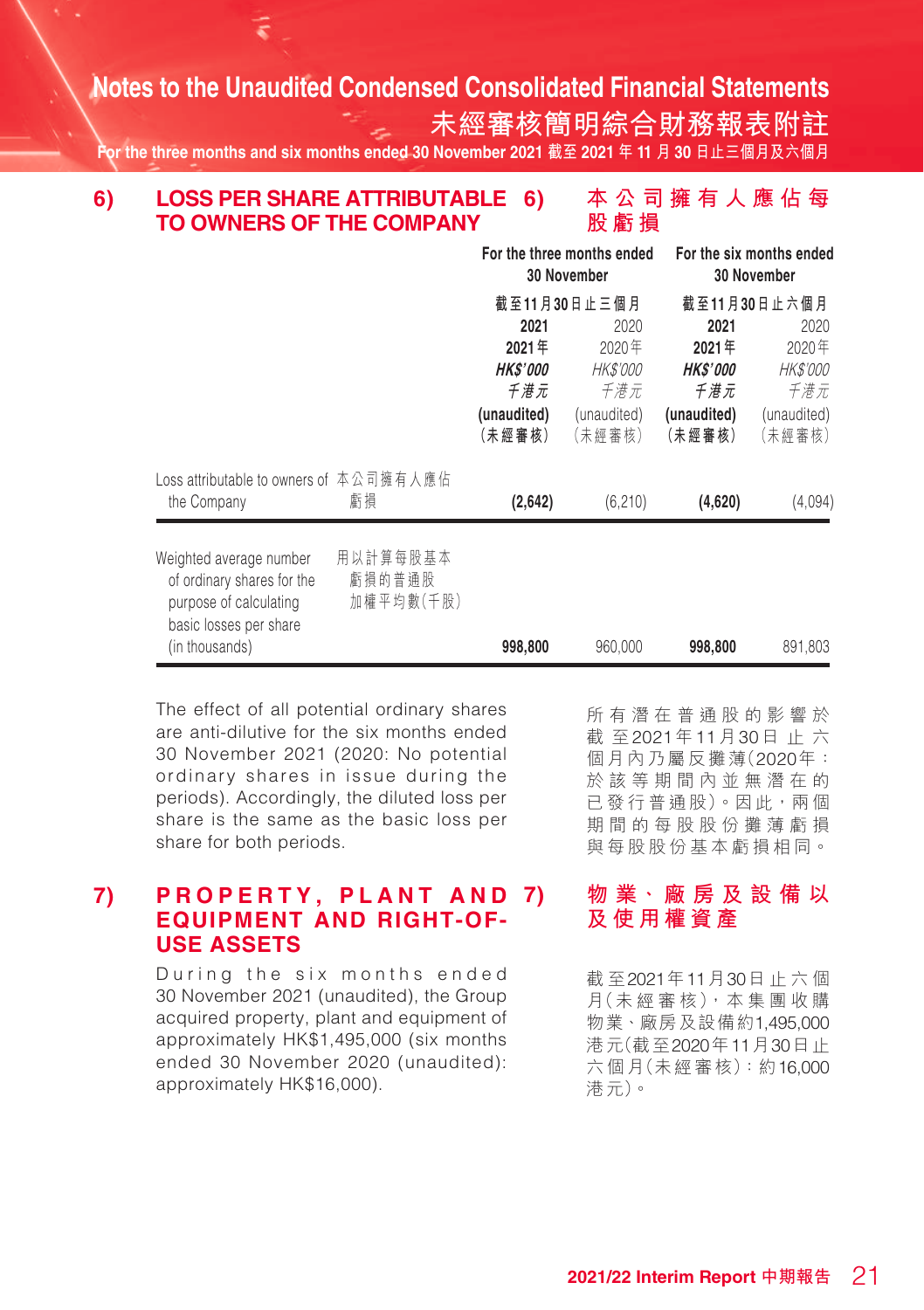## 6) LOSS PER SHARE ATTRIBUTABLE TO OWNERS OF THE COMPANY

## 6) 本公司擁有人應佔每股虧損

| | For the three months ended 30 November 截至11月30日止三個月 | | For the six months ended 30 November 截至11月30日止六個月 | |
|---|---|---|---|---|
| | **2021** **2021年** ***HK$'000*** ***千港元*** **(unaudited)** **(未經審核)** | 2020 2020年 *HK$'000* *千港元* (unaudited) (未經審核) | **2021** **2021年** ***HK$'000*** ***千港元*** **(unaudited)** **(未經審核)** | 2020 2020年 *HK$'000* *千港元* (unaudited) (未經審核) |
| Loss attributable to owners of the Company 本公司擁有人應佔虧損 | **(2,642)** | (6,210) | **(4,620)** | (4,094) |
| Weighted average number of ordinary shares for the purpose of calculating basic losses per share (in thousands) 用以計算每股基本虧損的普通股加權平均數(千股) | **998,800** | 960,000 | **998,800** | 891,803 |

The effect of all potential ordinary shares are anti-dilutive for the six months ended 30 November 2021 (2020: No potential ordinary shares in issue during the periods). Accordingly, the diluted loss per share is the same as the basic loss per share for both periods.

所有潛在普通股的影響於截至2021年11月30日止六個月內乃屬反攤薄(2020年：於該等期間內並無潛在的已發行普通股)。因此，兩個期間的每股股份攤薄虧損與每股股份基本虧損相同。

## 7) PROPERTY, PLANT AND EQUIPMENT AND RIGHT-OF-USE ASSETS

## 7) 物業、廠房及設備以及使用權資產

During the six months ended 30 November 2021 (unaudited), the Group acquired property, plant and equipment of approximately HK$1,495,000 (six months ended 30 November 2020 (unaudited): approximately HK$16,000).

截至2021年11月30日止六個月(未經審核)，本集團收購物業、廠房及設備約1,495,000港元(截至2020年11月30日止六個月(未經審核)：約16,000港元)。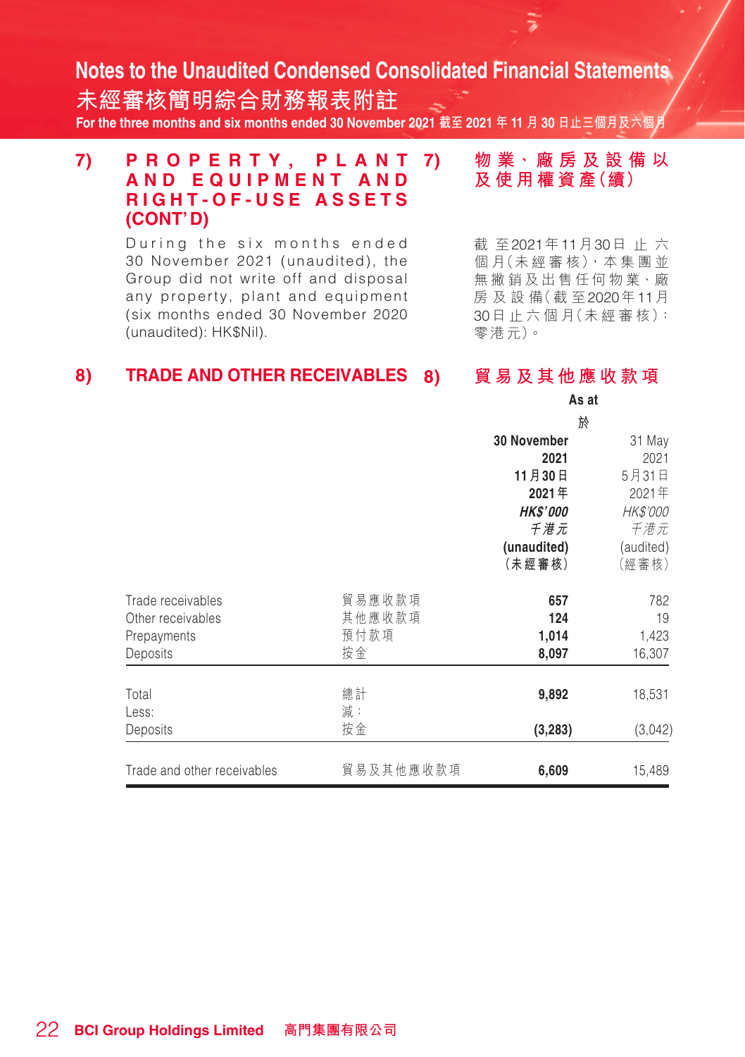## 7) PROPERTY, PLANT AND EQUIPMENT AND RIGHT-OF-USE ASSETS (CONT'D)

## 7) 物業、廠房及設備以及使用權資產（續）

During the six months ended 30 November 2021 (unaudited), the Group did not write off and disposal any property, plant and equipment (six months ended 30 November 2020 (unaudited): HK$Nil).

截至2021年11月30日止六個月（未經審核），本集團並無撇銷及出售任何物業、廠房及設備（截至2020年11月30日止六個月（未經審核）：零港元）。

## 8) TRADE AND OTHER RECEIVABLES

## 8) 貿易及其他應收款項

| | | As at 於 | |
|---|---|---|---|
| | | **30 November 2021** **2021年11月30日** ***HK$'000*** ***千港元*** **(unaudited)** **（未經審核）** | 31 May 2021 2021年5月31日 *HK$'000* *千港元* (audited) （經審核） |
| Trade receivables | 貿易應收款項 | **657** | 782 |
| Other receivables | 其他應收款項 | **124** | 19 |
| Prepayments | 預付款項 | **1,014** | 1,423 |
| Deposits | 按金 | **8,097** | 16,307 |
| Total | 總計 | **9,892** | 18,531 |
| Less: | 減： | | |
| Deposits | 按金 | **(3,283)** | (3,042) |
| Trade and other receivables | 貿易及其他應收款項 | **6,609** | 15,489 |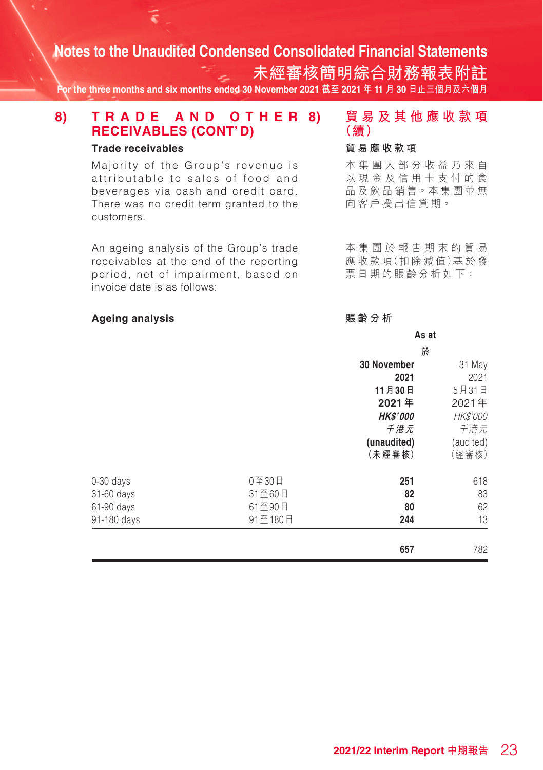## 8) TRADE AND OTHER RECEIVABLES (CONT'D)

## 8) 貿易及其他應收款項(續)

### Trade receivables

### 貿易應收款項

Majority of the Group's revenue is attributable to sales of food and beverages via cash and credit card. There was no credit term granted to the customers.

本集團大部分收益乃來自以現金及信用卡支付的食品及飲品銷售。本集團並無向客戶授出信貸期。

An ageing analysis of the Group's trade receivables at the end of the reporting period, net of impairment, based on invoice date is as follows:

本集團於報告期末的貿易應收款項(扣除減值)基於發票日期的賬齡分析如下：

**Ageing analysis**

**賬齡分析**

| | | As at 於 | |
|---|---|---|---|
| | | **30 November 2021 11月30日 2021年** | 31 May 2021 5月31日 2021年 |
| | | ***HK$'000 千港元*** | *HK$'000 千港元* |
| | | **(unaudited) (未經審核)** | (audited) (經審核) |
| 0-30 days | 0至30日 | **251** | 618 |
| 31-60 days | 31至60日 | **82** | 83 |
| 61-90 days | 61至90日 | **80** | 62 |
| 91-180 days | 91至180日 | **244** | 13 |
| | | **657** | 782 |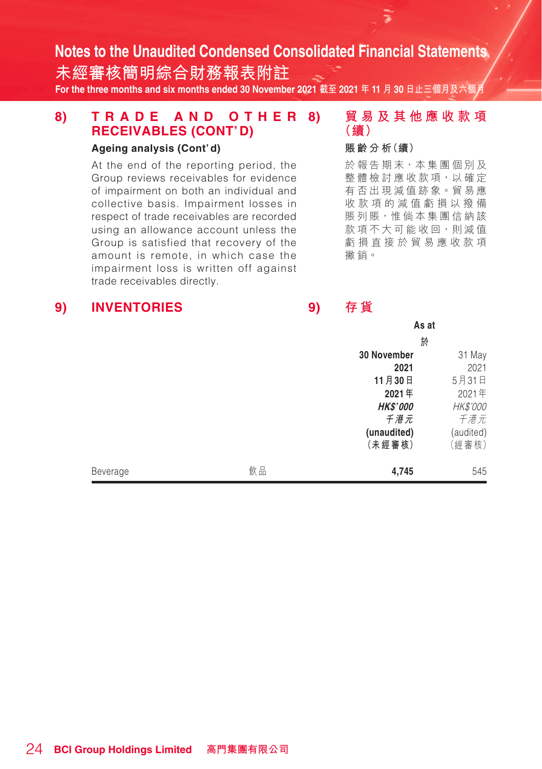## 8) TRADE AND OTHER RECEIVABLES (CONT'D)

### Ageing analysis (Cont'd)

At the end of the reporting period, the Group reviews receivables for evidence of impairment on both an individual and collective basis. Impairment losses in respect of trade receivables are recorded using an allowance account unless the Group is satisfied that recovery of the amount is remote, in which case the impairment loss is written off against trade receivables directly.

## 8) 貿易及其他應收款項（續）

### 賬齡分析（續）

於報告期末，本集團個別及整體檢討應收款項，以確定有否出現減值跡象。貿易應收款項的減值虧損以撥備賬列賬，惟倘本集團信納該款項不大可能收回，則減值虧損直接於貿易應收款項撇銷。

## 9) INVENTORIES

## 9) 存貨

| | | As at 於 | |
|---|---|---|---|
| | | **30 November 2021** **11月30日** **2021年** ***HK$'000*** ***千港元*** **(unaudited)** **（未經審核）** | 31 May 2021 5月31日 2021年 *HK$'000* *千港元* (audited) （經審核） |
| Beverage | 飲品 | **4,745** | 545 |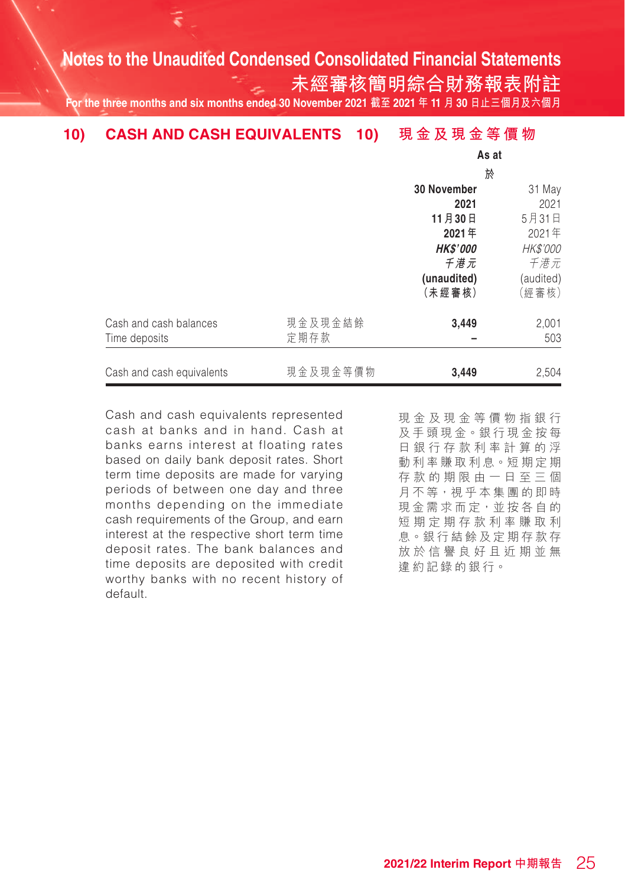## 10) CASH AND CASH EQUIVALENTS 10) 現金及現金等價物

| | | As at 於 | |
|---|---|---|---|
| | | **30 November 2021 11月30日 2021年** | 31 May 2021 5月31日 2021年 |
| | | ***HK$'000 千港元*** | *HK$'000 千港元* |
| | | **(unaudited) (未經審核)** | (audited) (經審核) |
| Cash and cash balances | 現金及現金結餘 | **3,449** | 2,001 |
| Time deposits | 定期存款 | **–** | 503 |
| Cash and cash equivalents | 現金及現金等價物 | **3,449** | 2,504 |

Cash and cash equivalents represented cash at banks and in hand. Cash at banks earns interest at floating rates based on daily bank deposit rates. Short term time deposits are made for varying periods of between one day and three months depending on the immediate cash requirements of the Group, and earn interest at the respective short term time deposit rates. The bank balances and time deposits are deposited with credit worthy banks with no recent history of default.

現金及現金等價物指銀行及手頭現金。銀行現金按每日銀行存款利率計算的浮動利率賺取利息。短期定期存款的期限由一日至三個月不等，視乎本集團的即時現金需求而定，並按各自的短期定期存款利率賺取利息。銀行結餘及定期存款存放於信譽良好且近期並無違約記錄的銀行。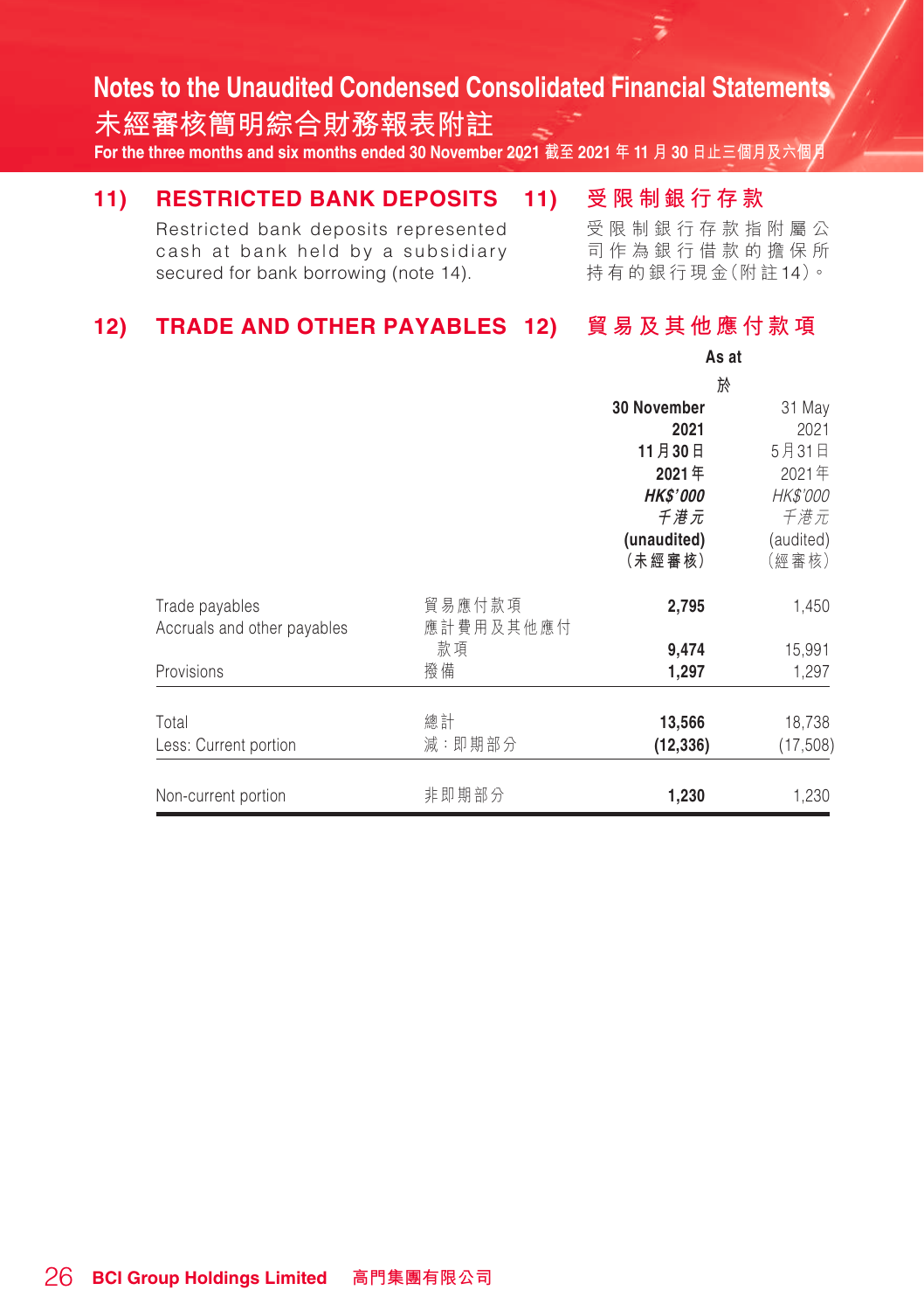## 11) RESTRICTED BANK DEPOSITS

Restricted bank deposits represented cash at bank held by a subsidiary secured for bank borrowing (note 14).

## 11) 受限制銀行存款

受限制銀行存款指附屬公司作為銀行借款的擔保所持有的銀行現金(附註14)。

## 12) TRADE AND OTHER PAYABLES

## 12) 貿易及其他應付款項

| | | As at 於 | |
|---|---|---|---|
| | | **30 November 2021 11月30日 2021年 *HK$'000 千港元* (unaudited) (未經審核)** | 31 May 2021 5月31日 2021年 *HK$'000 千港元* (audited) (經審核) |
| Trade payables | 貿易應付款項 | **2,795** | 1,450 |
| Accruals and other payables | 應計費用及其他應付款項 | **9,474** | 15,991 |
| Provisions | 撥備 | **1,297** | 1,297 |
| Total | 總計 | **13,566** | 18,738 |
| Less: Current portion | 減：即期部分 | **(12,336)** | (17,508) |
| Non-current portion | 非即期部分 | **1,230** | 1,230 |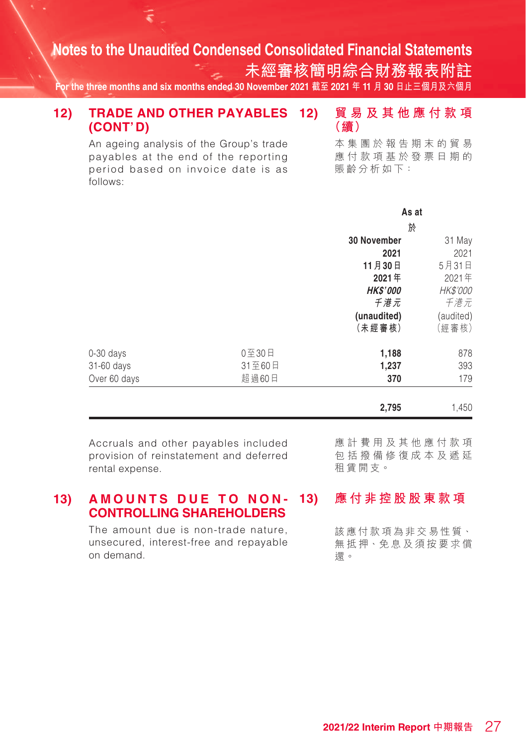## 12) TRADE AND OTHER PAYABLES (CONT'D)

## 12) 貿易及其他應付款項（續）

An ageing analysis of the Group's trade payables at the end of the reporting period based on invoice date is as follows:

本集團於報告期末的貿易應付款項基於發票日期的賬齡分析如下：

| | | As at 於 | |
|---|---|---|---|
| | | **30 November 2021 11月30日 2021年** | 31 May 2021 5月31日 2021年 |
| | | ***HK$'000 千港元*** | *HK$'000 千港元* |
| | | **(unaudited) （未經審核）** | (audited) （經審核） |
| 0-30 days | 0至30日 | **1,188** | 878 |
| 31-60 days | 31至60日 | **1,237** | 393 |
| Over 60 days | 超過60日 | **370** | 179 |
| | | **2,795** | 1,450 |

Accruals and other payables included provision of reinstatement and deferred rental expense.

應計費用及其他應付款項包括撥備修復成本及遞延租賃開支。

## 13) AMOUNTS DUE TO NON-CONTROLLING SHAREHOLDERS

## 13) 應付非控股股東款項

The amount due is non-trade nature, unsecured, interest-free and repayable on demand.

該應付款項為非交易性質、無抵押、免息及須按要求償還。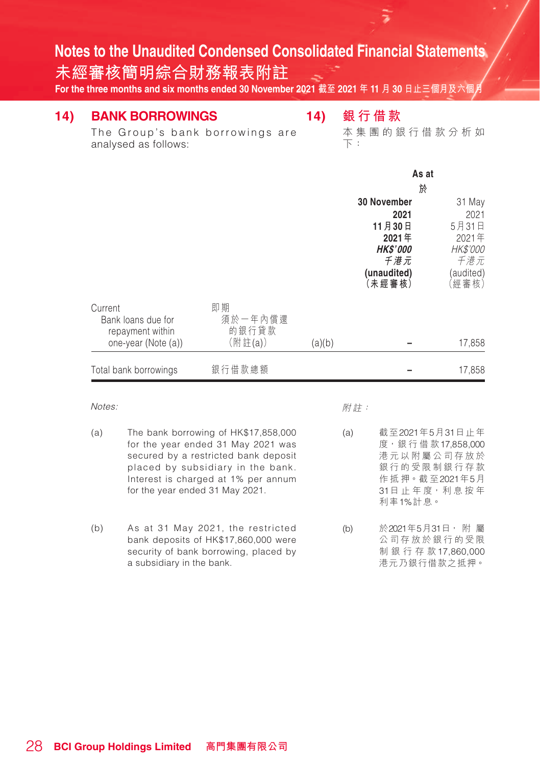# Notes to the Unaudited Condensed Consolidated Financial Statements
# 未經審核簡明綜合財務報表附註

For the three months and six months ended 30 November 2021 截至 2021 年 11 月 30 日止三個月及六個月

## 14) BANK BORROWINGS

The Group's bank borrowings are analysed as follows:

## 14) 銀行借款

本集團的銀行借款分析如下：

| | | | As at 於 | |
|---|---|---|---|---|
| | | | **30 November 2021** **11月30日 2021年** ***HK$'000*** ***千港元*** **(unaudited)** **（未經審核）** | 31 May 2021 5月31日 2021年 *HK$'000* *千港元* (audited) （經審核） |
| Current Bank loans due for repayment within one-year (Note (a)) | 即期 須於一年內償還的銀行貸款（附註(a)） | (a)(b) | – | 17,858 |
| Total bank borrowings | 銀行借款總額 | | – | 17,858 |

*Notes:*

(a) The bank borrowing of HK$17,858,000 for the year ended 31 May 2021 was secured by a restricted bank deposit placed by subsidiary in the bank. Interest is charged at 1% per annum for the year ended 31 May 2021.

(b) As at 31 May 2021, the restricted bank deposits of HK$17,860,000 were security of bank borrowing, placed by a subsidiary in the bank.

*附註：*

(a) 截至2021年5月31日止年度，銀行借款17,858,000港元以附屬公司存放於銀行的受限制銀行存款作抵押。截至2021年5月31日止年度，利息按年利率1%計息。

(b) 於2021年5月31日，附屬公司存放於銀行的受限制銀行存款17,860,000港元乃銀行借款之抵押。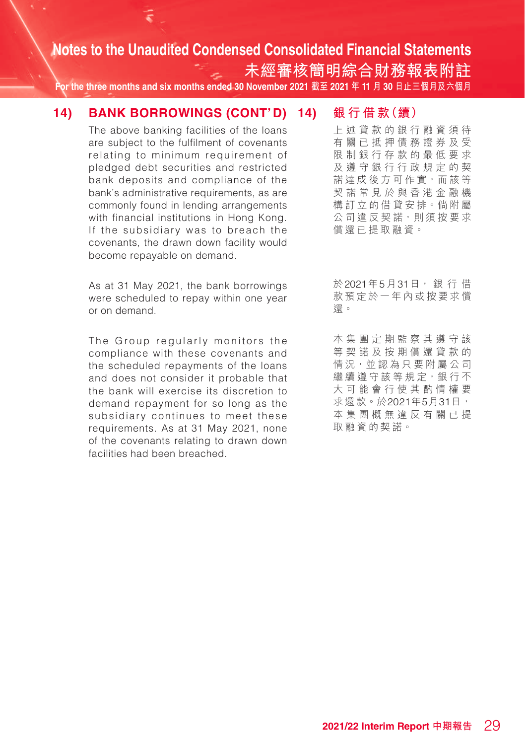## 14) BANK BORROWINGS (CONT'D)

The above banking facilities of the loans are subject to the fulfilment of covenants relating to minimum requirement of pledged debt securities and restricted bank deposits and compliance of the bank's administrative requirements, as are commonly found in lending arrangements with financial institutions in Hong Kong. If the subsidiary was to breach the covenants, the drawn down facility would become repayable on demand.

As at 31 May 2021, the bank borrowings were scheduled to repay within one year or on demand.

The Group regularly monitors the compliance with these covenants and the scheduled repayments of the loans and does not consider it probable that the bank will exercise its discretion to demand repayment for so long as the subsidiary continues to meet these requirements. As at 31 May 2021, none of the covenants relating to drawn down facilities had been breached.

## 14) 銀行借款（續）

上述貸款的銀行融資須待有關已抵押債務證券及受限制銀行存款的最低要求及遵守銀行行政規定的契諾達成後方可作實，而該等契諾常見於與香港金融機構訂立的借貸安排。倘附屬公司違反契諾，則須按要求償還已提取融資。

於2021年5月31日，銀行借款預定於一年內或按要求償還。

本集團定期監察其遵守該等契諾及按期償還貸款的情況，並認為只要附屬公司繼續遵守該等規定，銀行不大可能會行使其酌情權要求還款。於2021年5月31日，本集團概無違反有關已提取融資的契諾。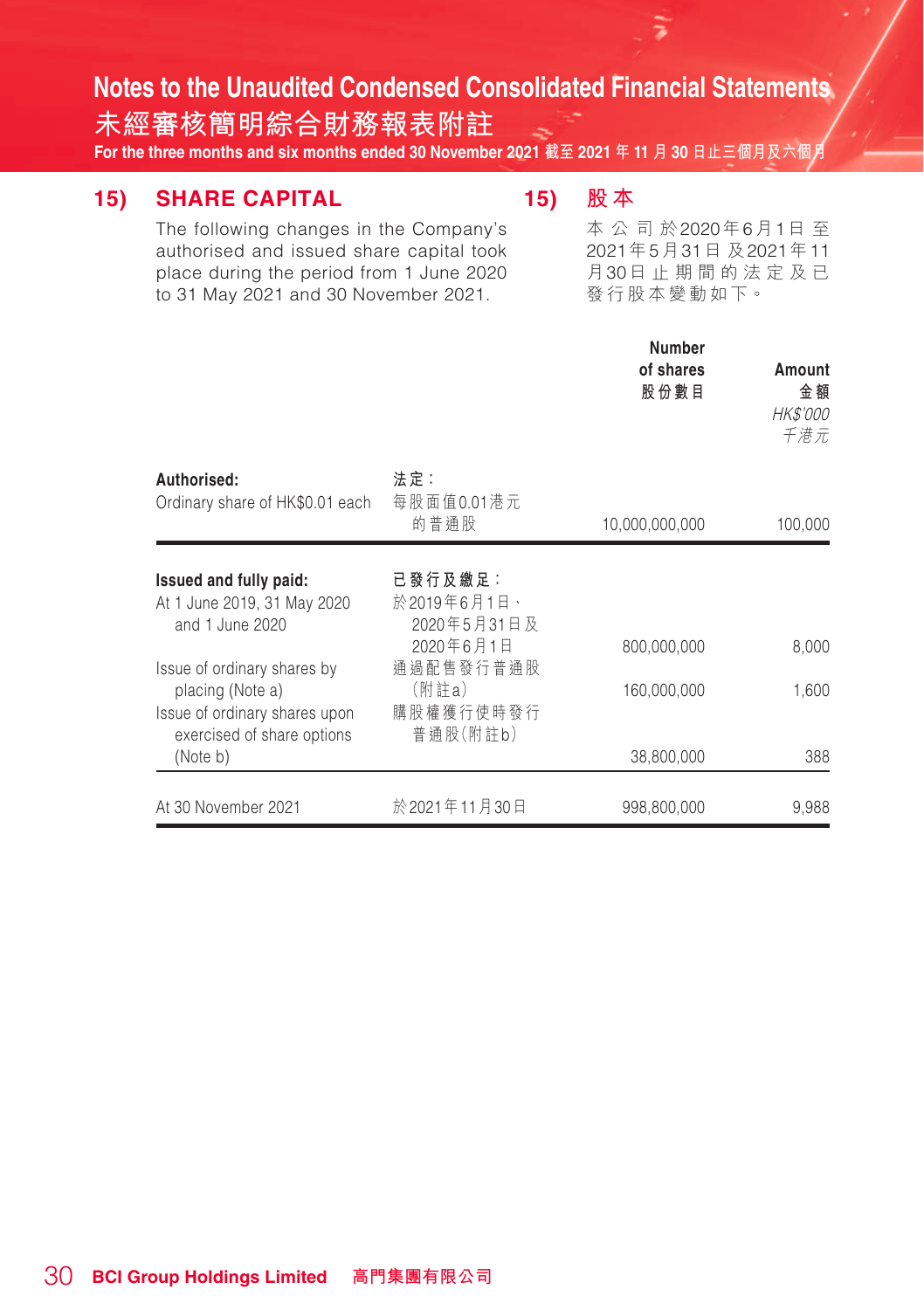## 15) SHARE CAPITAL

The following changes in the Company's authorised and issued share capital took place during the period from 1 June 2020 to 31 May 2021 and 30 November 2021.

## 15) 股本

本公司於2020年6月1日至2021年5月31日及2021年11月30日止期間的法定及已發行股本變動如下。

| | | Number of shares<br>股份數目 | Amount<br>金額<br>*HK$'000*<br>*千港元* |
|---|---|---|---|
| **Authorised:**<br>Ordinary share of HK$0.01 each | **法定：**<br>每股面值0.01港元的普通股 | 10,000,000,000 | 100,000 |
| **Issued and fully paid:** | **已發行及繳足：** | | |
| At 1 June 2019, 31 May 2020 and 1 June 2020 | 於2019年6月1日、2020年5月31日及2020年6月1日 | 800,000,000 | 8,000 |
| Issue of ordinary shares by placing (Note a) | 通過配售發行普通股（附註a） | 160,000,000 | 1,600 |
| Issue of ordinary shares upon exercised of share options (Note b) | 購股權獲行使時發行普通股（附註b） | 38,800,000 | 388 |
| At 30 November 2021 | 於2021年11月30日 | 998,800,000 | 9,988 |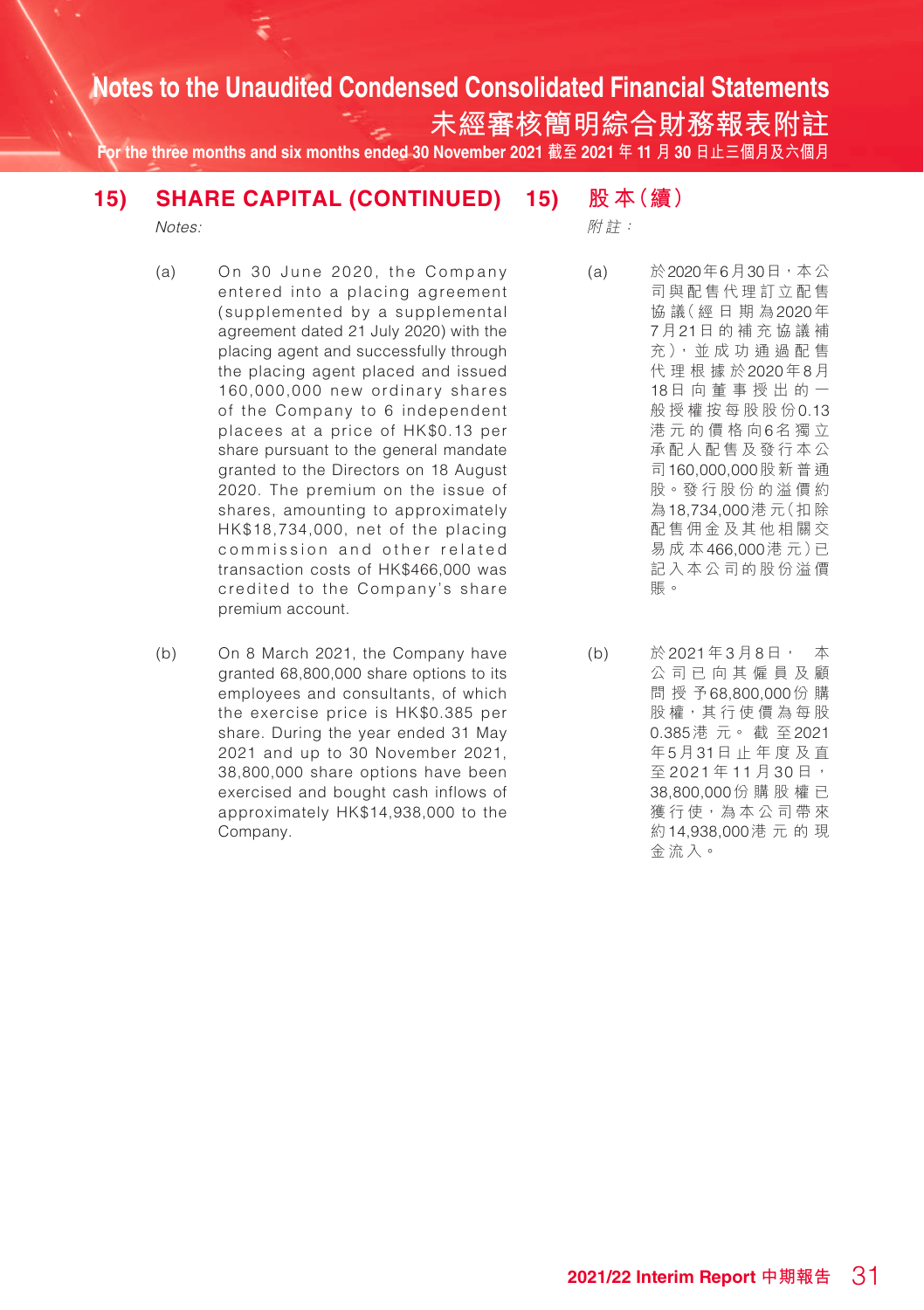## 15) SHARE CAPITAL (CONTINUED)

*Notes:*

(a) On 30 June 2020, the Company entered into a placing agreement (supplemented by a supplemental agreement dated 21 July 2020) with the placing agent and successfully through the placing agent placed and issued 160,000,000 new ordinary shares of the Company to 6 independent placees at a price of HK$0.13 per share pursuant to the general mandate granted to the Directors on 18 August 2020. The premium on the issue of shares, amounting to approximately HK$18,734,000, net of the placing commission and other related transaction costs of HK$466,000 was credited to the Company's share premium account.

(b) On 8 March 2021, the Company have granted 68,800,000 share options to its employees and consultants, of which the exercise price is HK$0.385 per share. During the year ended 31 May 2021 and up to 30 November 2021, 38,800,000 share options have been exercised and bought cash inflows of approximately HK$14,938,000 to the Company.

## 15) 股本（續）

*附註：*

(a) 於2020年6月30日，本公司與配售代理訂立配售協議（經日期為2020年7月21日的補充協議補充），並成功通過配售代理根據於2020年8月18日向董事授出的一般授權按每股股份0.13港元的價格向6名獨立承配人配售及發行本公司160,000,000股新普通股。發行股份的溢價約為18,734,000港元（扣除配售佣金及其他相關交易成本466,000港元）已記入本公司的股份溢價賬。

(b) 於2021年3月8日，本公司已向其僱員及顧問授予68,800,000份購股權，其行使價為每股0.385港元。截至2021年5月31日止年度及直至2021年11月30日，38,800,000份購股權已獲行使，為本公司帶來約14,938,000港元的現金流入。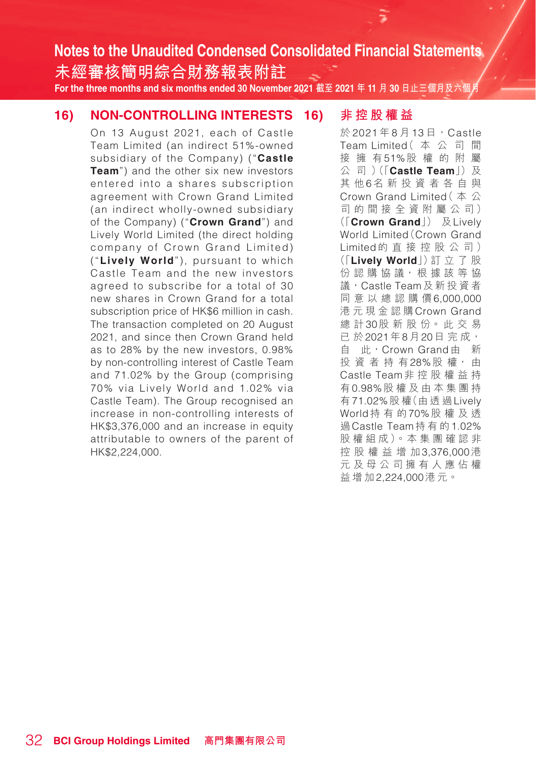## 16) NON-CONTROLLING INTERESTS

On 13 August 2021, each of Castle Team Limited (an indirect 51%-owned subsidiary of the Company) ("**Castle Team**") and the other six new investors entered into a shares subscription agreement with Crown Grand Limited (an indirect wholly-owned subsidiary of the Company) ("**Crown Grand**") and Lively World Limited (the direct holding company of Crown Grand Limited) ("**Lively World**"), pursuant to which Castle Team and the new investors agreed to subscribe for a total of 30 new shares in Crown Grand for a total subscription price of HK$6 million in cash. The transaction completed on 20 August 2021, and since then Crown Grand held as to 28% by the new investors, 0.98% by non-controlling interest of Castle Team and 71.02% by the Group (comprising 70% via Lively World and 1.02% via Castle Team). The Group recognised an increase in non-controlling interests of HK$3,376,000 and an increase in equity attributable to owners of the parent of HK$2,224,000.

## 16) 非控股權益

於2021年8月13日，Castle Team Limited（本公司間接擁有51%股權的附屬公司）（「**Castle Team**」）及其他6名新投資者各自與Crown Grand Limited（本公司的間接全資附屬公司）（「**Crown Grand**」）及Lively World Limited（Crown Grand Limited的直接控股公司）（「**Lively World**」）訂立了股份認購協議，根據該等協議，Castle Team及新投資者同意以總認購價6,000,000港元現金認購Crown Grand總計30股新股份。此交易已於2021年8月20日完成，自此，Crown Grand由新投資者持有28%股權，由Castle Team非控股權益持有0.98%股權及由本集團持有71.02%股權（由透過Lively World持有的70%股權及透過Castle Team持有的1.02%股權組成）。本集團確認非控股權益增加3,376,000港元及母公司擁有人應佔權益增加2,224,000港元。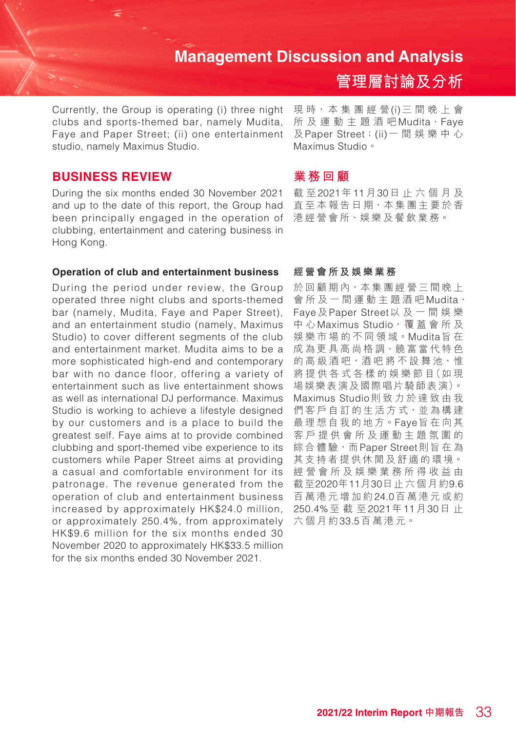Currently, the Group is operating (i) three night clubs and sports-themed bar, namely Mudita, Faye and Paper Street; (ii) one entertainment studio, namely Maximus Studio.

現時，本集團經營(i)三間晚上會所及運動主題酒吧Mudita、Faye及Paper Street；(ii)一間娛樂中心Maximus Studio。

## BUSINESS REVIEW

## 業務回顧

During the six months ended 30 November 2021 and up to the date of this report, the Group had been principally engaged in the operation of clubbing, entertainment and catering business in Hong Kong.

截至2021年11月30日止六個月及直至本報告日期，本集團主要於香港經營會所、娛樂及餐飲業務。

### Operation of club and entertainment business

During the period under review, the Group operated three night clubs and sports-themed bar (namely, Mudita, Faye and Paper Street), and an entertainment studio (namely, Maximus Studio) to cover different segments of the club and entertainment market. Mudita aims to be a more sophisticated high-end and contemporary bar with no dance floor, offering a variety of entertainment such as live entertainment shows as well as international DJ performance. Maximus Studio is working to achieve a lifestyle designed by our customers and is a place to build the greatest self. Faye aims at to provide combined clubbing and sport-themed vibe experience to its customers while Paper Street aims at providing a casual and comfortable environment for its patronage. The revenue generated from the operation of club and entertainment business increased by approximately HK$24.0 million, or approximately 250.4%, from approximately HK$9.6 million for the six months ended 30 November 2020 to approximately HK$33.5 million for the six months ended 30 November 2021.

### 經營會所及娛樂業務

於回顧期內，本集團經營三間晚上會所及一間運動主題酒吧Mudita、Faye及Paper Street以及一間娛樂中心Maximus Studio，覆蓋會所及娛樂市場的不同領域。Mudita旨在成為更具高尚格調、饒富當代特色的高級酒吧，酒吧將不設舞池，惟將提供各式各樣的娛樂節目(如現場娛樂表演及國際唱片騎師表演)。Maximus Studio則致力於達致由我們客戶自訂的生活方式，並為構建最理想自我的地方。Faye旨在向其客戶提供會所及運動主題氛圍的綜合體驗，而Paper Street則旨在為其支持者提供休閒及舒適的環境。經營會所及娛樂業務所得收益由截至2020年11月30日止六個月約9.6百萬港元增加約24.0百萬港元或約250.4%至截至2021年11月30日止六個月約33.5百萬港元。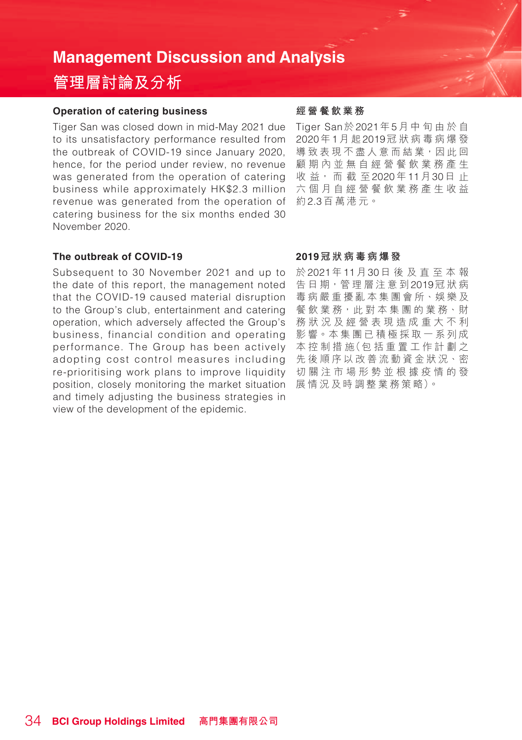# Management Discussion and Analysis

# 管理層討論及分析

### Operation of catering business

Tiger San was closed down in mid-May 2021 due to its unsatisfactory performance resulted from the outbreak of COVID-19 since January 2020, hence, for the period under review, no revenue was generated from the operation of catering business while approximately HK$2.3 million revenue was generated from the operation of catering business for the six months ended 30 November 2020.

### 經營餐飲業務

Tiger San於2021年5月中旬由於自2020年1月起2019冠狀病毒病爆發導致表現不盡人意而結業，因此回顧期內並無自經營餐飲業務產生收益，而截至2020年11月30日止六個月自經營餐飲業務產生收益約2.3百萬港元。

### The outbreak of COVID-19

Subsequent to 30 November 2021 and up to the date of this report, the management noted that the COVID-19 caused material disruption to the Group's club, entertainment and catering operation, which adversely affected the Group's business, financial condition and operating performance. The Group has been actively adopting cost control measures including re-prioritising work plans to improve liquidity position, closely monitoring the market situation and timely adjusting the business strategies in view of the development of the epidemic.

### 2019冠狀病毒病爆發

於2021年11月30日後及直至本報告日期，管理層注意到2019冠狀病毒病嚴重擾亂本集團會所、娛樂及餐飲業務，此對本集團的業務、財務狀況及經營表現造成重大不利影響。本集團已積極採取一系列成本控制措施(包括重置工作計劃之先後順序以改善流動資金狀況、密切關注市場形勢並根據疫情的發展情況及時調整業務策略)。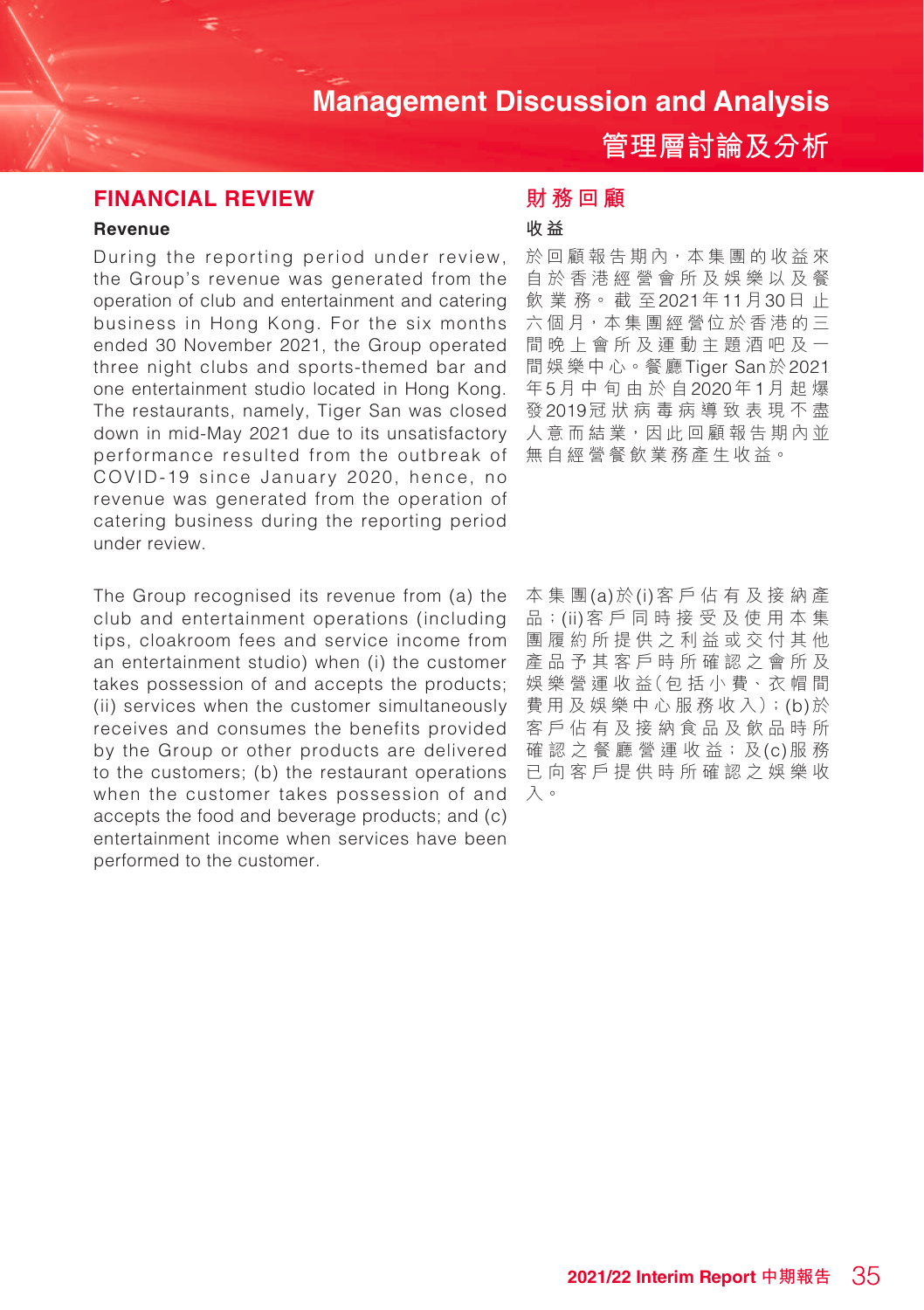# Management Discussion and Analysis

# 管理層討論及分析

## FINANCIAL REVIEW

### Revenue

During the reporting period under review, the Group's revenue was generated from the operation of club and entertainment and catering business in Hong Kong. For the six months ended 30 November 2021, the Group operated three night clubs and sports-themed bar and one entertainment studio located in Hong Kong. The restaurants, namely, Tiger San was closed down in mid-May 2021 due to its unsatisfactory performance resulted from the outbreak of COVID-19 since January 2020, hence, no revenue was generated from the operation of catering business during the reporting period under review.

The Group recognised its revenue from (a) the club and entertainment operations (including tips, cloakroom fees and service income from an entertainment studio) when (i) the customer takes possession of and accepts the products; (ii) services when the customer simultaneously receives and consumes the benefits provided by the Group or other products are delivered to the customers; (b) the restaurant operations when the customer takes possession of and accepts the food and beverage products; and (c) entertainment income when services have been performed to the customer.

## 財務回顧

### 收益

於回顧報告期內，本集團的收益來自於香港經營會所及娛樂以及餐飲業務。截至2021年11月30日止六個月，本集團經營位於香港的三間晚上會所及運動主題酒吧及一間娛樂中心。餐廳Tiger San於2021年5月中旬由於自2020年1月起爆發2019冠狀病毒導致表現不盡人意而結業，因此回顧報告期內並無自經營餐飲業務產生收益。

本集團(a)於(i)客戶佔有及接納產品；(ii)客戶同時接受及使用本集團履約所提供之利益或交付其他產品予其客戶時所確認之會所及娛樂營運收益(包括小費、衣帽間費用及娛樂中心服務收入)；(b)於客戶佔有及接納食品及飲品時所確認之餐廳營運收益；及(c)服務已向客戶提供時所確認之娛樂收入。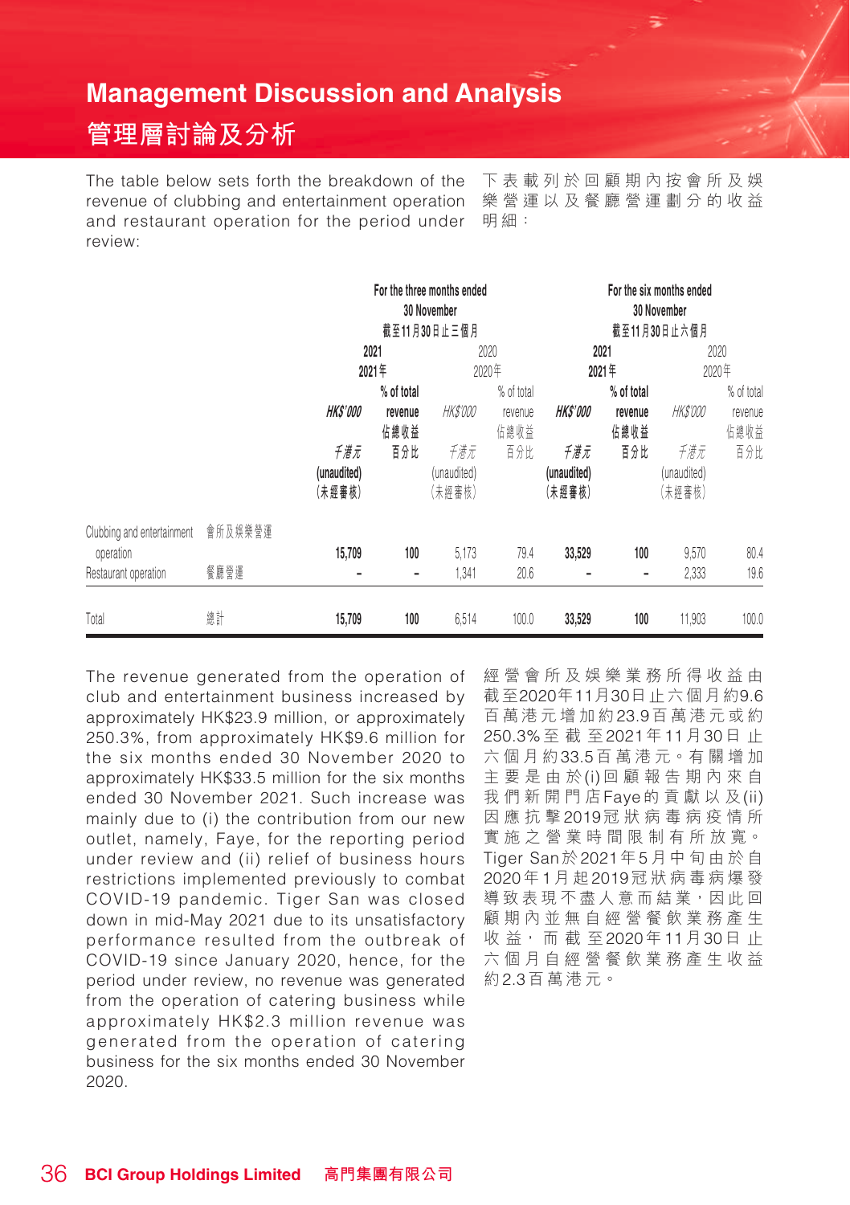# Management Discussion and Analysis
# 管理層討論及分析

The table below sets forth the breakdown of the revenue of clubbing and entertainment operation and restaurant operation for the period under review:

下表載列於回顧期內按會所及娛樂營運以及餐廳營運劃分的收益明細：

| | | For the three months ended 30 November 截至11月30日止三個月 | | | | For the six months ended 30 November 截至11月30日止六個月 | | | |
|---|---|---|---|---|---|---|---|---|---|
| | | **2021 2021年** | | 2020 2020年 | | **2021 2021年** | | 2020 2020年 | |
| | | ***HK$'000 千港元 (unaudited) (未經審核)*** | **% of total revenue 佔總收益百分比** | *HK$'000 千港元* (unaudited) (未經審核) | % of total revenue 佔總收益百分比 | ***HK$'000 千港元 (unaudited) (未經審核)*** | **% of total revenue 佔總收益百分比** | *HK$'000 千港元* (unaudited) (未經審核) | % of total revenue 佔總收益百分比 |
| Clubbing and entertainment operation | 會所及娛樂營運 | **15,709** | **100** | 5,173 | 79.4 | **33,529** | **100** | 9,570 | 80.4 |
| Restaurant operation | 餐廳營運 | **-** | **-** | 1,341 | 20.6 | **-** | **-** | 2,333 | 19.6 |
| Total | 總計 | **15,709** | **100** | 6,514 | 100.0 | **33,529** | **100** | 11,903 | 100.0 |

The revenue generated from the operation of club and entertainment business increased by approximately HK$23.9 million, or approximately 250.3%, from approximately HK$9.6 million for the six months ended 30 November 2020 to approximately HK$33.5 million for the six months ended 30 November 2021. Such increase was mainly due to (i) the contribution from our new outlet, namely, Faye, for the reporting period under review and (ii) relief of business hours restrictions implemented previously to combat COVID-19 pandemic. Tiger San was closed down in mid-May 2021 due to its unsatisfactory performance resulted from the outbreak of COVID-19 since January 2020, hence, for the period under review, no revenue was generated from the operation of catering business while approximately HK$2.3 million revenue was generated from the operation of catering business for the six months ended 30 November 2020.

經營會所及娛樂業務所得收益由截至2020年11月30日止六個月約9.6百萬港元增加約23.9百萬港元或約250.3%至截至2021年11月30日止六個月約33.5百萬港元。有關增加主要是由於(i)回顧報告期內來自我們新開門店Faye的貢獻以及(ii)因應抗擊2019冠狀病毒病疫情所實施之營業時間限制有所放寬。Tiger San於2021年5月中旬由於自2020年1月起2019冠狀病毒病爆發導致表現不盡人意而結業，因此回顧期內並無自經營餐飲業務產生收益，而截至2020年11月30日止六個月自經營餐飲業務產生收益約2.3百萬港元。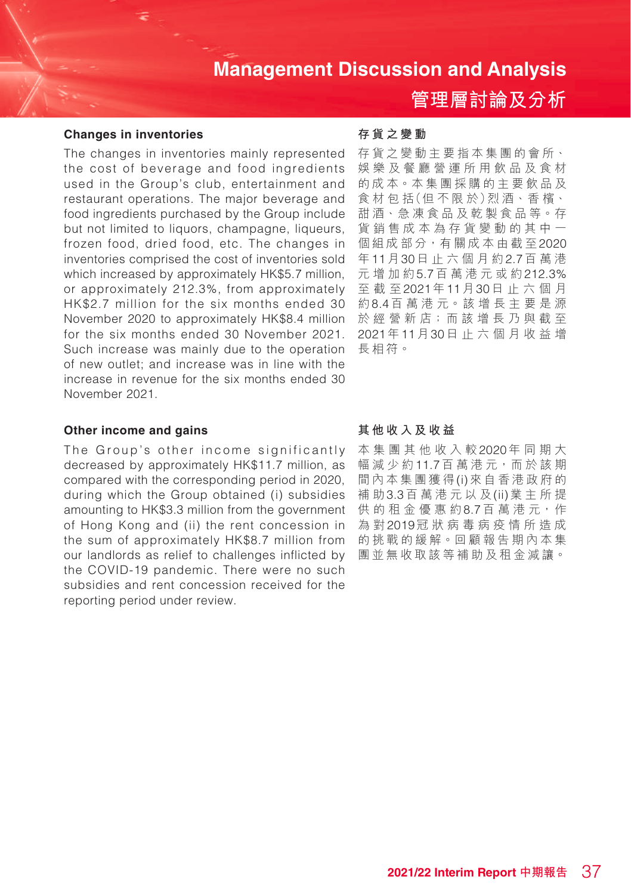### Changes in inventories

The changes in inventories mainly represented the cost of beverage and food ingredients used in the Group's club, entertainment and restaurant operations. The major beverage and food ingredients purchased by the Group include but not limited to liquors, champagne, liqueurs, frozen food, dried food, etc. The changes in inventories comprised the cost of inventories sold which increased by approximately HK$5.7 million, or approximately 212.3%, from approximately HK$2.7 million for the six months ended 30 November 2020 to approximately HK$8.4 million for the six months ended 30 November 2021. Such increase was mainly due to the operation of new outlet; and increase was in line with the increase in revenue for the six months ended 30 November 2021.

### 存貨之變動

存貨之變動主要指本集團的會所、娛樂及餐廳營運所用飲品及食材的成本。本集團採購的主要飲品及食材包括(但不限於)烈酒、香檳、甜酒、急凍食品及乾製食品等。存貨銷售成本為存貨變動的其中一個組成部分，有關成本由截至2020年11月30日止六個月約2.7百萬港元增加約5.7百萬港元或約212.3%至截至2021年11月30日止六個月約8.4百萬港元。該增長主要是源於經營新店；而該增長乃與截至2021年11月30日止六個月收益增長相符。

### Other income and gains

The Group's other income significantly decreased by approximately HK$11.7 million, as compared with the corresponding period in 2020, during which the Group obtained (i) subsidies amounting to HK$3.3 million from the government of Hong Kong and (ii) the rent concession in the sum of approximately HK$8.7 million from our landlords as relief to challenges inflicted by the COVID-19 pandemic. There were no such subsidies and rent concession received for the reporting period under review.

### 其他收入及收益

本集團其他收入較2020年同期大幅減少約11.7百萬港元，而於該期間內本集團獲得(i)來自香港政府的補助3.3百萬港元以及(ii)業主所提供的租金優惠約8.7百萬港元，作為對2019冠狀病毒病疫情所造成的挑戰的緩解。回顧報告期內本集團並無收取該等補助及租金減讓。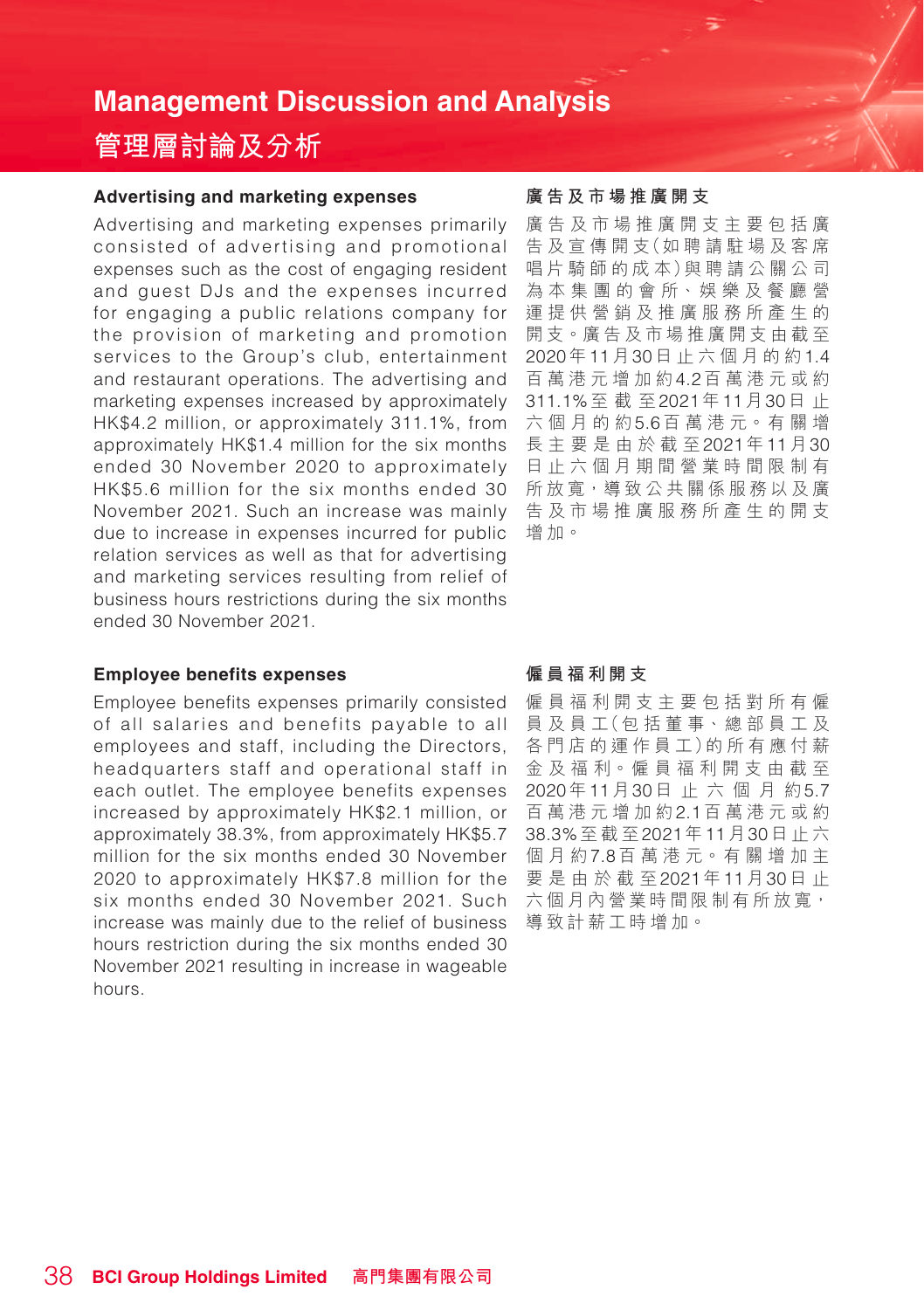# Management Discussion and Analysis

# 管理層討論及分析

### Advertising and marketing expenses

Advertising and marketing expenses primarily consisted of advertising and promotional expenses such as the cost of engaging resident and guest DJs and the expenses incurred for engaging a public relations company for the provision of marketing and promotion services to the Group's club, entertainment and restaurant operations. The advertising and marketing expenses increased by approximately HK$4.2 million, or approximately 311.1%, from approximately HK$1.4 million for the six months ended 30 November 2020 to approximately HK$5.6 million for the six months ended 30 November 2021. Such an increase was mainly due to increase in expenses incurred for public relation services as well as that for advertising and marketing services resulting from relief of business hours restrictions during the six months ended 30 November 2021.

### 廣告及市場推廣開支

廣告及市場推廣開支主要包括廣告及宣傳開支（如聘請駐場及客席唱片騎師的成本）與聘請公關公司為本集團的會所、娛樂及餐廳營運提供營銷及推廣服務所產生的開支。廣告及市場推廣開支由截至2020年11月30日止六個月的約1.4百萬港元增加約4.2百萬港元或約311.1%至截至2021年11月30日止六個月的約5.6百萬港元。有關增長主要是由於截至2021年11月30日止六個月期間營業時間限制有所放寬，導致公共關係服務以及廣告及市場推廣服務所產生的開支增加。

### Employee benefits expenses

Employee benefits expenses primarily consisted of all salaries and benefits payable to all employees and staff, including the Directors, headquarters staff and operational staff in each outlet. The employee benefits expenses increased by approximately HK$2.1 million, or approximately 38.3%, from approximately HK$5.7 million for the six months ended 30 November 2020 to approximately HK$7.8 million for the six months ended 30 November 2021. Such increase was mainly due to the relief of business hours restriction during the six months ended 30 November 2021 resulting in increase in wageable hours.

### 僱員福利開支

僱員福利開支主要包括對所有僱員及員工（包括董事、總部員工及各門店的運作員工）的所有應付薪金及福利。僱員福利開支由截至2020年11月30日止六個月約5.7百萬港元增加約2.1百萬港元或約38.3%至截至2021年11月30日止六個月約7.8百萬港元。有關增加主要是由於截至2021年11月30日止六個月內營業時間限制有所放寬，導致計薪工時增加。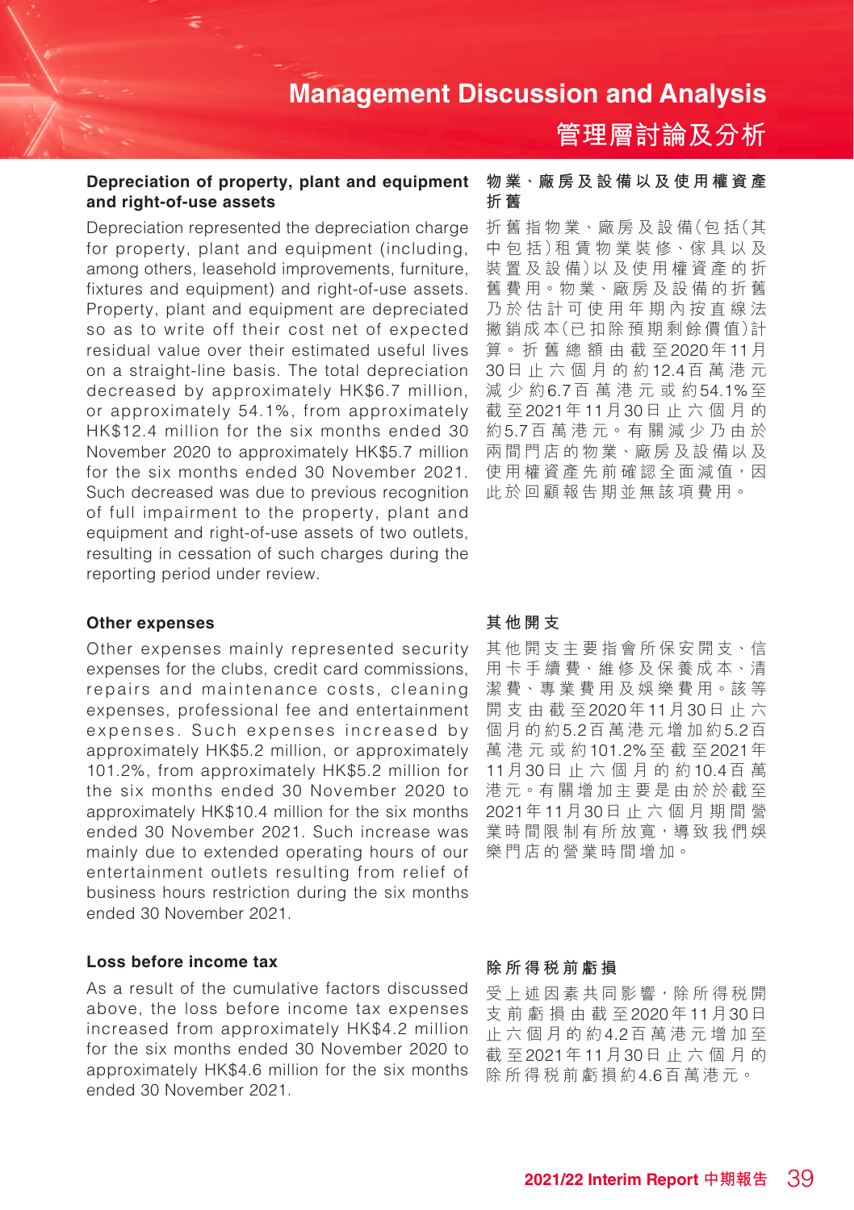# Management Discussion and Analysis
# 管理層討論及分析

### Depreciation of property, plant and equipment and right-of-use assets

Depreciation represented the depreciation charge for property, plant and equipment (including, among others, leasehold improvements, furniture, fixtures and equipment) and right-of-use assets. Property, plant and equipment are depreciated so as to write off their cost net of expected residual value over their estimated useful lives on a straight-line basis. The total depreciation decreased by approximately HK$6.7 million, or approximately 54.1%, from approximately HK$12.4 million for the six months ended 30 November 2020 to approximately HK$5.7 million for the six months ended 30 November 2021. Such decreased was due to previous recognition of full impairment to the property, plant and equipment and right-of-use assets of two outlets, resulting in cessation of such charges during the reporting period under review.

### 物業、廠房及設備以及使用權資產折舊

折舊指物業、廠房及設備(包括(其中包括)租賃物業裝修、傢具以及裝置及設備)以及使用權資產的折舊費用。物業、廠房及設備的折舊乃於估計可使用年期內按直線法撇銷成本(已扣除預期剩餘價值)計算。折舊總額由截至2020年11月30日止六個月的約12.4百萬港元減少約6.7百萬港元或約54.1%至截至2021年11月30日止六個月的約5.7百萬港元。有關減少乃由於兩間門店的物業、廠房及設備以及使用權資產先前確認全面減值,因此於回顧報告期並無該項費用。

### Other expenses

Other expenses mainly represented security expenses for the clubs, credit card commissions, repairs and maintenance costs, cleaning expenses, professional fee and entertainment expenses. Such expenses increased by approximately HK$5.2 million, or approximately 101.2%, from approximately HK$5.2 million for the six months ended 30 November 2020 to approximately HK$10.4 million for the six months ended 30 November 2021. Such increase was mainly due to extended operating hours of our entertainment outlets resulting from relief of business hours restriction during the six months ended 30 November 2021.

### 其他開支

其他開支主要指會所保安開支、信用卡手續費、維修及保養成本、清潔費、專業費用及娛樂費用。該等開支由截至2020年11月30日止六個月的約5.2百萬港元增加約5.2百萬港元或約101.2%至截至2021年11月30日止六個月的約10.4百萬港元。有關增加主要是由於於截至2021年11月30日止六個月期間營業時間限制有所放寬,導致我們娛樂門店的營業時間增加。

### Loss before income tax

As a result of the cumulative factors discussed above, the loss before income tax expenses increased from approximately HK$4.2 million for the six months ended 30 November 2020 to approximately HK$4.6 million for the six months ended 30 November 2021.

### 除所得税前虧損

受上述因素共同影響,除所得税開支前虧損由截至2020年11月30日止六個月的約4.2百萬港元增加至截至2021年11月30日止六個月的除所得税前虧損約4.6百萬港元。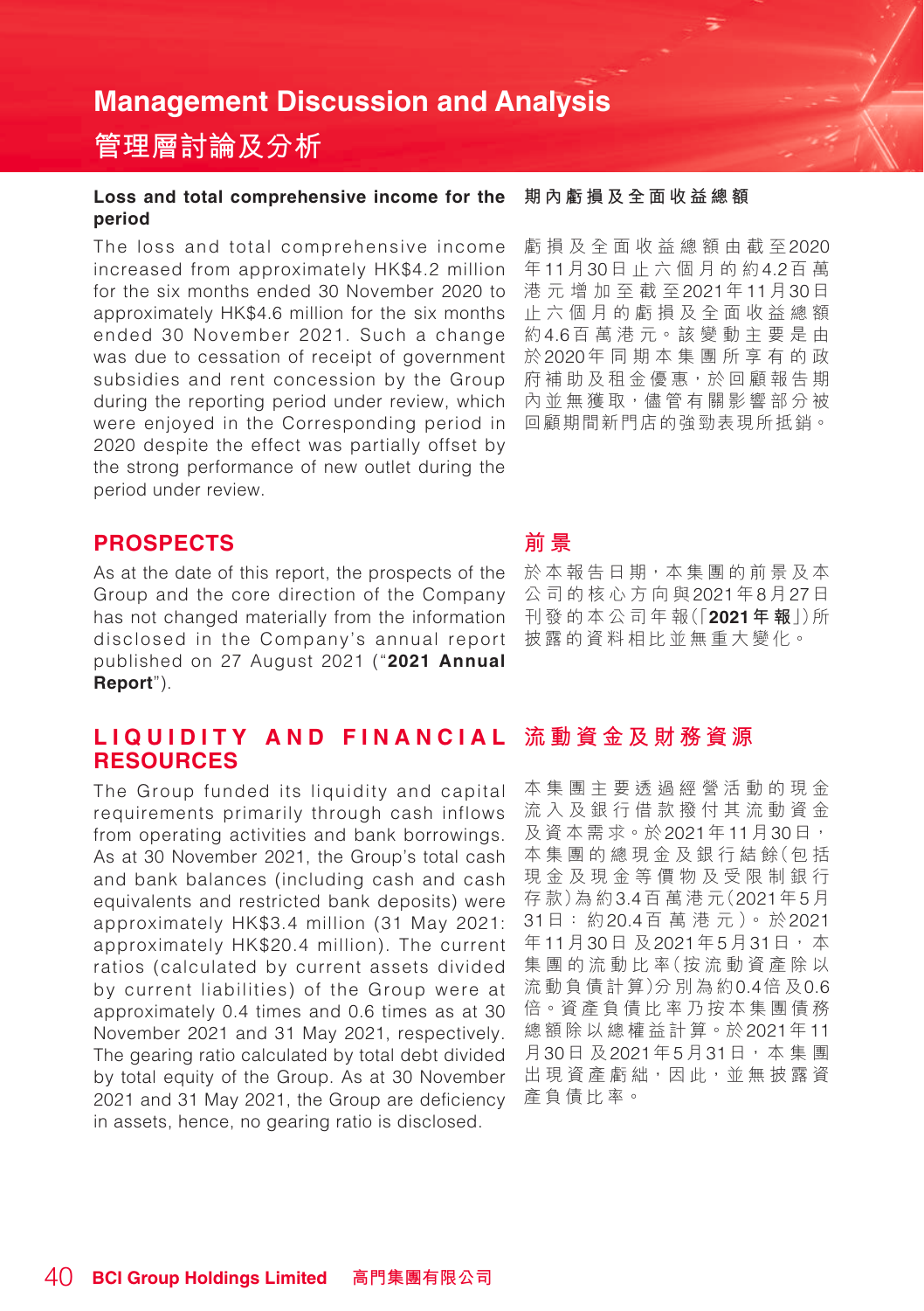# Management Discussion and Analysis
# 管理層討論及分析

### Loss and total comprehensive income for the period

The loss and total comprehensive income increased from approximately HK$4.2 million for the six months ended 30 November 2020 to approximately HK$4.6 million for the six months ended 30 November 2021. Such a change was due to cessation of receipt of government subsidies and rent concession by the Group during the reporting period under review, which were enjoyed in the Corresponding period in 2020 despite the effect was partially offset by the strong performance of new outlet during the period under review.

### 期內虧損及全面收益總額

虧損及全面收益總額由截至2020年11月30日止六個月的約4.2百萬港元增加至截至2021年11月30日止六個月的虧損及全面收益總額約4.6百萬港元。該變動主要是由於2020年同期本集團所享有的政府補助及租金優惠，於回顧報告期內並無獲取，儘管有關影響部分被回顧期間新門店的強勁表現所抵銷。

## PROSPECTS

As at the date of this report, the prospects of the Group and the core direction of the Company has not changed materially from the information disclosed in the Company's annual report published on 27 August 2021 ("**2021 Annual Report**").

## 前景

於本報告日期，本集團的前景及本公司的核心方向與2021年8月27日刊發的本公司年報(「**2021年報**」)所披露的資料相比並無重大變化。

## LIQUIDITY AND FINANCIAL RESOURCES

The Group funded its liquidity and capital requirements primarily through cash inflows from operating activities and bank borrowings. As at 30 November 2021, the Group's total cash and bank balances (including cash and cash equivalents and restricted bank deposits) were approximately HK$3.4 million (31 May 2021: approximately HK$20.4 million). The current ratios (calculated by current assets divided by current liabilities) of the Group were at approximately 0.4 times and 0.6 times as at 30 November 2021 and 31 May 2021, respectively. The gearing ratio calculated by total debt divided by total equity of the Group. As at 30 November 2021 and 31 May 2021, the Group are deficiency in assets, hence, no gearing ratio is disclosed.

## 流動資金及財務資源

本集團主要透過經營活動的現金流入及銀行借款撥付其流動資金及資本需求。於2021年11月30日，本集團的總現金及銀行結餘(包括現金及現金等價物及受限制銀行存款)為約3.4百萬港元(2021年5月31日：約20.4百萬港元)。於2021年11月30日及2021年5月31日，本集團的流動比率(按流動資產除以流動負債計算)分別為約0.4倍及0.6倍。資產負債比率乃按本集團債務總額除以總權益計算。於2021年11月30日及2021年5月31日，本集團出現資產虧絀，因此，並無披露資產負債比率。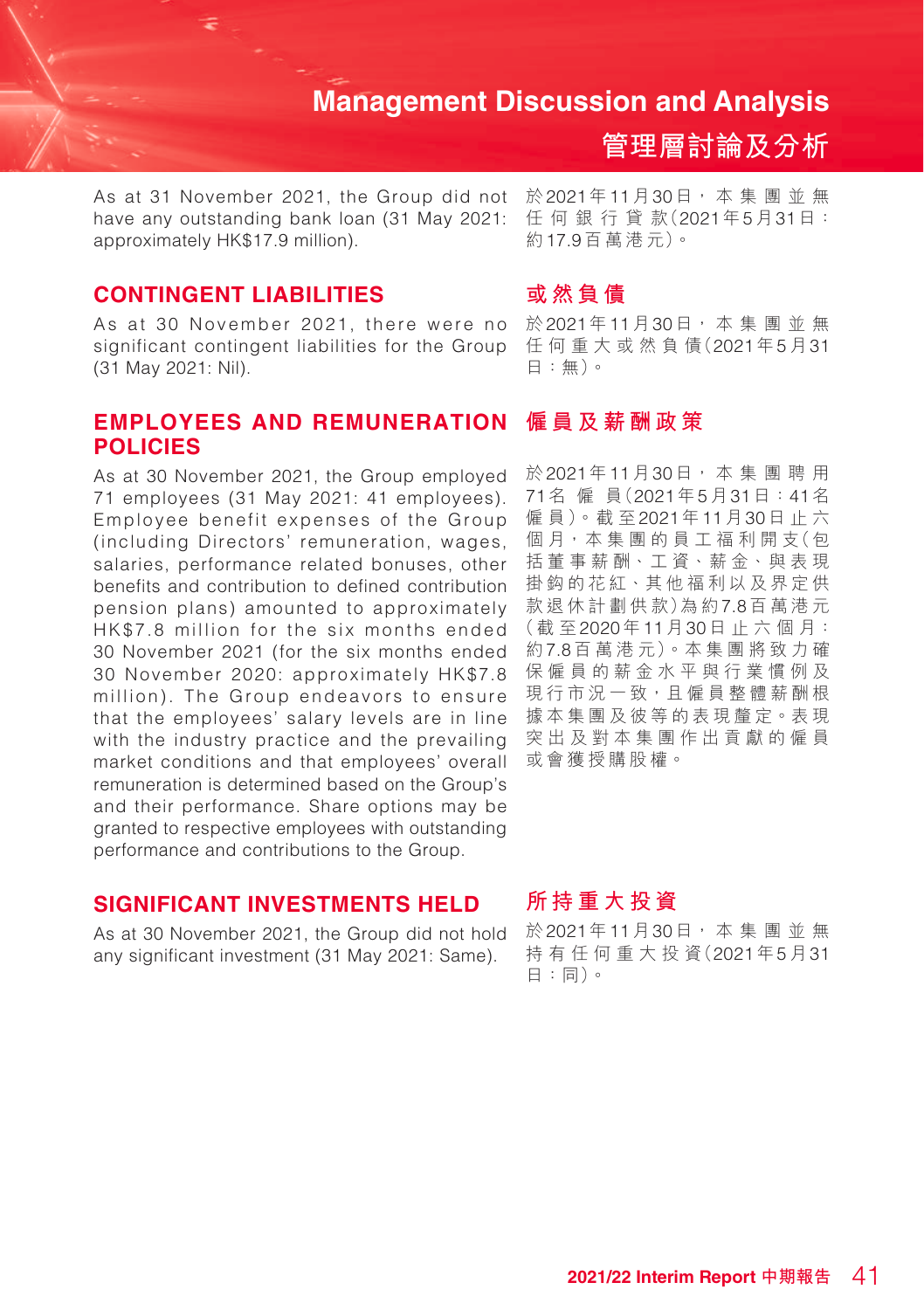As at 31 November 2021, the Group did not have any outstanding bank loan (31 May 2021: approximately HK$17.9 million).

於2021年11月30日，本集團並無任何銀行貸款(2021年5月31日：約17.9百萬港元)。

## CONTINGENT LIABILITIES

## 或然負債

As at 30 November 2021, there were no significant contingent liabilities for the Group (31 May 2021: Nil).

於2021年11月30日，本集團並無任何重大或然負債(2021年5月31日：無)。

## EMPLOYEES AND REMUNERATION POLICIES

## 僱員及薪酬政策

As at 30 November 2021, the Group employed 71 employees (31 May 2021: 41 employees). Employee benefit expenses of the Group (including Directors' remuneration, wages, salaries, performance related bonuses, other benefits and contribution to defined contribution pension plans) amounted to approximately HK$7.8 million for the six months ended 30 November 2021 (for the six months ended 30 November 2020: approximately HK$7.8 million). The Group endeavors to ensure that the employees' salary levels are in line with the industry practice and the prevailing market conditions and that employees' overall remuneration is determined based on the Group's and their performance. Share options may be granted to respective employees with outstanding performance and contributions to the Group.

於2021年11月30日，本集團聘用71名僱員(2021年5月31日：41名僱員)。截至2021年11月30日止六個月，本集團的員工福利開支(包括董事薪酬、工資、薪金、與表現掛鈎的花紅、其他福利以及界定供款退休計劃供款)為約7.8百萬港元(截至2020年11月30日止六個月：約7.8百萬港元)。本集團將致力確保僱員的薪金水平與行業慣例及現行市況一致，且僱員整體薪酬根據本集團及彼等的表現釐定。表現突出及對本集團作出貢獻的僱員或會獲授購股權。

## SIGNIFICANT INVESTMENTS HELD

## 所持重大投資

As at 30 November 2021, the Group did not hold any significant investment (31 May 2021: Same).

於2021年11月30日，本集團並無持有任何重大投資(2021年5月31日：同)。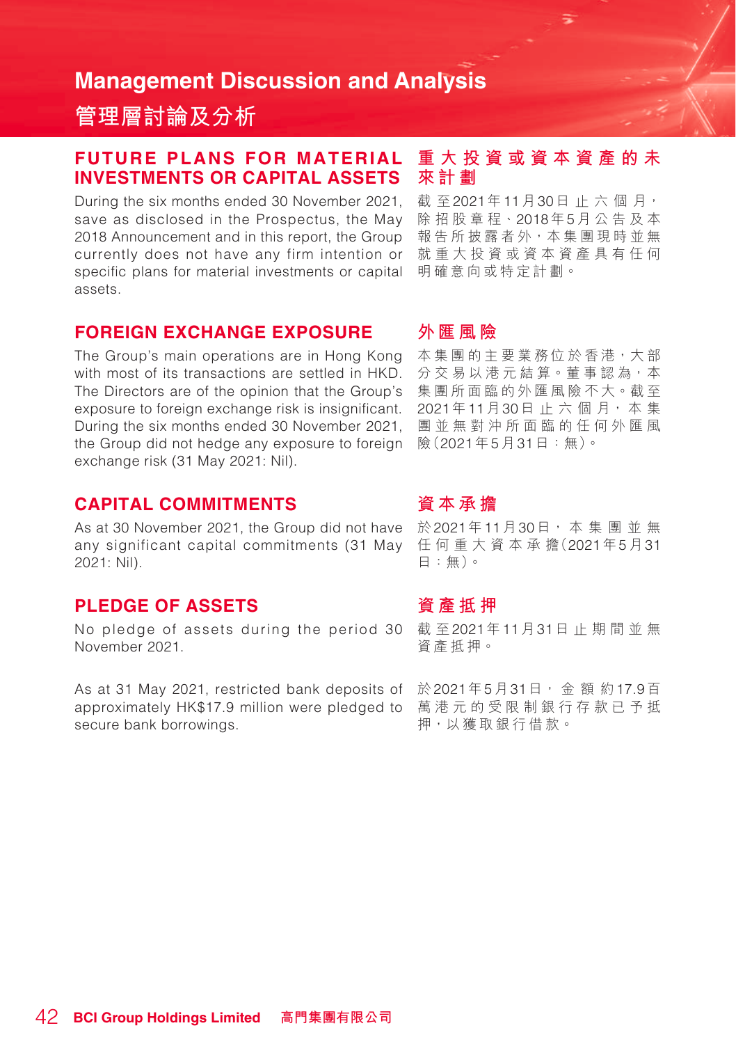# Management Discussion and Analysis

# 管理層討論及分析

## FUTURE PLANS FOR MATERIAL INVESTMENTS OR CAPITAL ASSETS

During the six months ended 30 November 2021, save as disclosed in the Prospectus, the May 2018 Announcement and in this report, the Group currently does not have any firm intention or specific plans for material investments or capital assets.

## 重大投資或資本資產的未來計劃

截至2021年11月30日止六個月，除招股章程、2018年5月公告及本報告所披露者外，本集團現時並無就重大投資或資本資產具有任何明確意向或特定計劃。

## FOREIGN EXCHANGE EXPOSURE

The Group's main operations are in Hong Kong with most of its transactions are settled in HKD. The Directors are of the opinion that the Group's exposure to foreign exchange risk is insignificant. During the six months ended 30 November 2021, the Group did not hedge any exposure to foreign exchange risk (31 May 2021: Nil).

## 外匯風險

本集團的主要業務位於香港，大部分交易以港元結算。董事認為，本集團所面臨的外匯風險不大。截至2021年11月30日止六個月，本集團並無對沖所面臨的任何外匯風險（2021年5月31日：無）。

## CAPITAL COMMITMENTS

As at 30 November 2021, the Group did not have any significant capital commitments (31 May 2021: Nil).

## 資本承擔

於2021年11月30日，本集團並無任何重大資本承擔（2021年5月31日：無）。

## PLEDGE OF ASSETS

No pledge of assets during the period 30 November 2021.

As at 31 May 2021, restricted bank deposits of approximately HK$17.9 million were pledged to secure bank borrowings.

## 資產抵押

截至2021年11月31日止期間並無資產抵押。

於2021年5月31日，金額約17.9百萬港元的受限制銀行存款已予抵押，以獲取銀行借款。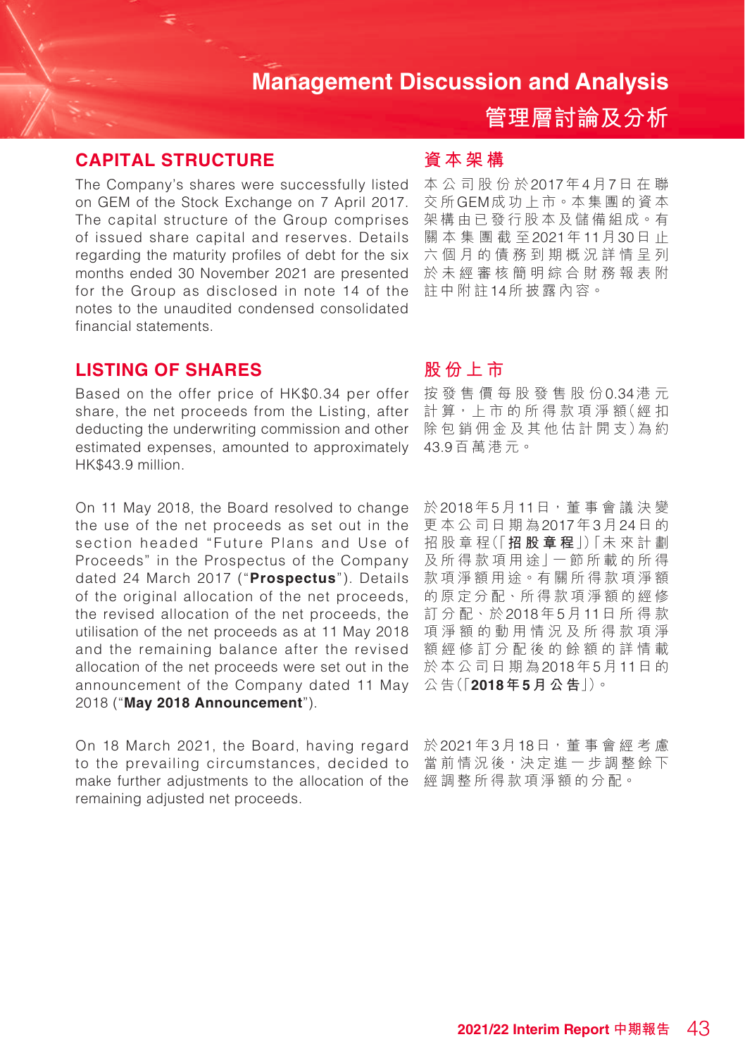# Management Discussion and Analysis
# 管理層討論及分析

## CAPITAL STRUCTURE

The Company's shares were successfully listed on GEM of the Stock Exchange on 7 April 2017. The capital structure of the Group comprises of issued share capital and reserves. Details regarding the maturity profiles of debt for the six months ended 30 November 2021 are presented for the Group as disclosed in note 14 of the notes to the unaudited condensed consolidated financial statements.

## 資本架構

本公司股份於2017年4月7日在聯交所GEM成功上市。本集團的資本架構由已發行股本及儲備組成。有關本集團截至2021年11月30日止六個月的債務到期概況詳情呈列於未經審核簡明綜合財務報表附註中附註14所披露內容。

## LISTING OF SHARES

Based on the offer price of HK$0.34 per offer share, the net proceeds from the Listing, after deducting the underwriting commission and other estimated expenses, amounted to approximately HK$43.9 million.

On 11 May 2018, the Board resolved to change the use of the net proceeds as set out in the section headed "Future Plans and Use of Proceeds" in the Prospectus of the Company dated 24 March 2017 ("**Prospectus**"). Details of the original allocation of the net proceeds, the revised allocation of the net proceeds, the utilisation of the net proceeds as at 11 May 2018 and the remaining balance after the revised allocation of the net proceeds were set out in the announcement of the Company dated 11 May 2018 ("**May 2018 Announcement**").

On 18 March 2021, the Board, having regard to the prevailing circumstances, decided to make further adjustments to the allocation of the remaining adjusted net proceeds.

## 股份上市

按發售價每股發售股份0.34港元計算，上市的所得款項淨額（經扣除包銷佣金及其他估計開支）為約43.9百萬港元。

於2018年5月11日，董事會議決變更本公司日期為2017年3月24日的招股章程（「**招股章程**」）「未來計劃及所得款項用途」一節所載的所得款項淨額用途。有關所得款項淨額的原定分配、所得款項淨額的經修訂分配、於2018年5月11日所得款項淨額的動用情況及所得款項淨額經修訂分配後的餘額的詳情載於本公司日期為2018年5月11日的公告（「**2018年5月公告**」）。

於2021年3月18日，董事會經考慮當前情況後，決定進一步調整餘下經調整所得款項淨額的分配。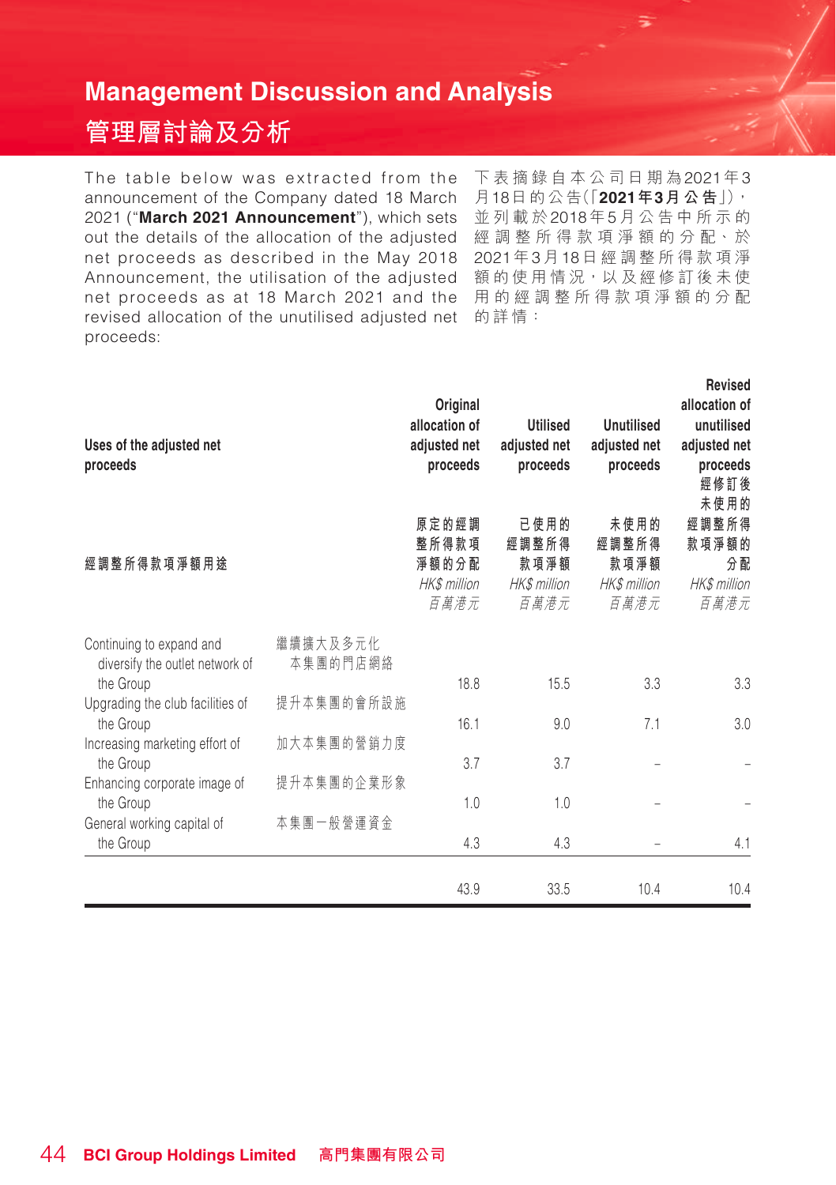# Management Discussion and Analysis

# 管理層討論及分析

The table below was extracted from the announcement of the Company dated 18 March 2021 ("**March 2021 Announcement**"), which sets out the details of the allocation of the adjusted net proceeds as described in the May 2018 Announcement, the utilisation of the adjusted net proceeds as at 18 March 2021 and the revised allocation of the unutilised adjusted net proceeds:

下表摘錄自本公司日期為2021年3月18日的公告(「**2021年3月公告**」),並列載於2018年5月公告中所示的經調整所得款項淨額的分配、於2021年3月18日經調整所得款項淨額的使用情況,以及經修訂後未使用的經調整所得款項淨額的分配的詳情:

| Uses of the adjusted net proceeds<br>經調整所得款項淨額用途 | | Original allocation of adjusted net proceeds<br>原定的經調整所得款項淨額的分配<br>*HK$ million*<br>*百萬港元* | Utilised adjusted net proceeds<br>已使用的經調整所得款項淨額<br>*HK$ million*<br>*百萬港元* | Unutilised adjusted net proceeds<br>未使用的經調整所得款項淨額<br>*HK$ million*<br>*百萬港元* | Revised allocation of unutilised adjusted net proceeds<br>經修訂後未使用的經調整所得款項淨額的分配<br>*HK$ million*<br>*百萬港元* |
|---|---|---|---|---|---|
| Continuing to expand and diversify the outlet network of the Group | 繼續擴大及多元化本集團的門店網絡 | 18.8 | 15.5 | 3.3 | 3.3 |
| Upgrading the club facilities of the Group | 提升本集團的會所設施 | 16.1 | 9.0 | 7.1 | 3.0 |
| Increasing marketing effort of the Group | 加大本集團的營銷力度 | 3.7 | 3.7 | – | – |
| Enhancing corporate image of the Group | 提升本集團的企業形象 | 1.0 | 1.0 | – | – |
| General working capital of the Group | 本集團一般營運資金 | 4.3 | 4.3 | – | 4.1 |
| | | 43.9 | 33.5 | 10.4 | 10.4 |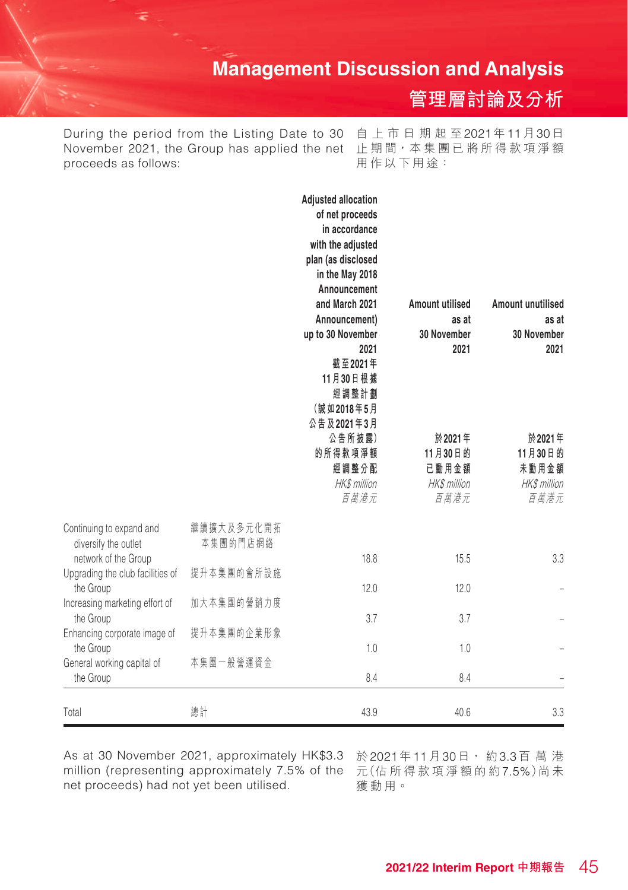During the period from the Listing Date to 30 November 2021, the Group has applied the net proceeds as follows:

自上市日期起至2021年11月30日止期間，本集團已將所得款項淨額用作以下用途：

| | | Adjusted allocation of net proceeds in accordance with the adjusted plan (as disclosed in the May 2018 Announcement and March 2021 Announcement) up to 30 November 2021<br>截至2021年11月30日根據經調整計劃（誠如2018年5月公告及2021年3月公告所披露）的所得款項淨額經調整分配<br>*HK$ million*<br>*百萬港元* | Amount utilised as at 30 November 2021<br>於2021年11月30日的已動用金額<br>*HK$ million*<br>*百萬港元* | Amount unutilised as at 30 November 2021<br>於2021年11月30日的未動用金額<br>*HK$ million*<br>*百萬港元* |
|---|---|---|---|---|
| Continuing to expand and diversify the outlet network of the Group | 繼續擴大及多元化開拓本集團的門店網絡 | 18.8 | 15.5 | 3.3 |
| Upgrading the club facilities of the Group | 提升本集團的會所設施 | 12.0 | 12.0 | – |
| Increasing marketing effort of the Group | 加大本集團的營銷力度 | 3.7 | 3.7 | – |
| Enhancing corporate image of the Group | 提升本集團的企業形象 | 1.0 | 1.0 | – |
| General working capital of the Group | 本集團一般營運資金 | 8.4 | 8.4 | – |
| Total | 總計 | 43.9 | 40.6 | 3.3 |

As at 30 November 2021, approximately HK$3.3 million (representing approximately 7.5% of the net proceeds) had not yet been utilised.

於2021年11月30日，約3.3百萬港元（佔所得款項淨額的約7.5%）尚未獲動用。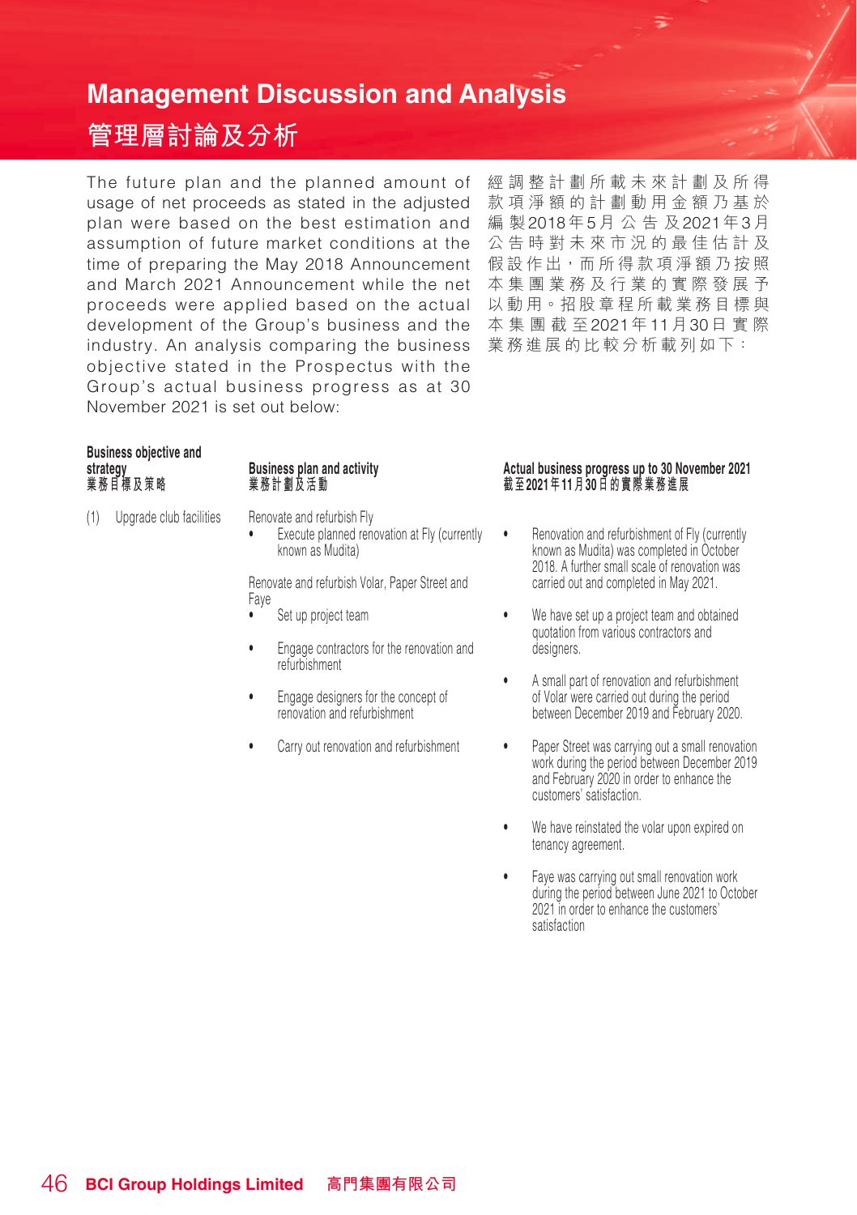# Management Discussion and Analysis

# 管理層討論及分析

The future plan and the planned amount of usage of net proceeds as stated in the adjusted plan were based on the best estimation and assumption of future market conditions at the time of preparing the May 2018 Announcement and March 2021 Announcement while the net proceeds were applied based on the actual development of the Group's business and the industry. An analysis comparing the business objective stated in the Prospectus with the Group's actual business progress as at 30 November 2021 is set out below:

經調整計劃所載未來計劃及所得款項淨額的計劃動用金額乃基於編製2018年5月公告及2021年3月公告時對未來市況的最佳估計及假設作出，而所得款項淨額乃按照本集團業務及行業的實際發展予以動用。招股章程所載業務目標與本集團截至2021年11月30日實際業務進展的比較分析載列如下：

| Business objective and strategy<br>業務目標及策略 | Business plan and activity<br>業務計劃及活動 | Actual business progress up to 30 November 2021<br>截至2021年11月30日的實際業務進展 |
|---|---|---|
| (1) Upgrade club facilities | Renovate and refurbish Fly<br>• Execute planned renovation at Fly (currently known as Mudita) | • Renovation and refurbishment of Fly (currently known as Mudita) was completed in October 2018. A further small scale of renovation was carried out and completed in May 2021. |
| | Renovate and refurbish Volar, Paper Street and Faye<br>• Set up project team | • We have set up a project team and obtained quotation from various contractors and designers. |
| | • Engage contractors for the renovation and refurbishment | • A small part of renovation and refurbishment of Volar were carried out during the period between December 2019 and February 2020. |
| | • Engage designers for the concept of renovation and refurbishment | • Paper Street was carrying out a small renovation work during the period between December 2019 and February 2020 in order to enhance the customers' satisfaction. |
| | • Carry out renovation and refurbishment | • We have reinstated the volar upon expired on tenancy agreement. |
| | | • Faye was carrying out small renovation work during the period between June 2021 to October 2021 in order to enhance the customers' satisfaction |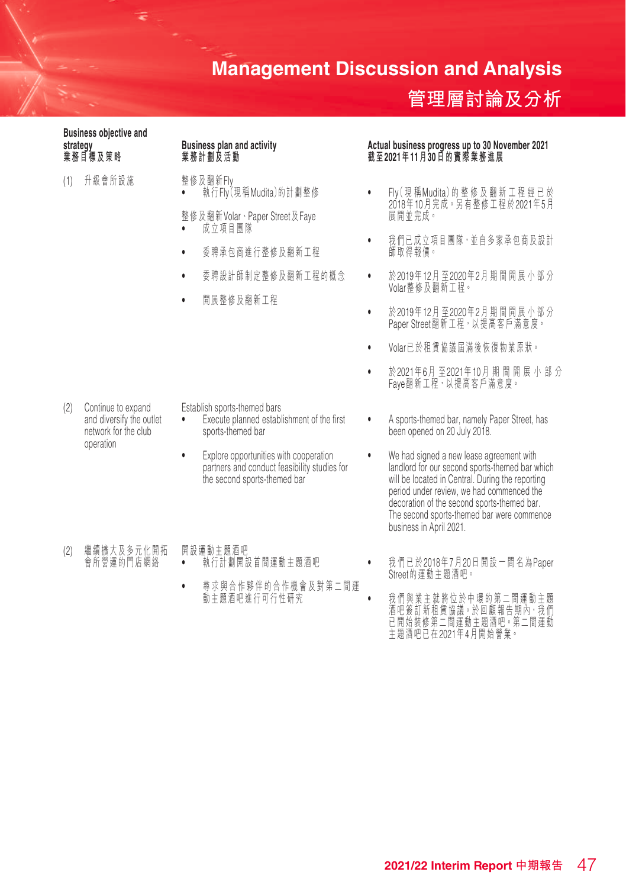# Management Discussion and Analysis
# 管理層討論及分析

| Business objective and strategy 業務目標及策略 | Business plan and activity 業務計劃及活動 | Actual business progress up to 30 November 2021 截至2021年11月30日的實際業務進展 |
|---|---|---|
| (1) 升級會所設施 | 整修及翻新Fly<br>• 執行Fly（現稱Mudita）的計劃整修<br><br>整修及翻新Volar、Paper Street及Faye<br>• 成立項目團隊<br>• 委聘承包商進行整修及翻新工程<br>• 委聘設計師制定整修及翻新工程的概念<br>• 開展整修及翻新工程 | • Fly（現稱Mudita）的整修及翻新工程經已於2018年10月完成。另有整修工程於2021年5月展開並完成。<br>• 我們已成立項目團隊，並自多家承包商及設計師取得報價。<br>• 於2019年12月至2020年2月期間開展小部分Volar整修及翻新工程。<br>• 於2019年12月至2020年2月期間開展小部分Paper Street翻新工程，以提高客戶滿意度。<br>• Volar已於租賃協議屆滿後恢復物業原狀。<br>• 於2021年6月至2021年10月期間開展小部分Faye翻新工程，以提高客戶滿意度。 |
| (2) Continue to expand and diversify the outlet network for the club operation | Establish sports-themed bars<br>• Execute planned establishment of the first sports-themed bar<br>• Explore opportunities with cooperation partners and conduct feasibility studies for the second sports-themed bar | • A sports-themed bar, namely Paper Street, has been opened on 20 July 2018.<br>• We had signed a new lease agreement with landlord for our second sports-themed bar which will be located in Central. During the reporting period under review, we had commenced the decoration of the second sports-themed bar. The second sports-themed bar were commence business in April 2021. |
| (2) 繼續擴大及多元化開拓會所營運的門店網絡 | 開設運動主題酒吧<br>• 執行計劃開設首間運動主題酒吧<br>• 尋求與合作夥伴的合作機會及對第二間運動主題酒吧進行可行性研究 | • 我們已於2018年7月20日開設一間名為Paper Street的運動主題酒吧。<br>• 我們與業主就將位於中環的第二間運動主題酒吧簽訂新租賃協議。於回顧報告期內，我們已開始裝修第二間運動主題酒吧。第二間運動主題酒吧已在2021年4月開始營業。 |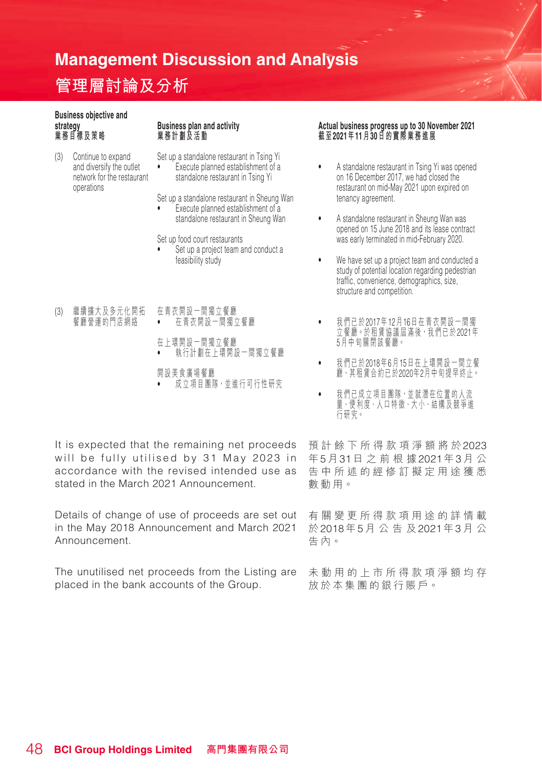# Management Discussion and Analysis
# 管理層討論及分析

| Business objective and strategy<br>業務目標及策略 | Business plan and activity<br>業務計劃及活動 | Actual business progress up to 30 November 2021<br>截至2021年11月30日的實際業務進展 |
|---|---|---|
| (3) Continue to expand and diversify the outlet network for the restaurant operations | Set up a standalone restaurant in Tsing Yi<br>• Execute planned establishment of a standalone restaurant in Tsing Yi<br><br>Set up a standalone restaurant in Sheung Wan<br>• Execute planned establishment of a standalone restaurant in Sheung Wan<br><br>Set up food court restaurants<br>• Set up a project team and conduct a feasibility study | • A standalone restaurant in Tsing Yi was opened on 16 December 2017, we had closed the restaurant on mid-May 2021 upon expired on tenancy agreement.<br><br>• A standalone restaurant in Sheung Wan was opened on 15 June 2018 and its lease contract was early terminated in mid-February 2020.<br><br>• We have set up a project team and conducted a study of potential location regarding pedestrian traffic, convenience, demographics, size, structure and competition. |
| (3) 繼續擴大及多元化開拓餐廳營運的門店網絡 | 在青衣開設一間獨立餐廳<br>• 在青衣開設一間獨立餐廳<br><br>在上環開設一間獨立餐廳<br>• 執行計劃在上環開設一間獨立餐廳<br><br>開設美食廣場餐廳<br>• 成立項目團隊，並進行可行性研究 | • 我們已於2017年12月16日在青衣開設一間獨立餐廳。於租賃協議屆滿後，我們已於2021年5月中旬關閉該餐廳。<br><br>• 我們已於2018年6月15日在上環開設一間立餐廳，其租賃合約已於2020年2月中旬提早終止。<br><br>• 我們已成立項目團隊，並就潛在位置的人流量、便利度、人口特徵、大小、結構及競爭進行研究。 |

It is expected that the remaining net proceeds will be fully utilised by 31 May 2023 in accordance with the revised intended use as stated in the March 2021 Announcement.

預計餘下所得款項淨額將於2023年5月31日之前根據2021年3月公告中所述的經修訂擬定用途獲悉數動用。

Details of change of use of proceeds are set out in the May 2018 Announcement and March 2021 Announcement.

有關變更所得款項用途的詳情載於2018年5月公告及2021年3月公告內。

The unutilised net proceeds from the Listing are placed in the bank accounts of the Group.

未動用的上市所得款項淨額均存放於本集團的銀行賬戶。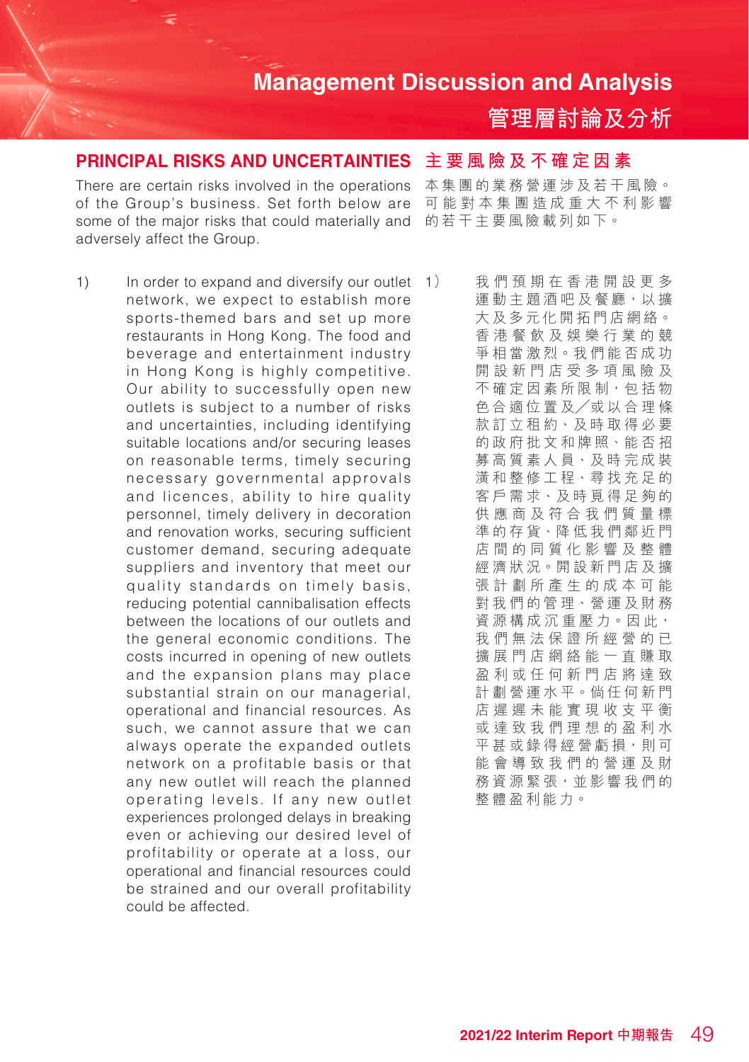## PRINCIPAL RISKS AND UNCERTAINTIES

There are certain risks involved in the operations of the Group's business. Set forth below are some of the major risks that could materially and adversely affect the Group.

1) In order to expand and diversify our outlet network, we expect to establish more sports-themed bars and set up more restaurants in Hong Kong. The food and beverage and entertainment industry in Hong Kong is highly competitive. Our ability to successfully open new outlets is subject to a number of risks and uncertainties, including identifying suitable locations and/or securing leases on reasonable terms, timely securing necessary governmental approvals and licences, ability to hire quality personnel, timely delivery in decoration and renovation works, securing sufficient customer demand, securing adequate suppliers and inventory that meet our quality standards on timely basis, reducing potential cannibalisation effects between the locations of our outlets and the general economic conditions. The costs incurred in opening of new outlets and the expansion plans may place substantial strain on our managerial, operational and financial resources. As such, we cannot assure that we can always operate the expanded outlets network on a profitable basis or that any new outlet will reach the planned operating levels. If any new outlet experiences prolonged delays in breaking even or achieving our desired level of profitability or operate at a loss, our operational and financial resources could be strained and our overall profitability could be affected.

## 主要風險及不確定因素

本集團的業務營運涉及若干風險。可能對本集團造成重大不利影響的若干主要風險載列如下。

1） 我們預期在香港開設更多運動主題酒吧及餐廳，以擴大及多元化開拓門店網絡。香港餐飲及娛樂行業的競爭相當激烈。我們能否成功開設新門店受多項風險及不確定因素所限制，包括物色合適位置及╱或以合理條款訂立租約、及時取得必要的政府批文和牌照、能否招募高質素人員、及時完成裝潢和整修工程、尋找充足的客戶需求、及時覓得足夠的供應商及符合我們質量標準的存貨、降低我們鄰近門店間的同質化影響及整體經濟狀況。開設新門店及擴張計劃所產生的成本可能對我們的管理、營運及財務資源構成沉重壓力。因此，我們無法保證所經營的已擴展門店網絡能一直賺取盈利或任何新門店將達致計劃營運水平。倘任何新門店遲遲未能實現收支平衡或達致我們理想的盈利水平甚或錄得經營虧損，則可能會導致我們的營運及財務資源緊張，並影響我們的整體盈利能力。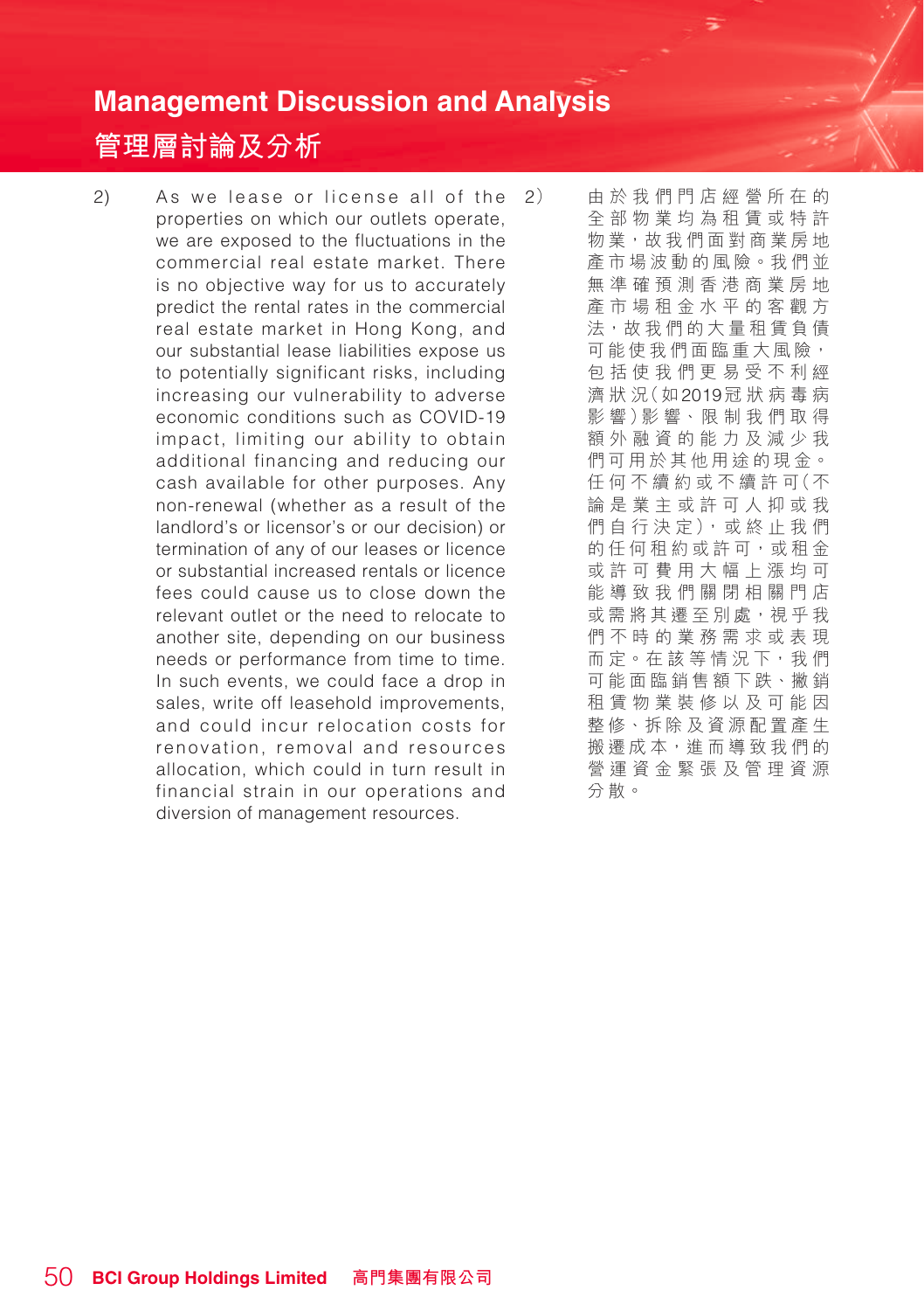2) As we lease or license all of the properties on which our outlets operate, we are exposed to the fluctuations in the commercial real estate market. There is no objective way for us to accurately predict the rental rates in the commercial real estate market in Hong Kong, and our substantial lease liabilities expose us to potentially significant risks, including increasing our vulnerability to adverse economic conditions such as COVID-19 impact, limiting our ability to obtain additional financing and reducing our cash available for other purposes. Any non-renewal (whether as a result of the landlord's or licensor's or our decision) or termination of any of our leases or licence or substantial increased rentals or licence fees could cause us to close down the relevant outlet or the need to relocate to another site, depending on our business needs or performance from time to time. In such events, we could face a drop in sales, write off leasehold improvements, and could incur relocation costs for renovation, removal and resources allocation, which could in turn result in financial strain in our operations and diversion of management resources.

2）由於我們門店經營所在的全部物業均為租賃或特許物業，故我們面對商業房地產市場波動的風險。我們並無準確預測香港商業房地產市場租金水平的客觀方法，故我們的大量租賃負債可能使我們面臨重大風險，包括使我們更易受不利經濟狀況（如2019冠狀病毒病影響）影響、限制我們取得額外融資的能力及減少我們可用於其他用途的現金。任何不續約或不續許可（不論是業主或許可人抑或我們自行決定），或終止我們的任何租約或許可，或租金或許可費用大幅上漲均可能導致我們關閉相關門店或需將其遷至別處，視乎我們不時的業務需求或表現而定。在該等情況下，我們可能面臨銷售額下跌、撇銷租賃物業裝修以及可能因整修、拆除及資源配置產生搬遷成本，進而導致我們的營運資金緊張及管理資源分散。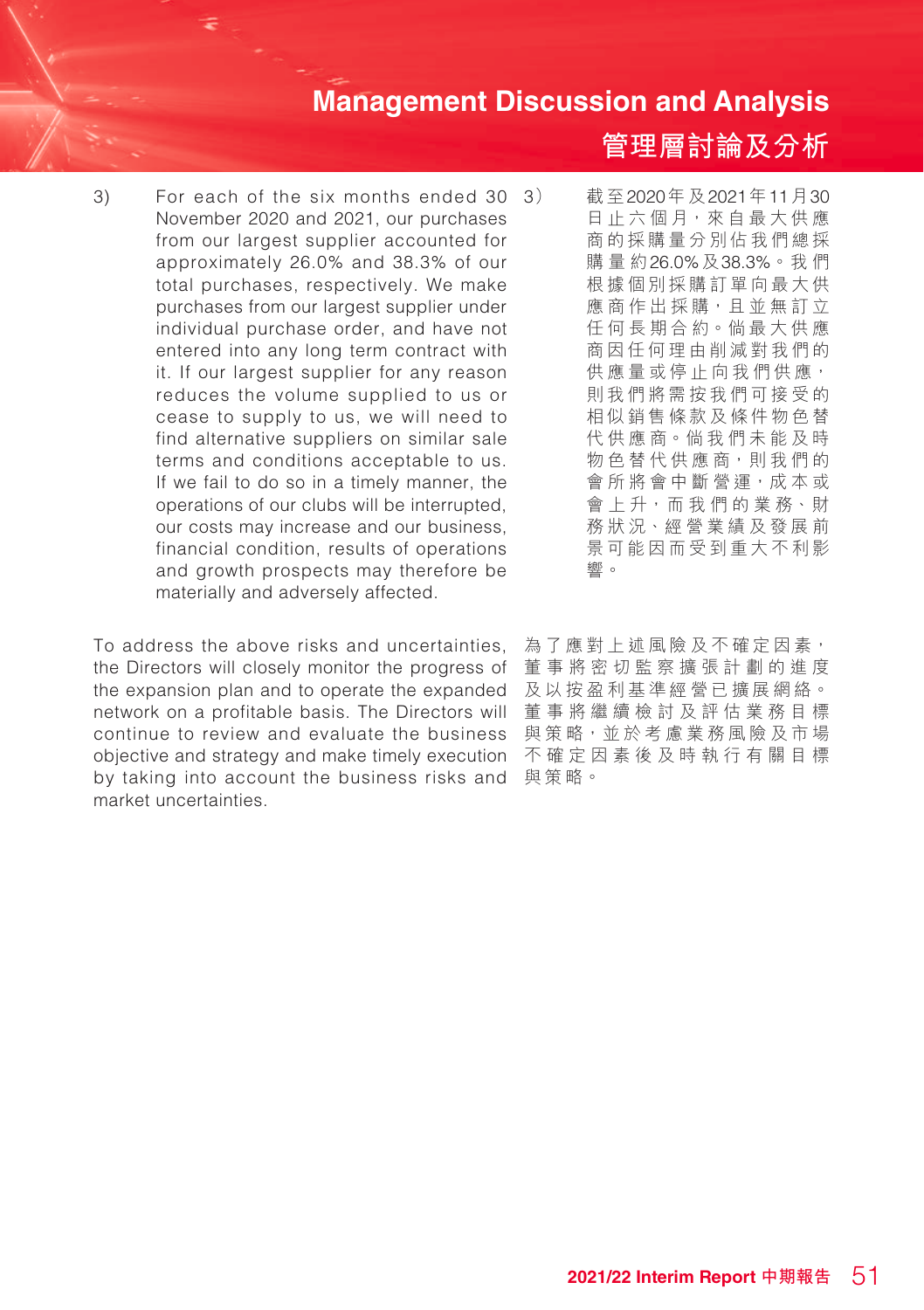3) For each of the six months ended 30 November 2020 and 2021, our purchases from our largest supplier accounted for approximately 26.0% and 38.3% of our total purchases, respectively. We make purchases from our largest supplier under individual purchase order, and have not entered into any long term contract with it. If our largest supplier for any reason reduces the volume supplied to us or cease to supply to us, we will need to find alternative suppliers on similar sale terms and conditions acceptable to us. If we fail to do so in a timely manner, the operations of our clubs will be interrupted, our costs may increase and our business, financial condition, results of operations and growth prospects may therefore be materially and adversely affected.

To address the above risks and uncertainties, the Directors will closely monitor the progress of the expansion plan and to operate the expanded network on a profitable basis. The Directors will continue to review and evaluate the business objective and strategy and make timely execution by taking into account the business risks and market uncertainties.

3） 截至2020年及2021年11月30日止六個月，來自最大供應商的採購量分別佔我們總採購量約26.0%及38.3%。我們根據個別採購訂單向最大供應商作出採購，且並無訂立任何長期合約。倘最大供應商因任何理由削減對我們的供應量或停止向我們供應，則我們將需按我們可接受的相似銷售條款及條件物色替代供應商。倘我們未能及時物色替代供應商，則我們的會所將會中斷營運，成本或會上升，而我們的業務、財務狀況、經營業績及發展前景可能因而受到重大不利影響。

為了應對上述風險及不確定因素，董事將密切監察擴張計劃的進度及以按盈利基準經營已擴展網絡。董事將繼續檢討及評估業務目標與策略，並於考慮業務風險及市場不確定因素後及時執行有關目標與策略。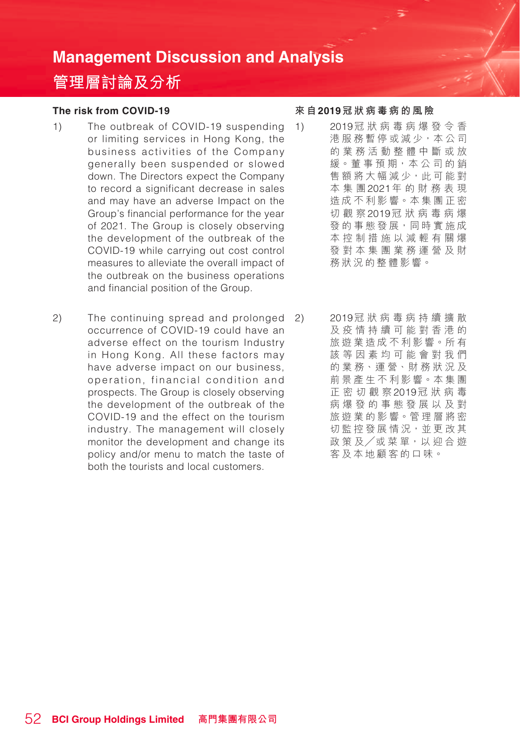### The risk from COVID-19

1) The outbreak of COVID-19 suspending or limiting services in Hong Kong, the business activities of the Company generally been suspended or slowed down. The Directors expect the Company to record a significant decrease in sales and may have an adverse Impact on the Group's financial performance for the year of 2021. The Group is closely observing the development of the outbreak of the COVID-19 while carrying out cost control measures to alleviate the overall impact of the outbreak on the business operations and financial position of the Group.

2) The continuing spread and prolonged occurrence of COVID-19 could have an adverse effect on the tourism Industry in Hong Kong. All these factors may have adverse impact on our business, operation, financial condition and prospects. The Group is closely observing the development of the outbreak of the COVID-19 and the effect on the tourism industry. The management will closely monitor the development and change its policy and/or menu to match the taste of both the tourists and local customers.

### 來自2019冠狀病毒病的風險

1) 2019冠狀病毒病爆發令香港服務暫停或減少，本公司的業務活動整體中斷或放緩。董事預期，本公司的銷售額將大幅減少，此可能對本集團2021年的財務表現造成不利影響。本集團正密切觀察2019冠狀病毒病爆發的事態發展，同時實施成本控制措施以減輕有關爆發對本集團業務運營及財務狀況的整體影響。

2) 2019冠狀病毒病持續擴散及疫情持續可能對香港的旅遊業造成不利影響。所有該等因素均可能會對我們的業務、運營、財務狀況及前景產生不利影響。本集團正密切觀察2019冠狀病毒病爆發的事態發展以及對旅遊業的影響。管理層將密切監控發展情況，並更改其政策及／或菜單，以迎合遊客及本地顧客的口味。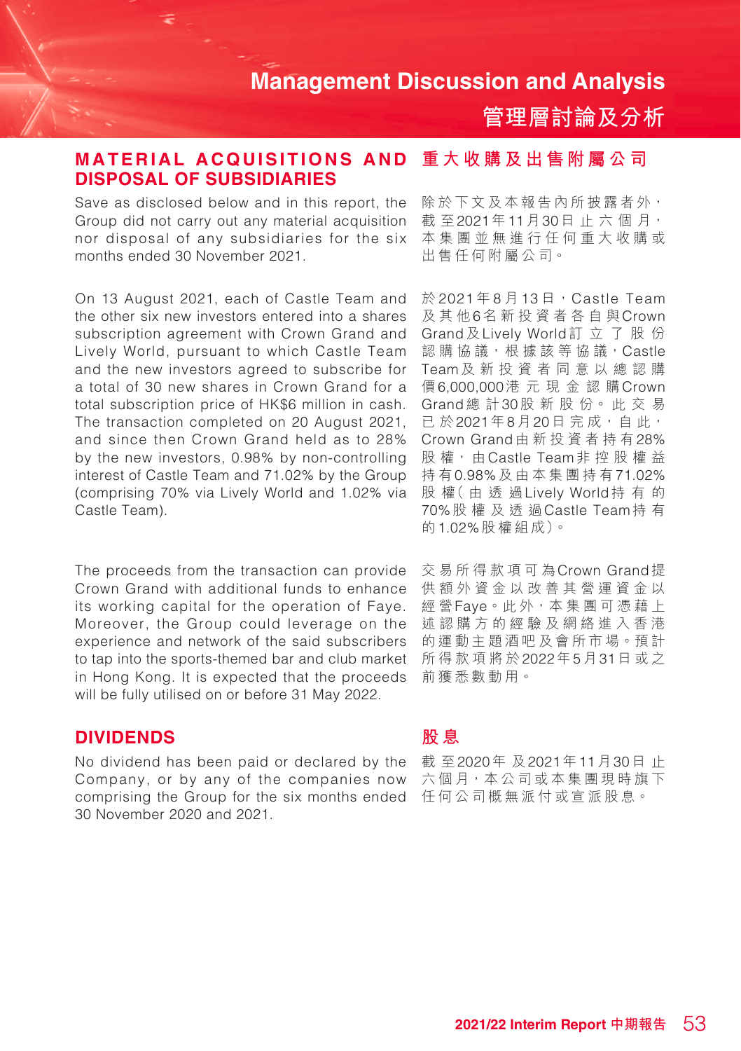# Management Discussion and Analysis
# 管理層討論及分析

## MATERIAL ACQUISITIONS AND DISPOSAL OF SUBSIDIARIES

Save as disclosed below and in this report, the Group did not carry out any material acquisition nor disposal of any subsidiaries for the six months ended 30 November 2021.

On 13 August 2021, each of Castle Team and the other six new investors entered into a shares subscription agreement with Crown Grand and Lively World, pursuant to which Castle Team and the new investors agreed to subscribe for a total of 30 new shares in Crown Grand for a total subscription price of HK$6 million in cash. The transaction completed on 20 August 2021, and since then Crown Grand held as to 28% by the new investors, 0.98% by non-controlling interest of Castle Team and 71.02% by the Group (comprising 70% via Lively World and 1.02% via Castle Team).

The proceeds from the transaction can provide Crown Grand with additional funds to enhance its working capital for the operation of Faye. Moreover, the Group could leverage on the experience and network of the said subscribers to tap into the sports-themed bar and club market in Hong Kong. It is expected that the proceeds will be fully utilised on or before 31 May 2022.

## 重大收購及出售附屬公司

除於下文及本報告內所披露者外，截至2021年11月30日止六個月，本集團並無進行任何重大收購或出售任何附屬公司。

於2021年8月13日，Castle Team及其他6名新投資者各自與Crown Grand及Lively World訂立了股份認購協議，根據該等協議，Castle Team及新投資者同意以總認購價6,000,000港元現金認購Crown Grand總計30股新股份。此交易已於2021年8月20日完成，自此，Crown Grand由新投資者持有28%股權，由Castle Team非控股權益持有0.98%及由本集團持有71.02%股權（由透過Lively World持有的70%股權及透過Castle Team持有的1.02%股權組成）。

交易所得款項可為Crown Grand提供額外資金以改善其營運資金以經營Faye。此外，本集團可憑藉上述認購方的經驗及網絡進入香港的運動主題酒吧及會所市場。預計所得款項將於2022年5月31日或之前獲悉數動用。

## DIVIDENDS

No dividend has been paid or declared by the Company, or by any of the companies now comprising the Group for the six months ended 30 November 2020 and 2021.

## 股息

截至2020年及2021年11月30日止六個月，本公司或本集團現時旗下任何公司概無派付或宣派股息。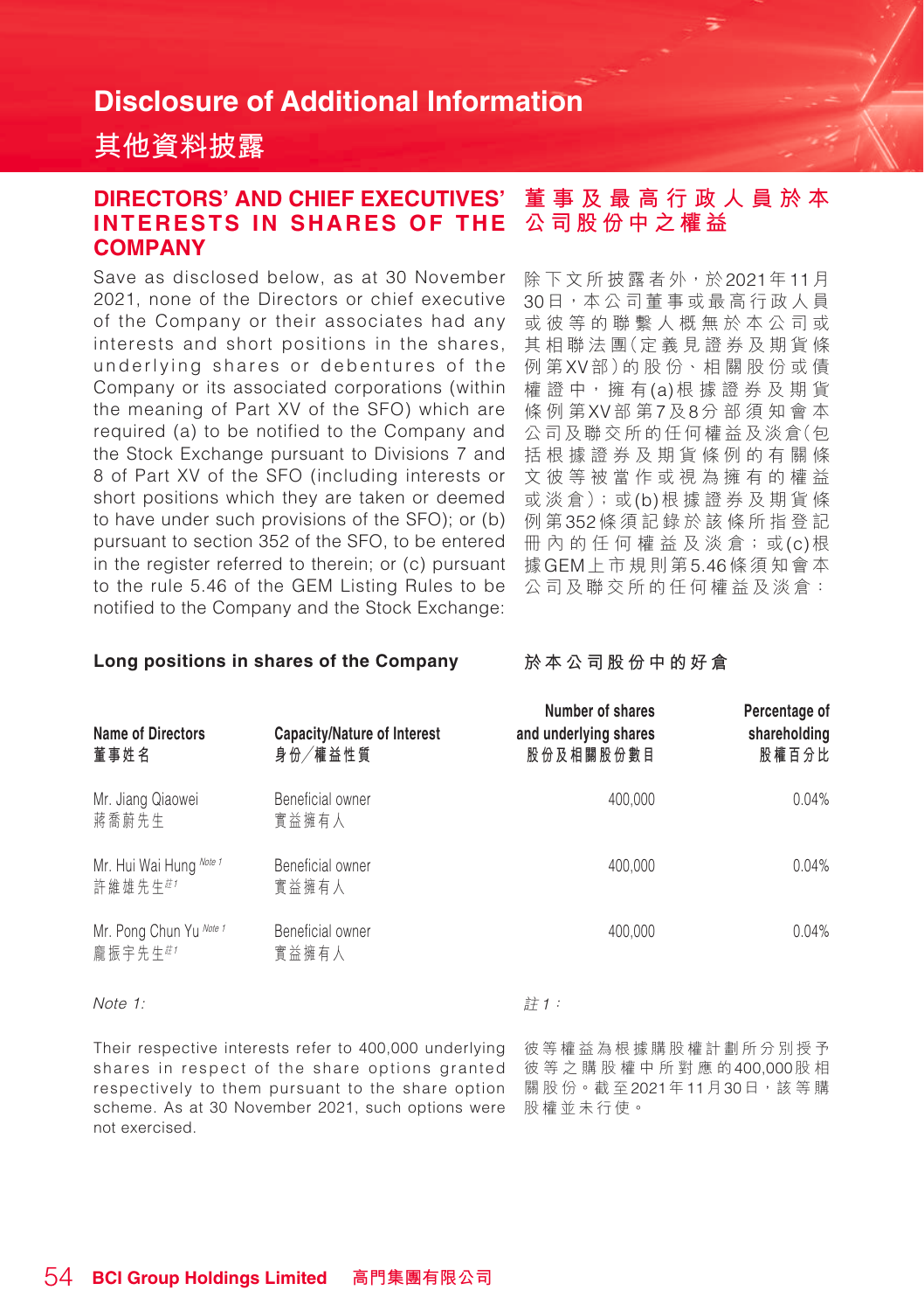# Disclosure of Additional Information

# 其他資料披露

## DIRECTORS' AND CHIEF EXECUTIVES' INTERESTS IN SHARES OF THE COMPANY

Save as disclosed below, as at 30 November 2021, none of the Directors or chief executive of the Company or their associates had any interests and short positions in the shares, underlying shares or debentures of the Company or its associated corporations (within the meaning of Part XV of the SFO) which are required (a) to be notified to the Company and the Stock Exchange pursuant to Divisions 7 and 8 of Part XV of the SFO (including interests or short positions which they are taken or deemed to have under such provisions of the SFO); or (b) pursuant to section 352 of the SFO, to be entered in the register referred to therein; or (c) pursuant to the rule 5.46 of the GEM Listing Rules to be notified to the Company and the Stock Exchange:

## 董事及最高行政人員於本公司股份中之權益

除下文所披露者外，於2021年11月30日，本公司董事或最高行政人員或彼等的聯繫人概無於本公司或其相聯法團（定義見證券及期貨條例第XV部）的股份、相關股份或債權證中，擁有(a)根據證券及期貨條例第XV部第7及8分部須知會本公司及聯交所的任何權益及淡倉（包括根據證券及期貨條例的有關條文彼等被當作或視為擁有的權益或淡倉）；或(b)根據證券及期貨條例第352條須記錄於該條所指登記冊內的任何權益及淡倉；或(c)根據GEM上市規則第5.46條須知會本公司及聯交所的任何權益及淡倉：

### Long positions in shares of the Company

### 於本公司股份中的好倉

| Name of Directors<br>董事姓名 | Capacity/Nature of Interest<br>身份／權益性質 | Number of shares and underlying shares<br>股份及相關股份數目 | Percentage of shareholding<br>股權百分比 |
|---|---|---|---|
| Mr. Jiang Qiaowei<br>蔣喬蔚先生 | Beneficial owner<br>實益擁有人 | 400,000 | 0.04% |
| Mr. Hui Wai Hung *Note 1*<br>許維雄先生*註1* | Beneficial owner<br>實益擁有人 | 400,000 | 0.04% |
| Mr. Pong Chun Yu *Note 1*<br>龐振宇先生*註1* | Beneficial owner<br>實益擁有人 | 400,000 | 0.04% |

*Note 1:*

Their respective interests refer to 400,000 underlying shares in respect of the share options granted respectively to them pursuant to the share option scheme. As at 30 November 2021, such options were not exercised.

*註1：*

彼等權益為根據購股權計劃所分別授予彼等之購股權中所對應的400,000股相關股份。截至2021年11月30日，該等購股權並未行使。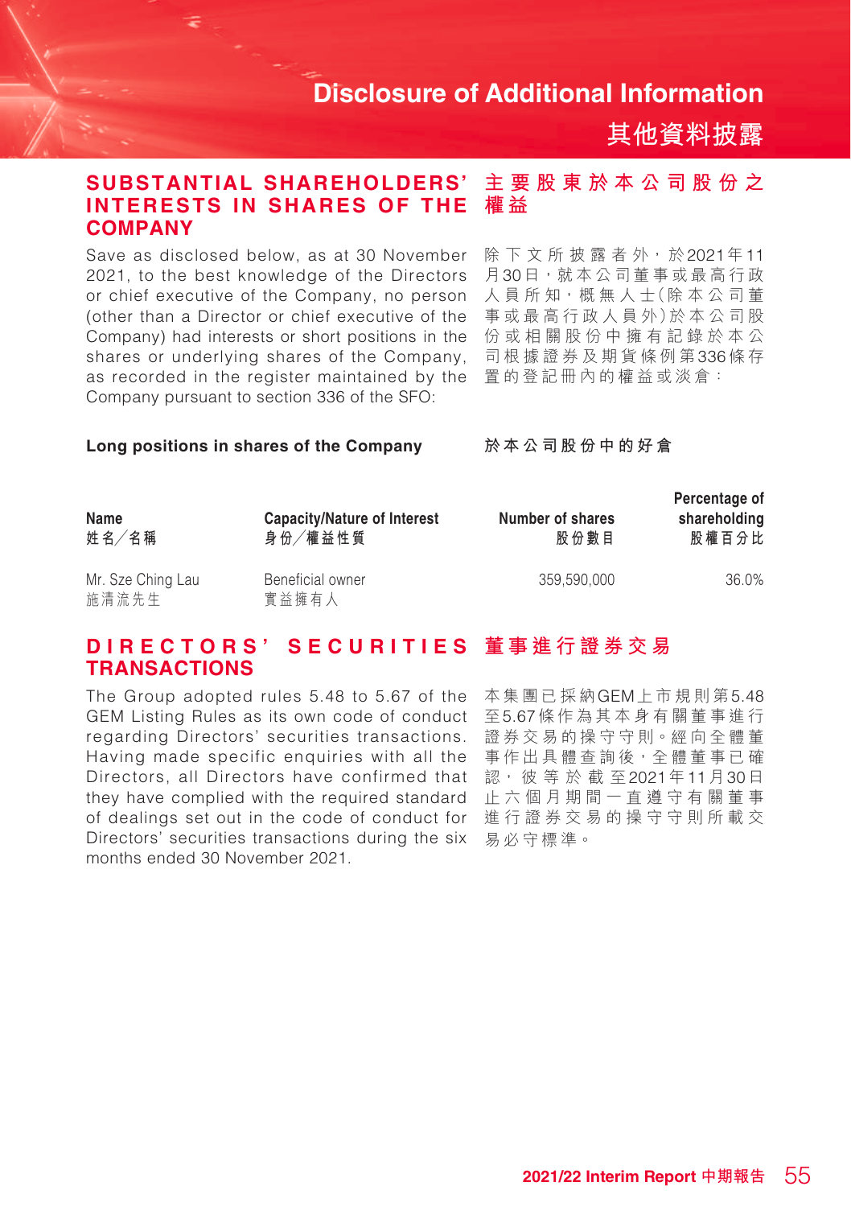# Disclosure of Additional Information

# 其他資料披露

## SUBSTANTIAL SHAREHOLDERS' INTERESTS IN SHARES OF THE COMPANY

Save as disclosed below, as at 30 November 2021, to the best knowledge of the Directors or chief executive of the Company, no person (other than a Director or chief executive of the Company) had interests or short positions in the shares or underlying shares of the Company, as recorded in the register maintained by the Company pursuant to section 336 of the SFO:

## 主要股東於本公司股份之權益

除下文所披露者外，於2021年11月30日，就本公司董事或最高行政人員所知，概無人士（除本公司董事或最高行政人員外）於本公司股份或相關股份中擁有記錄於本公司根據證券及期貨條例第336條存置的登記冊內的權益或淡倉：

**Long positions in shares of the Company**

**於本公司股份中的好倉**

| Name<br>姓名／名稱 | Capacity/Nature of Interest<br>身份／權益性質 | Number of shares<br>股份數目 | Percentage of shareholding<br>股權百分比 |
|---|---|---|---|
| Mr. Sze Ching Lau<br>施清流先生 | Beneficial owner<br>實益擁有人 | 359,590,000 | 36.0% |

## DIRECTORS' SECURITIES TRANSACTIONS

The Group adopted rules 5.48 to 5.67 of the GEM Listing Rules as its own code of conduct regarding Directors' securities transactions. Having made specific enquiries with all the Directors, all Directors have confirmed that they have complied with the required standard of dealings set out in the code of conduct for Directors' securities transactions during the six months ended 30 November 2021.

## 董事進行證券交易

本集團已採納GEM上市規則第5.48至5.67條作為其本身有關董事進行證券交易的操守守則。經向全體董事作出具體查詢後，全體董事已確認，彼等於截至2021年11月30日止六個月期間一直遵守有關董事進行證券交易的操守守則所載交易必守標準。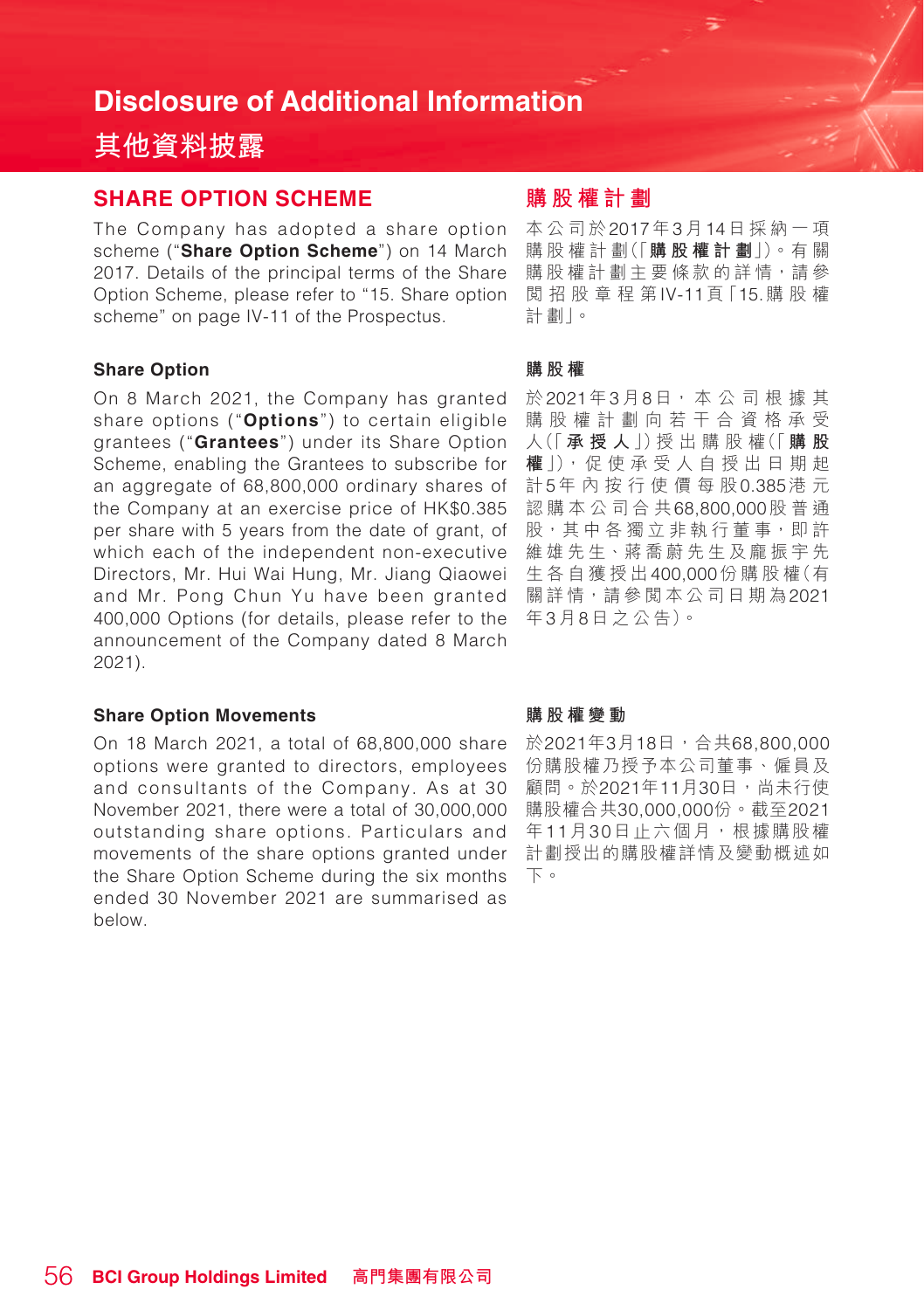# Disclosure of Additional Information

# 其他資料披露

## SHARE OPTION SCHEME

The Company has adopted a share option scheme ("**Share Option Scheme**") on 14 March 2017. Details of the principal terms of the Share Option Scheme, please refer to "15. Share option scheme" on page IV-11 of the Prospectus.

### Share Option

On 8 March 2021, the Company has granted share options ("**Options**") to certain eligible grantees ("**Grantees**") under its Share Option Scheme, enabling the Grantees to subscribe for an aggregate of 68,800,000 ordinary shares of the Company at an exercise price of HK$0.385 per share with 5 years from the date of grant, of which each of the independent non-executive Directors, Mr. Hui Wai Hung, Mr. Jiang Qiaowei and Mr. Pong Chun Yu have been granted 400,000 Options (for details, please refer to the announcement of the Company dated 8 March 2021).

### Share Option Movements

On 18 March 2021, a total of 68,800,000 share options were granted to directors, employees and consultants of the Company. As at 30 November 2021, there were a total of 30,000,000 outstanding share options. Particulars and movements of the share options granted under the Share Option Scheme during the six months ended 30 November 2021 are summarised as below.

## 購股權計劃

本公司於2017年3月14日採納一項購股權計劃(「**購股權計劃**」)。有關購股權計劃主要條款的詳情，請參閱招股章程第IV-11頁「15.購股權計劃」。

### 購股權

於2021年3月8日，本公司根據其購股權計劃向若干合資格承受人(「**承授人**」)授出購股權(「**購股權**」)，促使承受人自授出日期起計5年內按行使價每股0.385港元認購本公司合共68,800,000股普通股，其中各獨立非執行董事，即許維雄先生、蔣喬蔚先生及龐振宇先生各自獲授出400,000份購股權(有關詳情，請參閱本公司日期為2021年3月8日之公告)。

### 購股權變動

於2021年3月18日，合共68,800,000份購股權乃授予本公司董事、僱員及顧問。於2021年11月30日，尚未行使購股權合共30,000,000份。截至2021年11月30日止六個月，根據購股權計劃授出的購股權詳情及變動概述如下。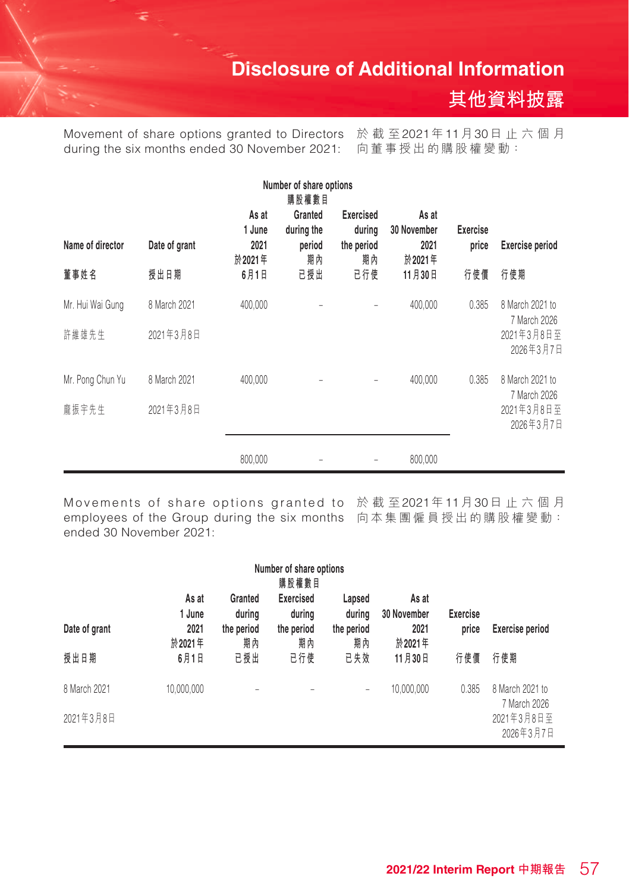# Disclosure of Additional Information
# 其他資料披露

Movement of share options granted to Directors during the six months ended 30 November 2021:

於截至2021年11月30日止六個月向董事授出的購股權變動：

| Name of director 董事姓名 | Date of grant 授出日期 | Number of share options 購股權數目 As at 1 June 2021 於2021年6月1日 | Granted during the period 期內已授出 | Exercised during the period 期內已行使 | As at 30 November 2021 於2021年11月30日 | Exercise price 行使價 | Exercise period 行使期 |
|---|---|---|---|---|---|---|---|
| Mr. Hui Wai Gung 許維雄先生 | 8 March 2021 2021年3月8日 | 400,000 | – | – | 400,000 | 0.385 | 8 March 2021 to 7 March 2026 2021年3月8日至2026年3月7日 |
| Mr. Pong Chun Yu 龐振宇先生 | 8 March 2021 2021年3月8日 | 400,000 | – | – | 400,000 | 0.385 | 8 March 2021 to 7 March 2026 2021年3月8日至2026年3月7日 |
| | | 800,000 | – | – | 800,000 | | |

Movements of share options granted to employees of the Group during the six months ended 30 November 2021:

於截至2021年11月30日止六個月向本集團僱員授出的購股權變動：

| Date of grant 授出日期 | Number of share options 購股權數目 As at 1 June 2021 於2021年6月1日 | Granted during the period 期內已授出 | Exercised during the period 期內已行使 | Lapsed during the period 期內已失效 | As at 30 November 2021 於2021年11月30日 | Exercise price 行使價 | Exercise period 行使期 |
|---|---|---|---|---|---|---|---|
| 8 March 2021 2021年3月8日 | 10,000,000 | – | – | – | 10,000,000 | 0.385 | 8 March 2021 to 7 March 2026 2021年3月8日至2026年3月7日 |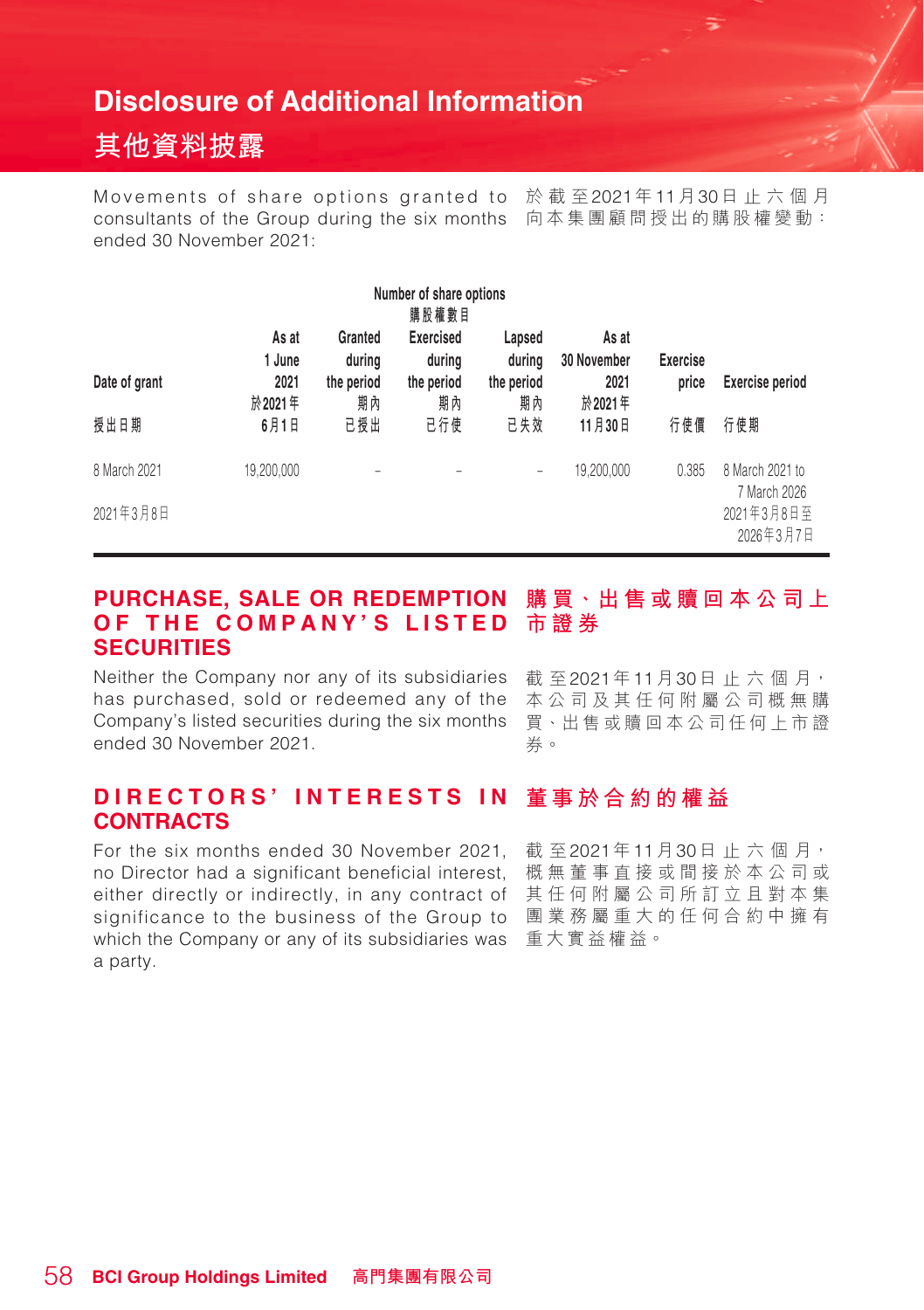# Disclosure of Additional Information
# 其他資料披露

Movements of share options granted to consultants of the Group during the six months ended 30 November 2021:

於截至2021年11月30日止六個月向本集團顧問授出的購股權變動：

| Date of grant<br>授出日期 | Number of share options<br>購股權數目<br>As at 1 June 2021<br>於2021年6月1日 | Granted during the period<br>期內已授出 | Exercised during the period<br>期內已行使 | Lapsed during the period<br>期內已失效 | As at 30 November 2021<br>於2021年11月30日 | Exercise price<br>行使價 | Exercise period<br>行使期 |
|---|---|---|---|---|---|---|---|
| 8 March 2021<br>2021年3月8日 | 19,200,000 | – | – | – | 19,200,000 | 0.385 | 8 March 2021 to 7 March 2026<br>2021年3月8日至2026年3月7日 |

## PURCHASE, SALE OR REDEMPTION OF THE COMPANY'S LISTED SECURITIES

Neither the Company nor any of its subsidiaries has purchased, sold or redeemed any of the Company's listed securities during the six months ended 30 November 2021.

## 購買、出售或贖回本公司上市證券

截至2021年11月30日止六個月，本公司及其任何附屬公司概無購買、出售或贖回本公司任何上市證券。

## DIRECTORS' INTERESTS IN CONTRACTS

For the six months ended 30 November 2021, no Director had a significant beneficial interest, either directly or indirectly, in any contract of significance to the business of the Group to which the Company or any of its subsidiaries was a party.

## 董事於合約的權益

截至2021年11月30日止六個月，概無董事直接或間接於本公司或其任何附屬公司所訂立且對本集團業務屬重大的任何合約中擁有重大實益權益。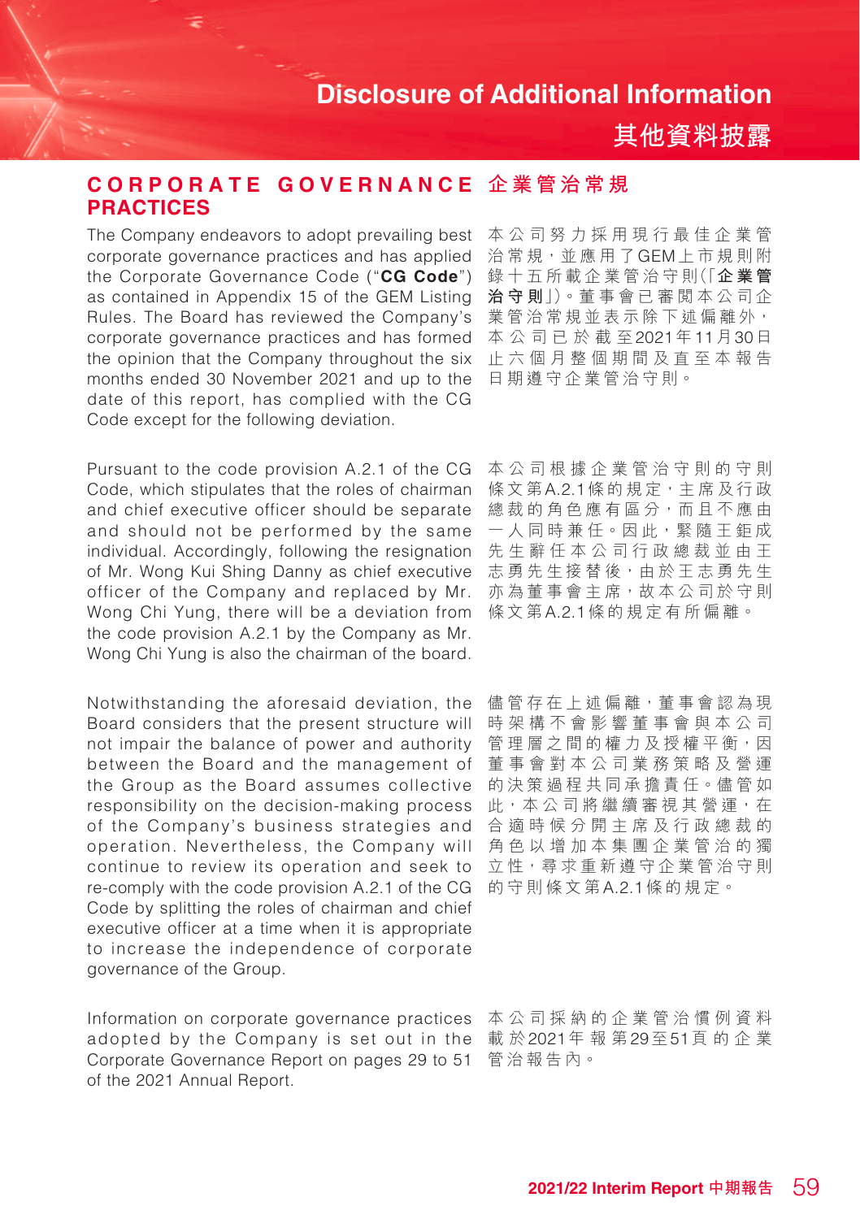# Disclosure of Additional Information

# 其他資料披露

## CORPORATE GOVERNANCE PRACTICES

The Company endeavors to adopt prevailing best corporate governance practices and has applied the Corporate Governance Code ("**CG Code**") as contained in Appendix 15 of the GEM Listing Rules. The Board has reviewed the Company's corporate governance practices and has formed the opinion that the Company throughout the six months ended 30 November 2021 and up to the date of this report, has complied with the CG Code except for the following deviation.

Pursuant to the code provision A.2.1 of the CG Code, which stipulates that the roles of chairman and chief executive officer should be separate and should not be performed by the same individual. Accordingly, following the resignation of Mr. Wong Kui Shing Danny as chief executive officer of the Company and replaced by Mr. Wong Chi Yung, there will be a deviation from the code provision A.2.1 by the Company as Mr. Wong Chi Yung is also the chairman of the board.

Notwithstanding the aforesaid deviation, the Board considers that the present structure will not impair the balance of power and authority between the Board and the management of the Group as the Board assumes collective responsibility on the decision-making process of the Company's business strategies and operation. Nevertheless, the Company will continue to review its operation and seek to re-comply with the code provision A.2.1 of the CG Code by splitting the roles of chairman and chief executive officer at a time when it is appropriate to increase the independence of corporate governance of the Group.

Information on corporate governance practices adopted by the Company is set out in the Corporate Governance Report on pages 29 to 51 of the 2021 Annual Report.

## 企業管治常規

本公司努力採用現行最佳企業管治常規，並應用了GEM上市規則附錄十五所載企業管治守則（「**企業管治守則**」）。董事會已審閱本公司企業管治常規並表示除下述偏離外，本公司已於截至2021年11月30日止六個月整個期間及直至本報告日期遵守企業管治守則。

本公司根據企業管治守則的守則條文第A.2.1條的規定，主席及行政總裁的角色應有區分，而且不應由一人同時兼任。因此，緊隨王鉅成先生辭任本公司行政總裁並由王志勇先生接替後，由於王志勇先生亦為董事會主席，故本公司於守則條文第A.2.1條的規定有所偏離。

儘管存在上述偏離，董事會認為現時架構不會影響董事會與本公司管理層之間的權力及授權平衡，因董事會對本公司業務策略及營運的決策過程共同承擔責任。儘管如此，本公司將繼續審視其營運，在合適時候分開主席及行政總裁的角色以增加本集團企業管治的獨立性，尋求重新遵守企業管治守則的守則條文第A.2.1條的規定。

本公司採納的企業管治慣例資料載於2021年報第29至51頁的企業管治報告內。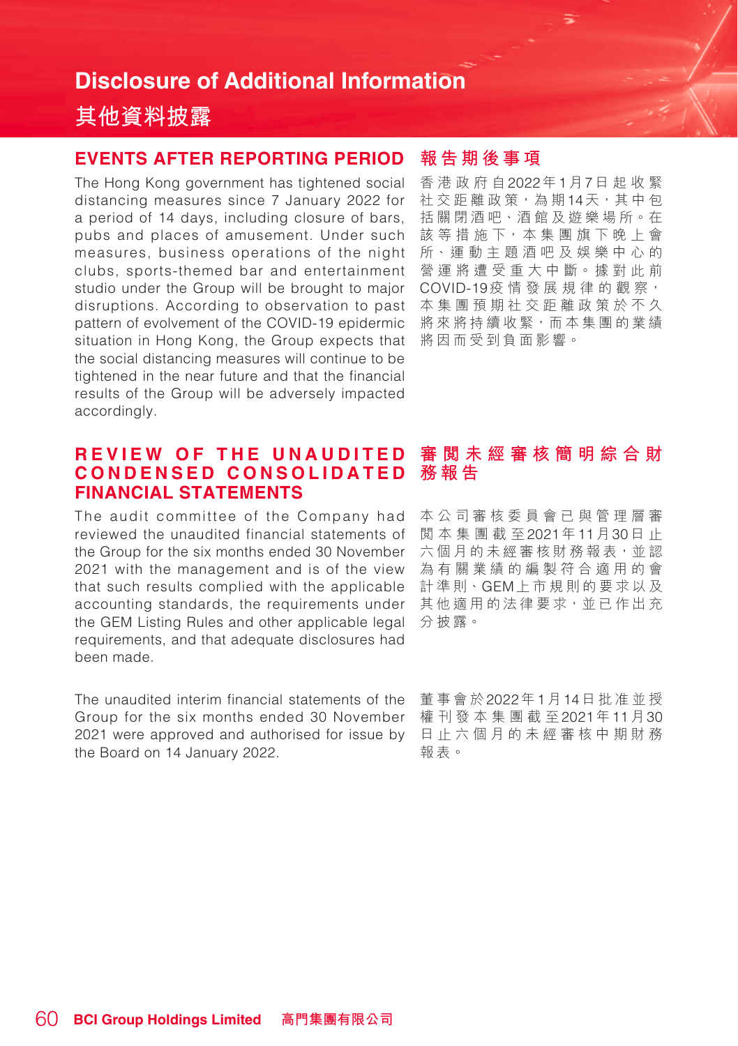# Disclosure of Additional Information

# 其他資料披露

## EVENTS AFTER REPORTING PERIOD

The Hong Kong government has tightened social distancing measures since 7 January 2022 for a period of 14 days, including closure of bars, pubs and places of amusement. Under such measures, business operations of the night clubs, sports-themed bar and entertainment studio under the Group will be brought to major disruptions. According to observation to past pattern of evolvement of the COVID-19 epidermic situation in Hong Kong, the Group expects that the social distancing measures will continue to be tightened in the near future and that the financial results of the Group will be adversely impacted accordingly.

## 報告期後事項

香港政府自2022年1月7日起收緊社交距離政策，為期14天，其中包括關閉酒吧、酒館及遊樂場所。在該等措施下，本集團旗下晚上會所、運動主題酒吧及娛樂中心的營運將遭受重大中斷。據對此前COVID-19疫情發展規律的觀察，本集團預期社交距離政策於不久將來將持續收緊，而本集團的業績將因而受到負面影響。

## REVIEW OF THE UNAUDITED CONDENSED CONSOLIDATED FINANCIAL STATEMENTS

The audit committee of the Company had reviewed the unaudited financial statements of the Group for the six months ended 30 November 2021 with the management and is of the view that such results complied with the applicable accounting standards, the requirements under the GEM Listing Rules and other applicable legal requirements, and that adequate disclosures had been made.

The unaudited interim financial statements of the Group for the six months ended 30 November 2021 were approved and authorised for issue by the Board on 14 January 2022.

## 審閱未經審核簡明綜合財務報告

本公司審核委員會已與管理層審閱本集團截至2021年11月30日止六個月的未經審核財務報表，並認為有關業績的編製符合適用的會計準則、GEM上市規則的要求以及其他適用的法律要求，並已作出充分披露。

董事會於2022年1月14日批准並授權刊發本集團截至2021年11月30日止六個月的未經審核中期財務報表。